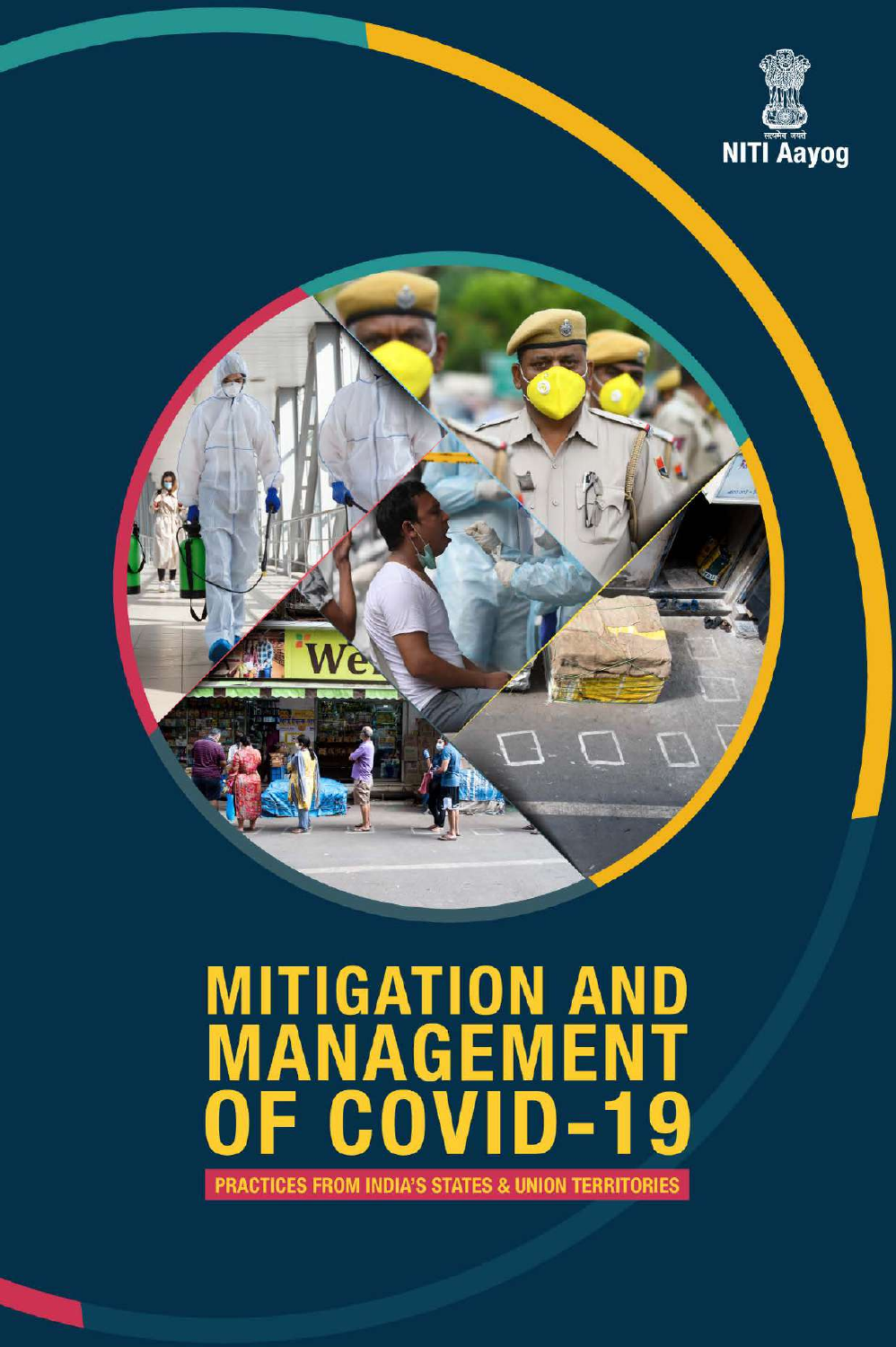सत्यमेव जयते

NITI Aayog

# MITIGATION AND MANAGEMENT OF COVID-19

PRACTICES FROM INDIA'S STATES & UNION TERRITORIES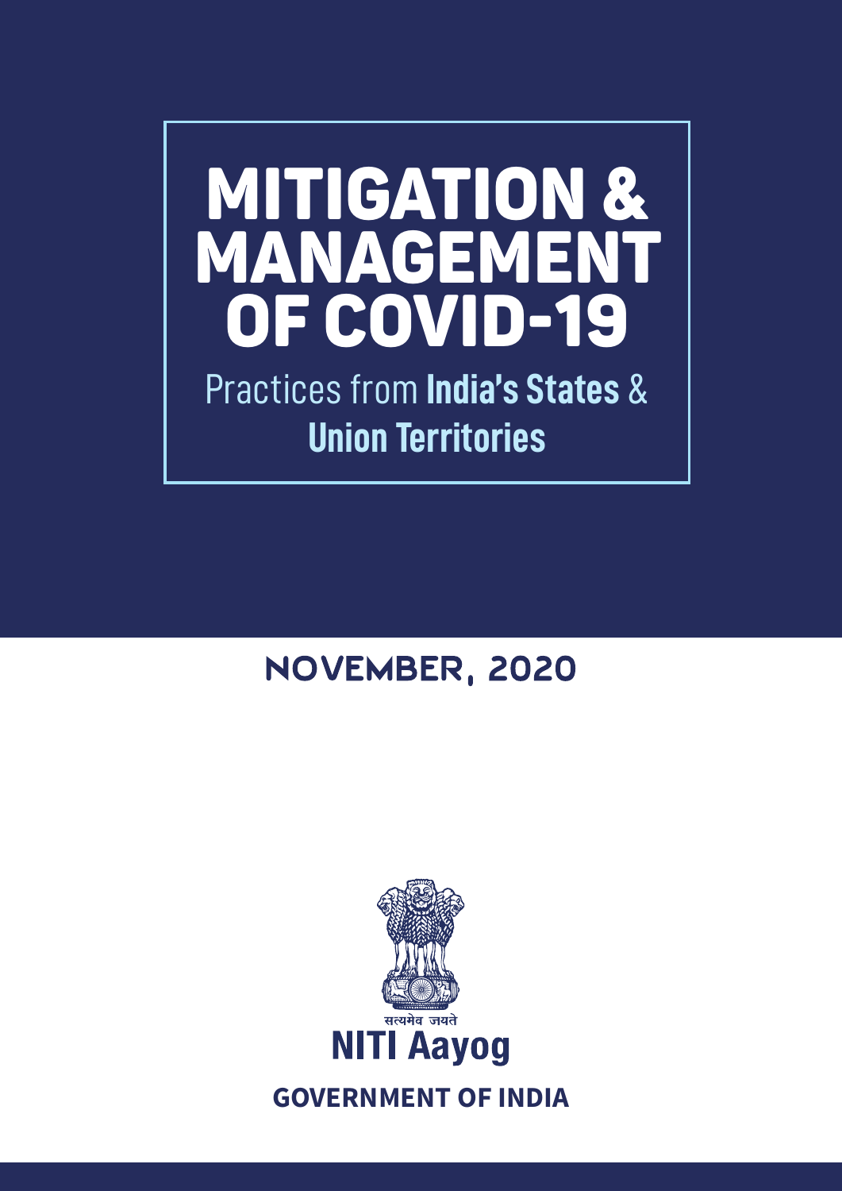# MITIGATION & MANAGEMENT OF COVID-19

## Practices from **India's States** & **Union Territories**

NOVEMBER, 2020

सत्यमेव जयते

**NITI Aayog**

**GOVERNMENT OF INDIA**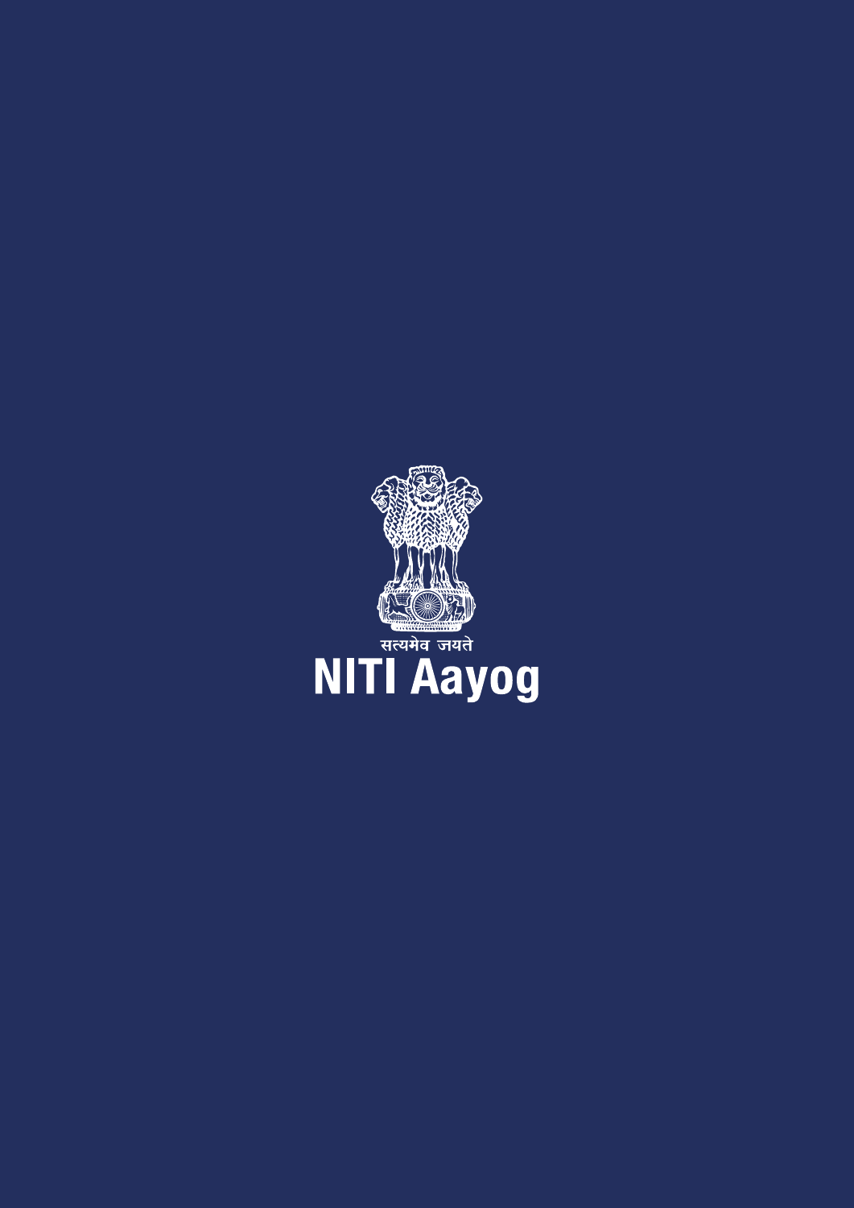सत्यमेव जयते

NITI Aayog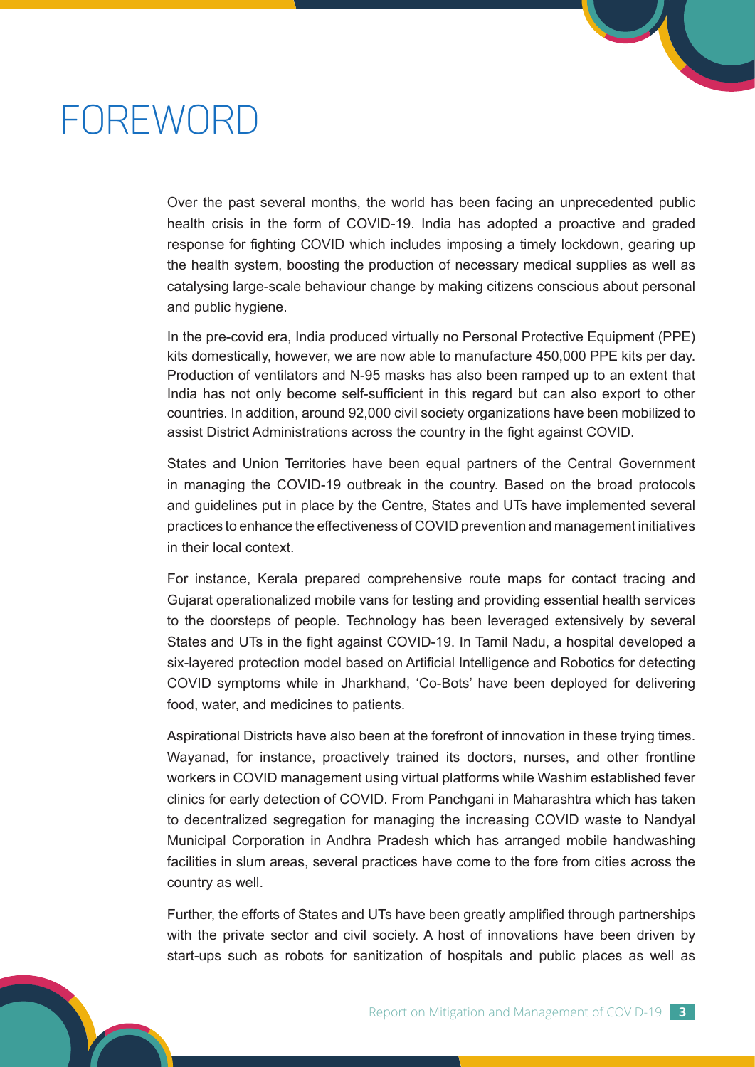# FOREWORD

Over the past several months, the world has been facing an unprecedented public health crisis in the form of COVID-19. India has adopted a proactive and graded response for fighting COVID which includes imposing a timely lockdown, gearing up the health system, boosting the production of necessary medical supplies as well as catalysing large-scale behaviour change by making citizens conscious about personal and public hygiene.

In the pre-covid era, India produced virtually no Personal Protective Equipment (PPE) kits domestically, however, we are now able to manufacture 450,000 PPE kits per day. Production of ventilators and N-95 masks has also been ramped up to an extent that India has not only become self-sufficient in this regard but can also export to other countries. In addition, around 92,000 civil society organizations have been mobilized to assist District Administrations across the country in the fight against COVID.

States and Union Territories have been equal partners of the Central Government in managing the COVID-19 outbreak in the country. Based on the broad protocols and guidelines put in place by the Centre, States and UTs have implemented several practices to enhance the effectiveness of COVID prevention and management initiatives in their local context.

For instance, Kerala prepared comprehensive route maps for contact tracing and Gujarat operationalized mobile vans for testing and providing essential health services to the doorsteps of people. Technology has been leveraged extensively by several States and UTs in the fight against COVID-19. In Tamil Nadu, a hospital developed a six-layered protection model based on Artificial Intelligence and Robotics for detecting COVID symptoms while in Jharkhand, 'Co-Bots' have been deployed for delivering food, water, and medicines to patients.

Aspirational Districts have also been at the forefront of innovation in these trying times. Wayanad, for instance, proactively trained its doctors, nurses, and other frontline workers in COVID management using virtual platforms while Washim established fever clinics for early detection of COVID. From Panchgani in Maharashtra which has taken to decentralized segregation for managing the increasing COVID waste to Nandyal Municipal Corporation in Andhra Pradesh which has arranged mobile handwashing facilities in slum areas, several practices have come to the fore from cities across the country as well.

Further, the efforts of States and UTs have been greatly amplified through partnerships with the private sector and civil society. A host of innovations have been driven by start-ups such as robots for sanitization of hospitals and public places as well as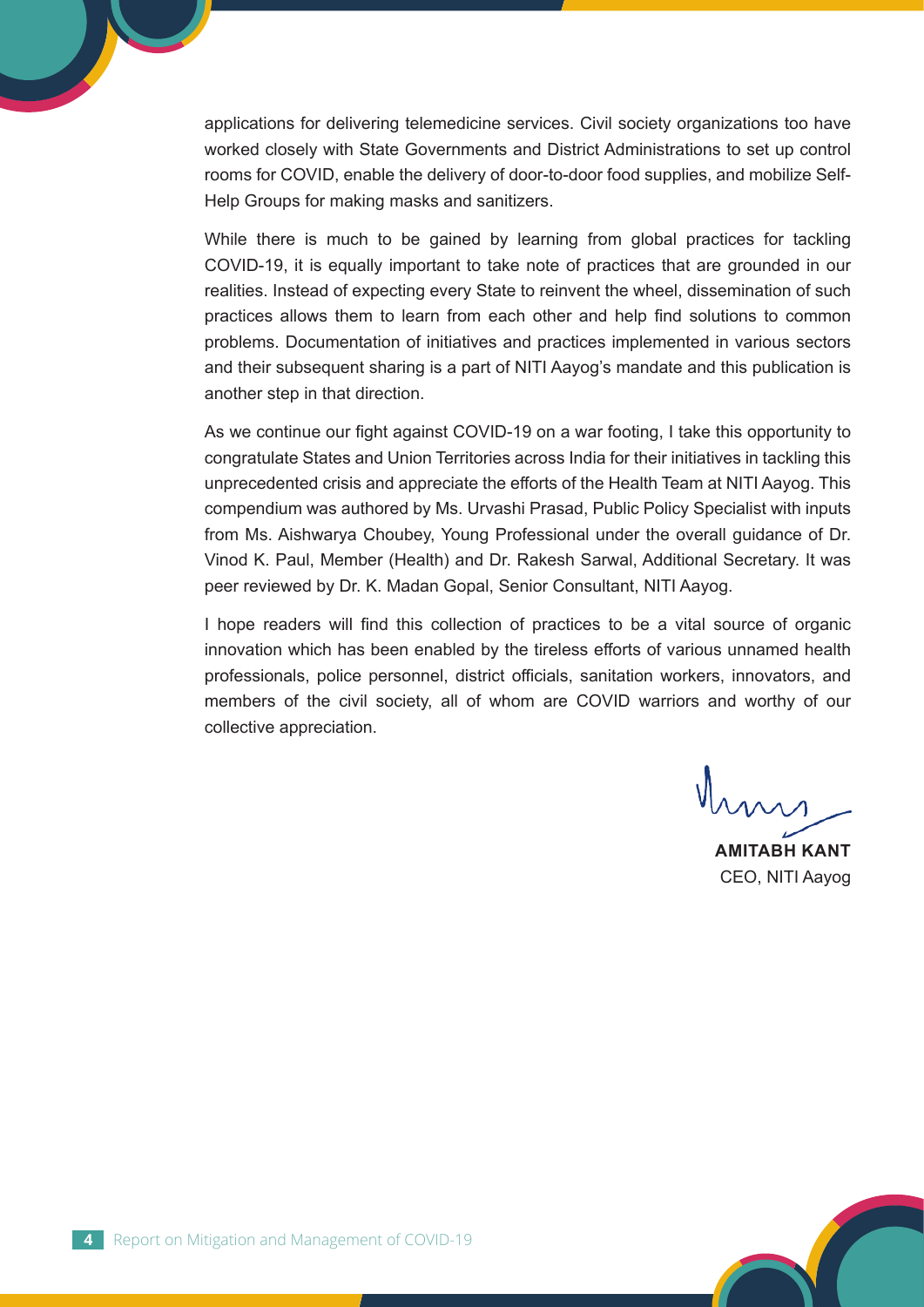applications for delivering telemedicine services. Civil society organizations too have worked closely with State Governments and District Administrations to set up control rooms for COVID, enable the delivery of door-to-door food supplies, and mobilize Self-Help Groups for making masks and sanitizers.

While there is much to be gained by learning from global practices for tackling COVID-19, it is equally important to take note of practices that are grounded in our realities. Instead of expecting every State to reinvent the wheel, dissemination of such practices allows them to learn from each other and help find solutions to common problems. Documentation of initiatives and practices implemented in various sectors and their subsequent sharing is a part of NITI Aayog's mandate and this publication is another step in that direction.

As we continue our fight against COVID-19 on a war footing, I take this opportunity to congratulate States and Union Territories across India for their initiatives in tackling this unprecedented crisis and appreciate the efforts of the Health Team at NITI Aayog. This compendium was authored by Ms. Urvashi Prasad, Public Policy Specialist with inputs from Ms. Aishwarya Choubey, Young Professional under the overall guidance of Dr. Vinod K. Paul, Member (Health) and Dr. Rakesh Sarwal, Additional Secretary. It was peer reviewed by Dr. K. Madan Gopal, Senior Consultant, NITI Aayog.

I hope readers will find this collection of practices to be a vital source of organic innovation which has been enabled by the tireless efforts of various unnamed health professionals, police personnel, district officials, sanitation workers, innovators, and members of the civil society, all of whom are COVID warriors and worthy of our collective appreciation.

**AMITABH KANT**
CEO, NITI Aayog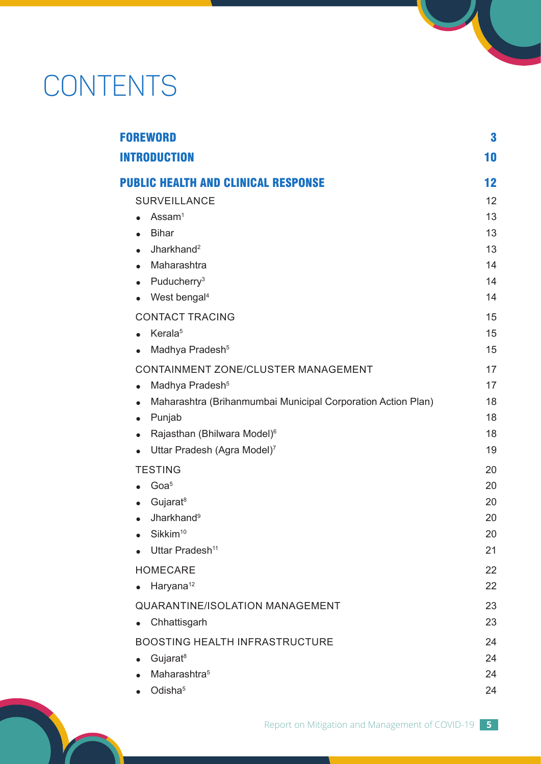# CONTENTS

| | |
|---|---|
| **FOREWORD** | **3** |
| **INTRODUCTION** | **10** |
| **PUBLIC HEALTH AND CLINICAL RESPONSE** | **12** |
| SURVEILLANCE | 12 |
| • Assam[1] | 13 |
| • Bihar | 13 |
| • Jharkhand[2] | 13 |
| • Maharashtra | 14 |
| • Puducherry[3] | 14 |
| • West bengal[4] | 14 |
| CONTACT TRACING | 15 |
| • Kerala[5] | 15 |
| • Madhya Pradesh[5] | 15 |
| CONTAINMENT ZONE/CLUSTER MANAGEMENT | 17 |
| • Madhya Pradesh[5] | 17 |
| • Maharashtra (Brihanmumbai Municipal Corporation Action Plan) | 18 |
| • Punjab | 18 |
| • Rajasthan (Bhilwara Model)[6] | 18 |
| • Uttar Pradesh (Agra Model)[7] | 19 |
| TESTING | 20 |
| • Goa[5] | 20 |
| • Gujarat[8] | 20 |
| • Jharkhand[9] | 20 |
| • Sikkim[10] | 20 |
| • Uttar Pradesh[11] | 21 |
| HOMECARE | 22 |
| • Haryana[12] | 22 |
| QUARANTINE/ISOLATION MANAGEMENT | 23 |
| • Chhattisgarh | 23 |
| BOOSTING HEALTH INFRASTRUCTURE | 24 |
| • Gujarat[8] | 24 |
| • Maharashtra[5] | 24 |
| • Odisha[5] | 24 |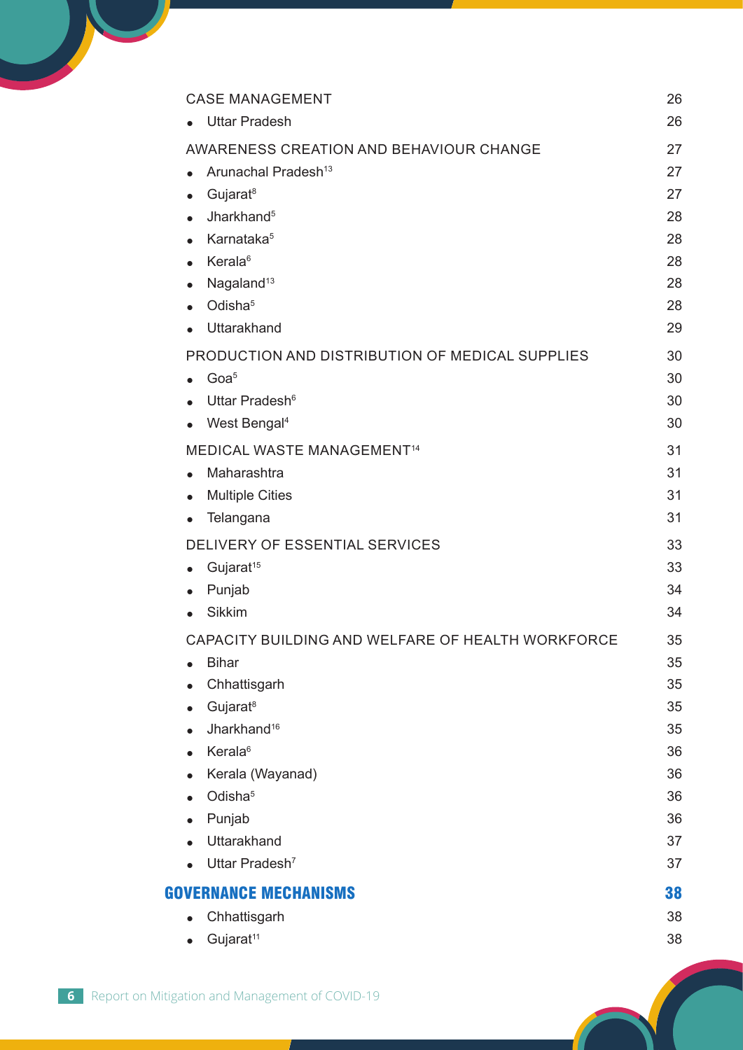| | |
|---|---|
| CASE MANAGEMENT | 26 |
| • Uttar Pradesh | 26 |
| AWARENESS CREATION AND BEHAVIOUR CHANGE | 27 |
| • Arunachal Pradesh[13] | 27 |
| • Gujarat[8] | 27 |
| • Jharkhand[5] | 28 |
| • Karnataka[5] | 28 |
| • Kerala[6] | 28 |
| • Nagaland[13] | 28 |
| • Odisha[5] | 28 |
| • Uttarakhand | 29 |
| PRODUCTION AND DISTRIBUTION OF MEDICAL SUPPLIES | 30 |
| • Goa[5] | 30 |
| • Uttar Pradesh[6] | 30 |
| • West Bengal[4] | 30 |
| MEDICAL WASTE MANAGEMENT[14] | 31 |
| • Maharashtra | 31 |
| • Multiple Cities | 31 |
| • Telangana | 31 |
| DELIVERY OF ESSENTIAL SERVICES | 33 |
| • Gujarat[15] | 33 |
| • Punjab | 34 |
| • Sikkim | 34 |
| CAPACITY BUILDING AND WELFARE OF HEALTH WORKFORCE | 35 |
| • Bihar | 35 |
| • Chhattisgarh | 35 |
| • Gujarat[8] | 35 |
| • Jharkhand[16] | 35 |
| • Kerala[6] | 36 |
| • Kerala (Wayanad) | 36 |
| • Odisha[5] | 36 |
| • Punjab | 36 |
| • Uttarakhand | 37 |
| • Uttar Pradesh[7] | 37 |
| **GOVERNANCE MECHANISMS** | **38** |
| • Chhattisgarh | 38 |
| • Gujarat[11] | 38 |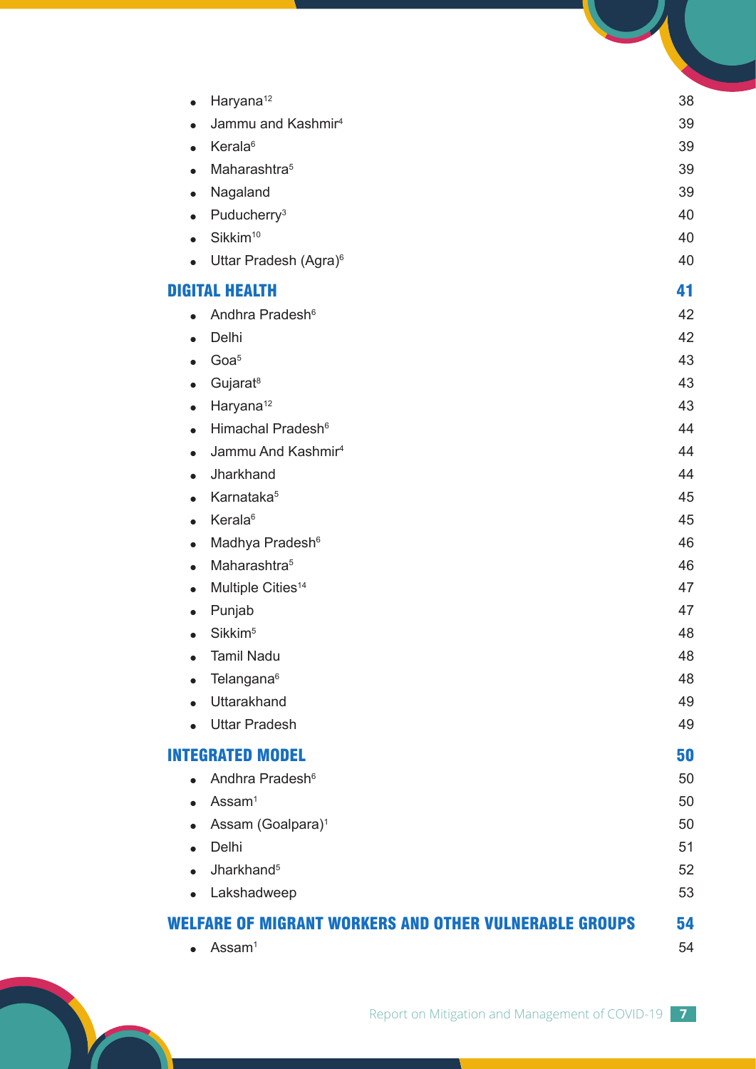- Haryana[12] 38
- Jammu and Kashmir[4] 39
- Kerala[6] 39
- Maharashtra[5] 39
- Nagaland 39
- Puducherry[3] 40
- Sikkim[10] 40
- Uttar Pradesh (Agra)[6] 40

## DIGITAL HEALTH 41

- Andhra Pradesh[6] 42
- Delhi 42
- Goa[5] 43
- Gujarat[8] 43
- Haryana[12] 43
- Himachal Pradesh[6] 44
- Jammu And Kashmir[4] 44
- Jharkhand 44
- Karnataka[5] 45
- Kerala[6] 45
- Madhya Pradesh[6] 46
- Maharashtra[5] 46
- Multiple Cities[14] 47
- Punjab 47
- Sikkim[5] 48
- Tamil Nadu 48
- Telangana[6] 48
- Uttarakhand 49
- Uttar Pradesh 49

## INTEGRATED MODEL 50

- Andhra Pradesh[6] 50
- Assam[1] 50
- Assam (Goalpara)[1] 50
- Delhi 51
- Jharkhand[5] 52
- Lakshadweep 53

## WELFARE OF MIGRANT WORKERS AND OTHER VULNERABLE GROUPS 54

- Assam[1] 54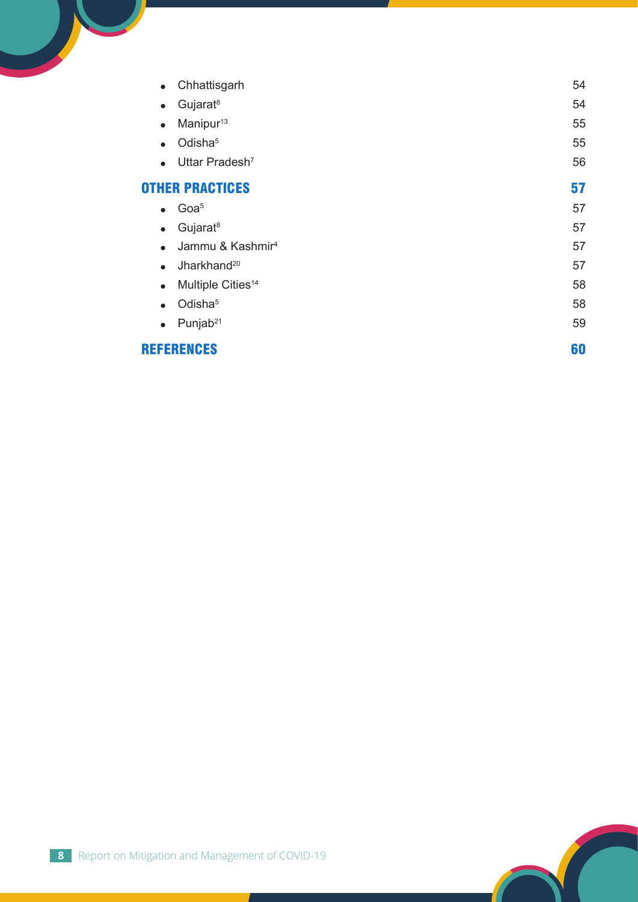- Chhattisgarh 54
- Gujarat[8] 54
- Manipur[13] 55
- Odisha[5] 55
- Uttar Pradesh[7] 56

## OTHER PRACTICES 57

- Goa[5] 57
- Gujarat[8] 57
- Jammu & Kashmir[4] 57
- Jharkhand[20] 57
- Multiple Cities[14] 58
- Odisha[5] 58
- Punjab[21] 59

## REFERENCES 60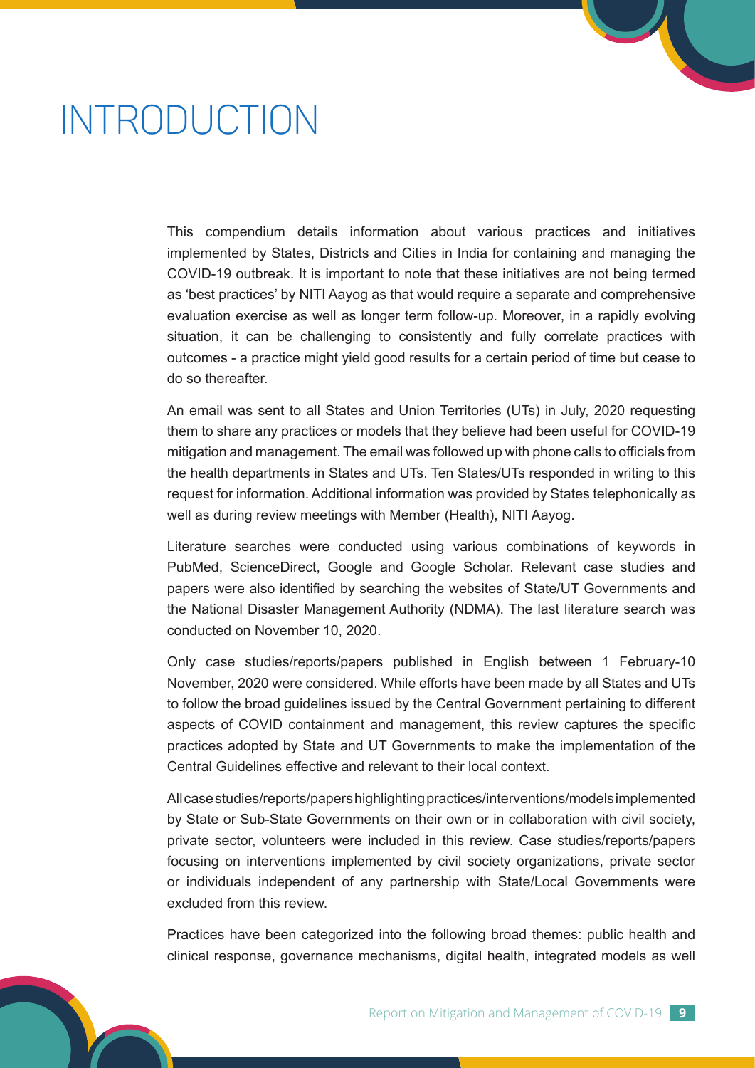# INTRODUCTION

This compendium details information about various practices and initiatives implemented by States, Districts and Cities in India for containing and managing the COVID-19 outbreak. It is important to note that these initiatives are not being termed as 'best practices' by NITI Aayog as that would require a separate and comprehensive evaluation exercise as well as longer term follow-up. Moreover, in a rapidly evolving situation, it can be challenging to consistently and fully correlate practices with outcomes - a practice might yield good results for a certain period of time but cease to do so thereafter.

An email was sent to all States and Union Territories (UTs) in July, 2020 requesting them to share any practices or models that they believe had been useful for COVID-19 mitigation and management. The email was followed up with phone calls to officials from the health departments in States and UTs. Ten States/UTs responded in writing to this request for information. Additional information was provided by States telephonically as well as during review meetings with Member (Health), NITI Aayog.

Literature searches were conducted using various combinations of keywords in PubMed, ScienceDirect, Google and Google Scholar. Relevant case studies and papers were also identified by searching the websites of State/UT Governments and the National Disaster Management Authority (NDMA). The last literature search was conducted on November 10, 2020.

Only case studies/reports/papers published in English between 1 February-10 November, 2020 were considered. While efforts have been made by all States and UTs to follow the broad guidelines issued by the Central Government pertaining to different aspects of COVID containment and management, this review captures the specific practices adopted by State and UT Governments to make the implementation of the Central Guidelines effective and relevant to their local context.

All case studies/reports/papers highlighting practices/interventions/models implemented by State or Sub-State Governments on their own or in collaboration with civil society, private sector, volunteers were included in this review. Case studies/reports/papers focusing on interventions implemented by civil society organizations, private sector or individuals independent of any partnership with State/Local Governments were excluded from this review.

Practices have been categorized into the following broad themes: public health and clinical response, governance mechanisms, digital health, integrated models as well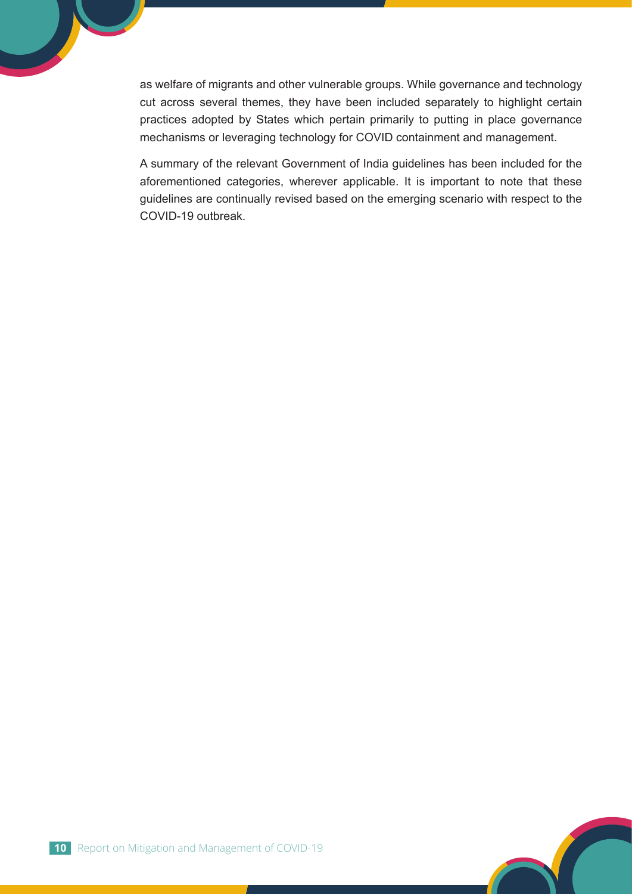as welfare of migrants and other vulnerable groups. While governance and technology cut across several themes, they have been included separately to highlight certain practices adopted by States which pertain primarily to putting in place governance mechanisms or leveraging technology for COVID containment and management.

A summary of the relevant Government of India guidelines has been included for the aforementioned categories, wherever applicable. It is important to note that these guidelines are continually revised based on the emerging scenario with respect to the COVID-19 outbreak.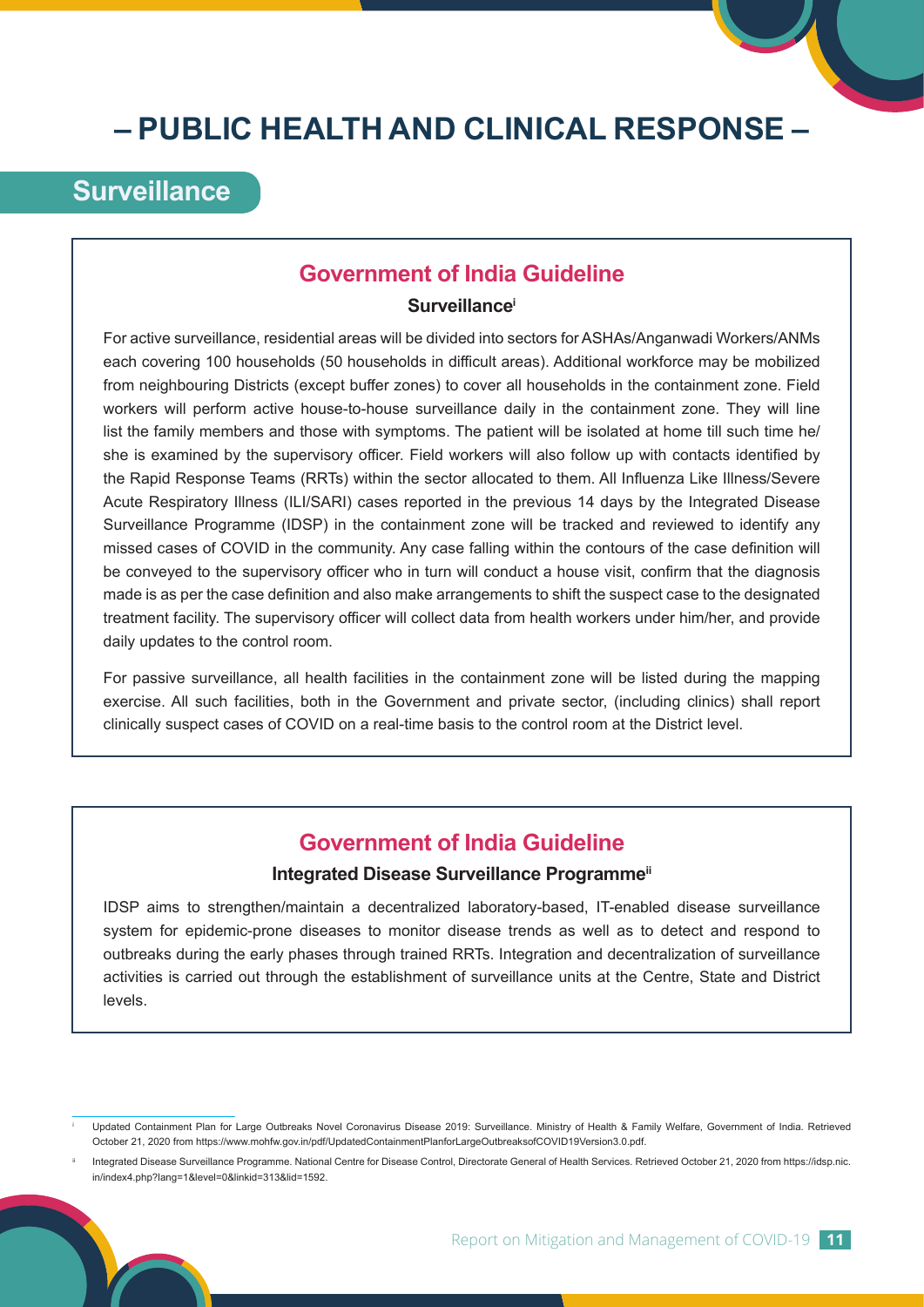# – PUBLIC HEALTH AND CLINICAL RESPONSE –

## Surveillance

### Government of India Guideline

**Surveillance[i]**

For active surveillance, residential areas will be divided into sectors for ASHAs/Anganwadi Workers/ANMs each covering 100 households (50 households in difficult areas). Additional workforce may be mobilized from neighbouring Districts (except buffer zones) to cover all households in the containment zone. Field workers will perform active house-to-house surveillance daily in the containment zone. They will line list the family members and those with symptoms. The patient will be isolated at home till such time he/she is examined by the supervisory officer. Field workers will also follow up with contacts identified by the Rapid Response Teams (RRTs) within the sector allocated to them. All Influenza Like Illness/Severe Acute Respiratory Illness (ILI/SARI) cases reported in the previous 14 days by the Integrated Disease Surveillance Programme (IDSP) in the containment zone will be tracked and reviewed to identify any missed cases of COVID in the community. Any case falling within the contours of the case definition will be conveyed to the supervisory officer who in turn will conduct a house visit, confirm that the diagnosis made is as per the case definition and also make arrangements to shift the suspect case to the designated treatment facility. The supervisory officer will collect data from health workers under him/her, and provide daily updates to the control room.

For passive surveillance, all health facilities in the containment zone will be listed during the mapping exercise. All such facilities, both in the Government and private sector, (including clinics) shall report clinically suspect cases of COVID on a real-time basis to the control room at the District level.

### Government of India Guideline

**Integrated Disease Surveillance Programme[ii]**

IDSP aims to strengthen/maintain a decentralized laboratory-based, IT-enabled disease surveillance system for epidemic-prone diseases to monitor disease trends as well as to detect and respond to outbreaks during the early phases through trained RRTs. Integration and decentralization of surveillance activities is carried out through the establishment of surveillance units at the Centre, State and District levels.

---

[i] Updated Containment Plan for Large Outbreaks Novel Coronavirus Disease 2019: Surveillance. Ministry of Health & Family Welfare, Government of India. Retrieved October 21, 2020 from https://www.mohfw.gov.in/pdf/UpdatedContainmentPlanforLargeOutbreaksofCOVID19Version3.0.pdf.

[ii] Integrated Disease Surveillance Programme. National Centre for Disease Control, Directorate General of Health Services. Retrieved October 21, 2020 from https://idsp.nic.in/index4.php?lang=1&level=0&linkid=313&lid=1592.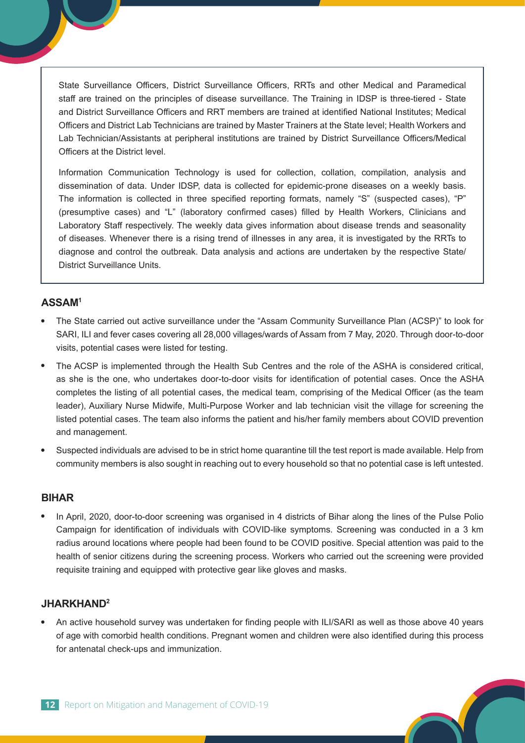State Surveillance Officers, District Surveillance Officers, RRTs and other Medical and Paramedical staff are trained on the principles of disease surveillance. The Training in IDSP is three-tiered - State and District Surveillance Officers and RRT members are trained at identified National Institutes; Medical Officers and District Lab Technicians are trained by Master Trainers at the State level; Health Workers and Lab Technician/Assistants at peripheral institutions are trained by District Surveillance Officers/Medical Officers at the District level.

Information Communication Technology is used for collection, collation, compilation, analysis and dissemination of data. Under IDSP, data is collected for epidemic-prone diseases on a weekly basis. The information is collected in three specified reporting formats, namely "S" (suspected cases), "P" (presumptive cases) and "L" (laboratory confirmed cases) filled by Health Workers, Clinicians and Laboratory Staff respectively. The weekly data gives information about disease trends and seasonality of diseases. Whenever there is a rising trend of illnesses in any area, it is investigated by the RRTs to diagnose and control the outbreak. Data analysis and actions are undertaken by the respective State/ District Surveillance Units.

### ASSAM[1]

- The State carried out active surveillance under the "Assam Community Surveillance Plan (ACSP)" to look for SARI, ILI and fever cases covering all 28,000 villages/wards of Assam from 7 May, 2020. Through door-to-door visits, potential cases were listed for testing.
- The ACSP is implemented through the Health Sub Centres and the role of the ASHA is considered critical, as she is the one, who undertakes door-to-door visits for identification of potential cases. Once the ASHA completes the listing of all potential cases, the medical team, comprising of the Medical Officer (as the team leader), Auxiliary Nurse Midwife, Multi-Purpose Worker and lab technician visit the village for screening the listed potential cases. The team also informs the patient and his/her family members about COVID prevention and management.
- Suspected individuals are advised to be in strict home quarantine till the test report is made available. Help from community members is also sought in reaching out to every household so that no potential case is left untested.

### BIHAR

- In April, 2020, door-to-door screening was organised in 4 districts of Bihar along the lines of the Pulse Polio Campaign for identification of individuals with COVID-like symptoms. Screening was conducted in a 3 km radius around locations where people had been found to be COVID positive. Special attention was paid to the health of senior citizens during the screening process. Workers who carried out the screening were provided requisite training and equipped with protective gear like gloves and masks.

### JHARKHAND[2]

- An active household survey was undertaken for finding people with ILI/SARI as well as those above 40 years of age with comorbid health conditions. Pregnant women and children were also identified during this process for antenatal check-ups and immunization.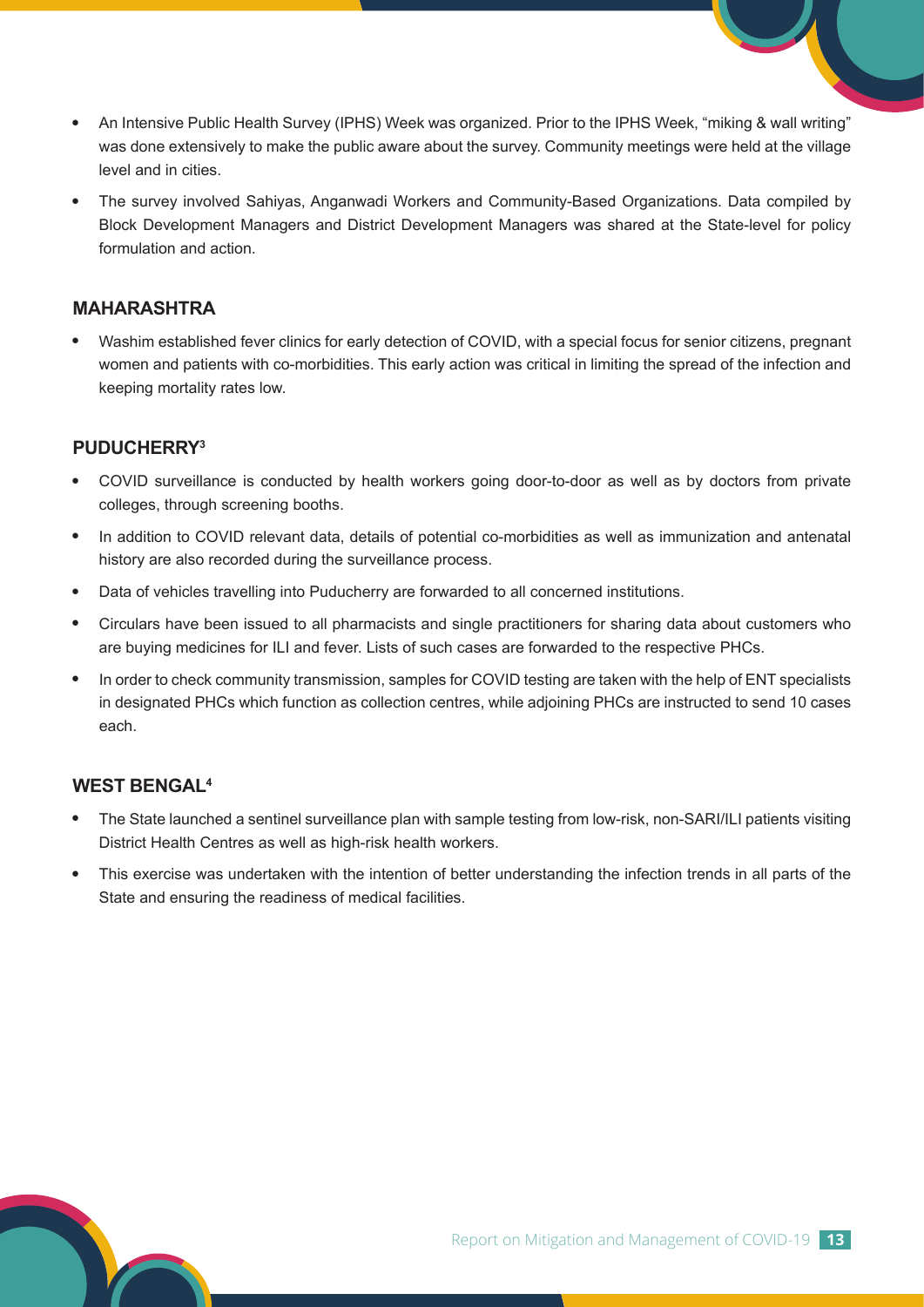- An Intensive Public Health Survey (IPHS) Week was organized. Prior to the IPHS Week, "miking & wall writing" was done extensively to make the public aware about the survey. Community meetings were held at the village level and in cities.
- The survey involved Sahiyas, Anganwadi Workers and Community-Based Organizations. Data compiled by Block Development Managers and District Development Managers was shared at the State-level for policy formulation and action.

### MAHARASHTRA

- Washim established fever clinics for early detection of COVID, with a special focus for senior citizens, pregnant women and patients with co-morbidities. This early action was critical in limiting the spread of the infection and keeping mortality rates low.

### PUDUCHERRY[3]

- COVID surveillance is conducted by health workers going door-to-door as well as by doctors from private colleges, through screening booths.
- In addition to COVID relevant data, details of potential co-morbidities as well as immunization and antenatal history are also recorded during the surveillance process.
- Data of vehicles travelling into Puducherry are forwarded to all concerned institutions.
- Circulars have been issued to all pharmacists and single practitioners for sharing data about customers who are buying medicines for ILI and fever. Lists of such cases are forwarded to the respective PHCs.
- In order to check community transmission, samples for COVID testing are taken with the help of ENT specialists in designated PHCs which function as collection centres, while adjoining PHCs are instructed to send 10 cases each.

### WEST BENGAL[4]

- The State launched a sentinel surveillance plan with sample testing from low-risk, non-SARI/ILI patients visiting District Health Centres as well as high-risk health workers.
- This exercise was undertaken with the intention of better understanding the infection trends in all parts of the State and ensuring the readiness of medical facilities.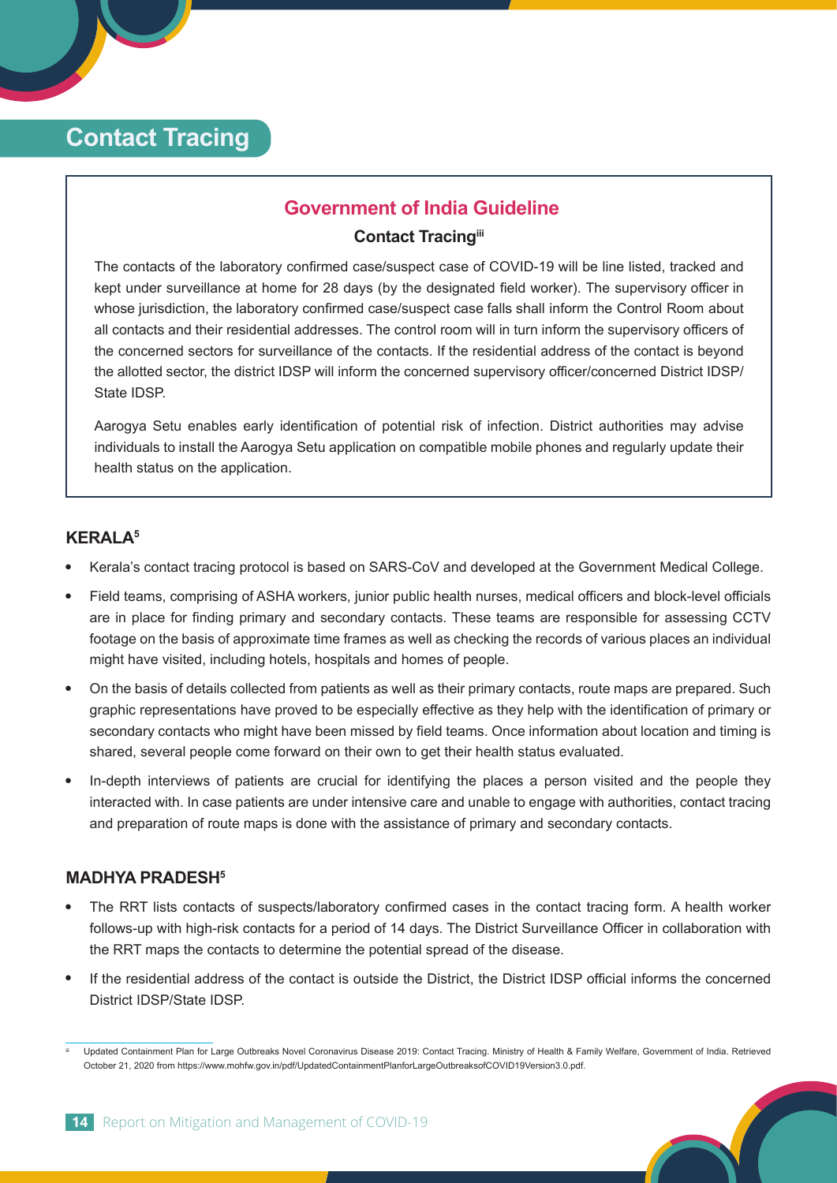# Contact Tracing

## Government of India Guideline

### Contact Tracing[iii]

The contacts of the laboratory confirmed case/suspect case of COVID-19 will be line listed, tracked and kept under surveillance at home for 28 days (by the designated field worker). The supervisory officer in whose jurisdiction, the laboratory confirmed case/suspect case falls shall inform the Control Room about all contacts and their residential addresses. The control room will in turn inform the supervisory officers of the concerned sectors for surveillance of the contacts. If the residential address of the contact is beyond the allotted sector, the district IDSP will inform the concerned supervisory officer/concerned District IDSP/ State IDSP.

Aarogya Setu enables early identification of potential risk of infection. District authorities may advise individuals to install the Aarogya Setu application on compatible mobile phones and regularly update their health status on the application.

### KERALA[5]

- Kerala's contact tracing protocol is based on SARS-CoV and developed at the Government Medical College.
- Field teams, comprising of ASHA workers, junior public health nurses, medical officers and block-level officials are in place for finding primary and secondary contacts. These teams are responsible for assessing CCTV footage on the basis of approximate time frames as well as checking the records of various places an individual might have visited, including hotels, hospitals and homes of people.
- On the basis of details collected from patients as well as their primary contacts, route maps are prepared. Such graphic representations have proved to be especially effective as they help with the identification of primary or secondary contacts who might have been missed by field teams. Once information about location and timing is shared, several people come forward on their own to get their health status evaluated.
- In-depth interviews of patients are crucial for identifying the places a person visited and the people they interacted with. In case patients are under intensive care and unable to engage with authorities, contact tracing and preparation of route maps is done with the assistance of primary and secondary contacts.

### MADHYA PRADESH[5]

- The RRT lists contacts of suspects/laboratory confirmed cases in the contact tracing form. A health worker follows-up with high-risk contacts for a period of 14 days. The District Surveillance Officer in collaboration with the RRT maps the contacts to determine the potential spread of the disease.
- If the residential address of the contact is outside the District, the District IDSP official informs the concerned District IDSP/State IDSP.

---

[iii] Updated Containment Plan for Large Outbreaks Novel Coronavirus Disease 2019: Contact Tracing. Ministry of Health & Family Welfare, Government of India. Retrieved October 21, 2020 from https://www.mohfw.gov.in/pdf/UpdatedContainmentPlanforLargeOutbreaksofCOVID19Version3.0.pdf.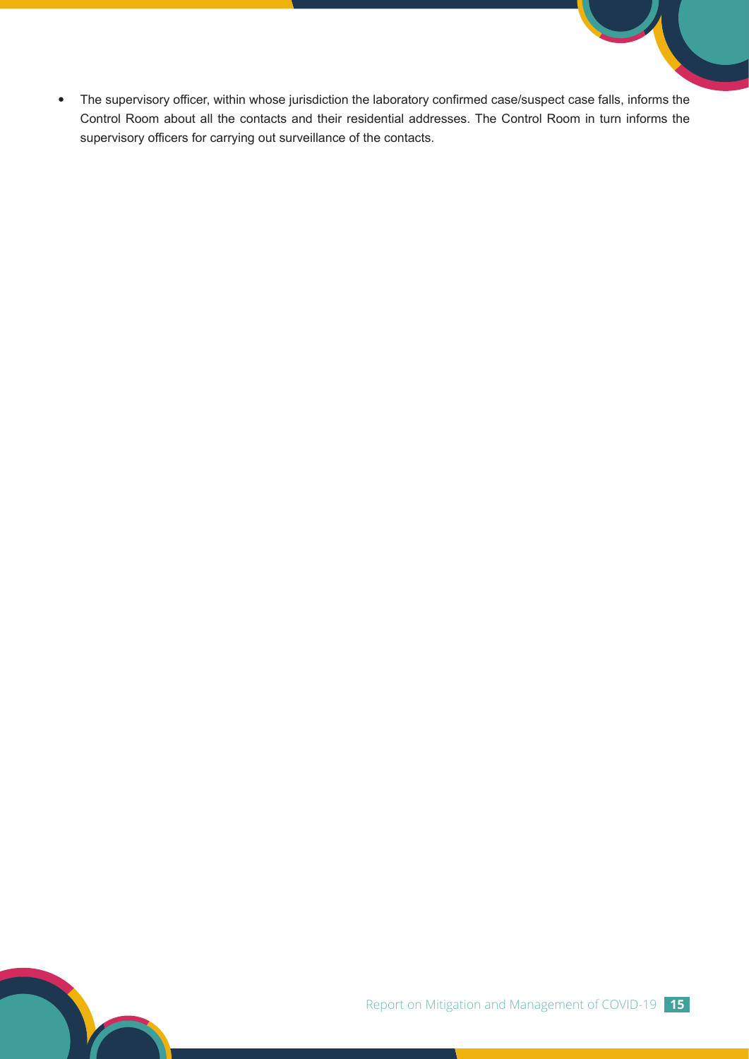- The supervisory officer, within whose jurisdiction the laboratory confirmed case/suspect case falls, informs the Control Room about all the contacts and their residential addresses. The Control Room in turn informs the supervisory officers for carrying out surveillance of the contacts.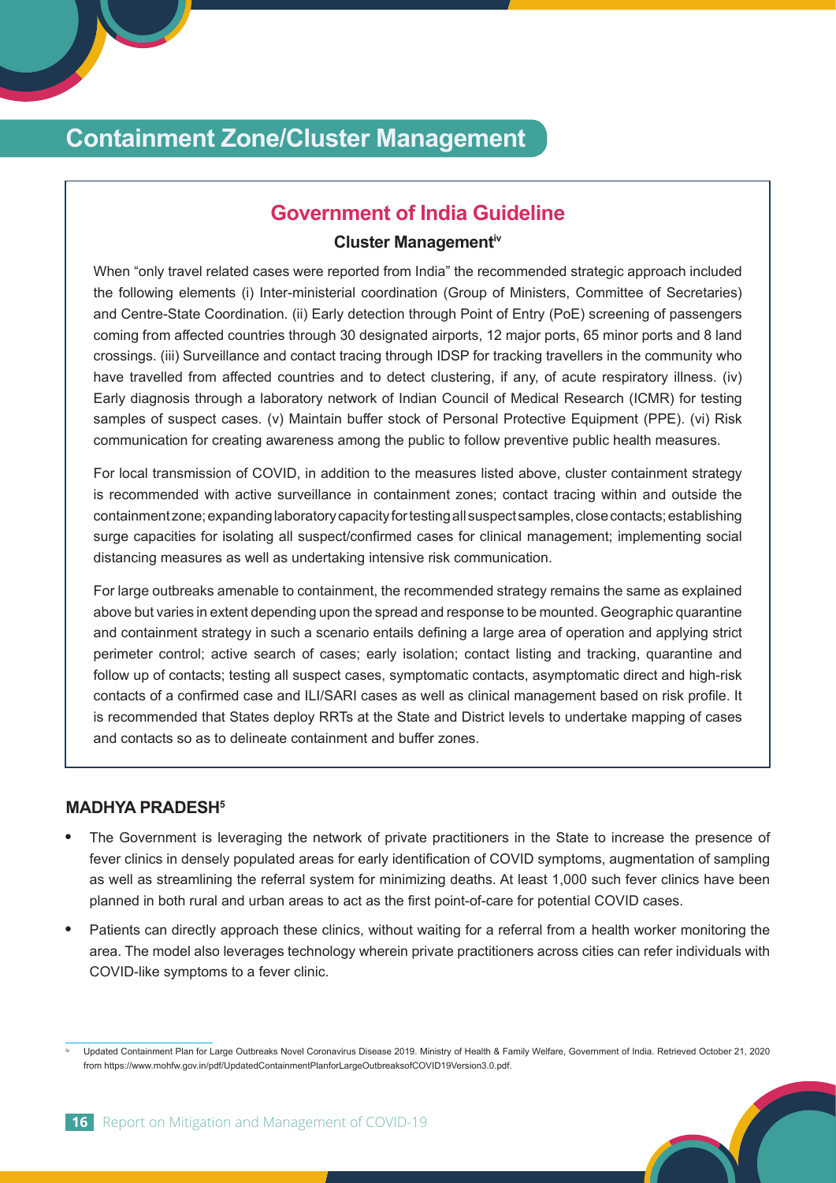# Containment Zone/Cluster Management

## Government of India Guideline

### Cluster Management[iv]

When "only travel related cases were reported from India" the recommended strategic approach included the following elements (i) Inter-ministerial coordination (Group of Ministers, Committee of Secretaries) and Centre-State Coordination. (ii) Early detection through Point of Entry (PoE) screening of passengers coming from affected countries through 30 designated airports, 12 major ports, 65 minor ports and 8 land crossings. (iii) Surveillance and contact tracing through IDSP for tracking travellers in the community who have travelled from affected countries and to detect clustering, if any, of acute respiratory illness. (iv) Early diagnosis through a laboratory network of Indian Council of Medical Research (ICMR) for testing samples of suspect cases. (v) Maintain buffer stock of Personal Protective Equipment (PPE). (vi) Risk communication for creating awareness among the public to follow preventive public health measures.

For local transmission of COVID, in addition to the measures listed above, cluster containment strategy is recommended with active surveillance in containment zones; contact tracing within and outside the containment zone; expanding laboratory capacity for testing all suspect samples, close contacts; establishing surge capacities for isolating all suspect/confirmed cases for clinical management; implementing social distancing measures as well as undertaking intensive risk communication.

For large outbreaks amenable to containment, the recommended strategy remains the same as explained above but varies in extent depending upon the spread and response to be mounted. Geographic quarantine and containment strategy in such a scenario entails defining a large area of operation and applying strict perimeter control; active search of cases; early isolation; contact listing and tracking, quarantine and follow up of contacts; testing all suspect cases, symptomatic contacts, asymptomatic direct and high-risk contacts of a confirmed case and ILI/SARI cases as well as clinical management based on risk profile. It is recommended that States deploy RRTs at the State and District levels to undertake mapping of cases and contacts so as to delineate containment and buffer zones.

### MADHYA PRADESH[5]

- The Government is leveraging the network of private practitioners in the State to increase the presence of fever clinics in densely populated areas for early identification of COVID symptoms, augmentation of sampling as well as streamlining the referral system for minimizing deaths. At least 1,000 such fever clinics have been planned in both rural and urban areas to act as the first point-of-care for potential COVID cases.
- Patients can directly approach these clinics, without waiting for a referral from a health worker monitoring the area. The model also leverages technology wherein private practitioners across cities can refer individuals with COVID-like symptoms to a fever clinic.

---

[iv] Updated Containment Plan for Large Outbreaks Novel Coronavirus Disease 2019. Ministry of Health & Family Welfare, Government of India. Retrieved October 21, 2020 from https://www.mohfw.gov.in/pdf/UpdatedContainmentPlanforLargeOutbreaksofCOVID19Version3.0.pdf.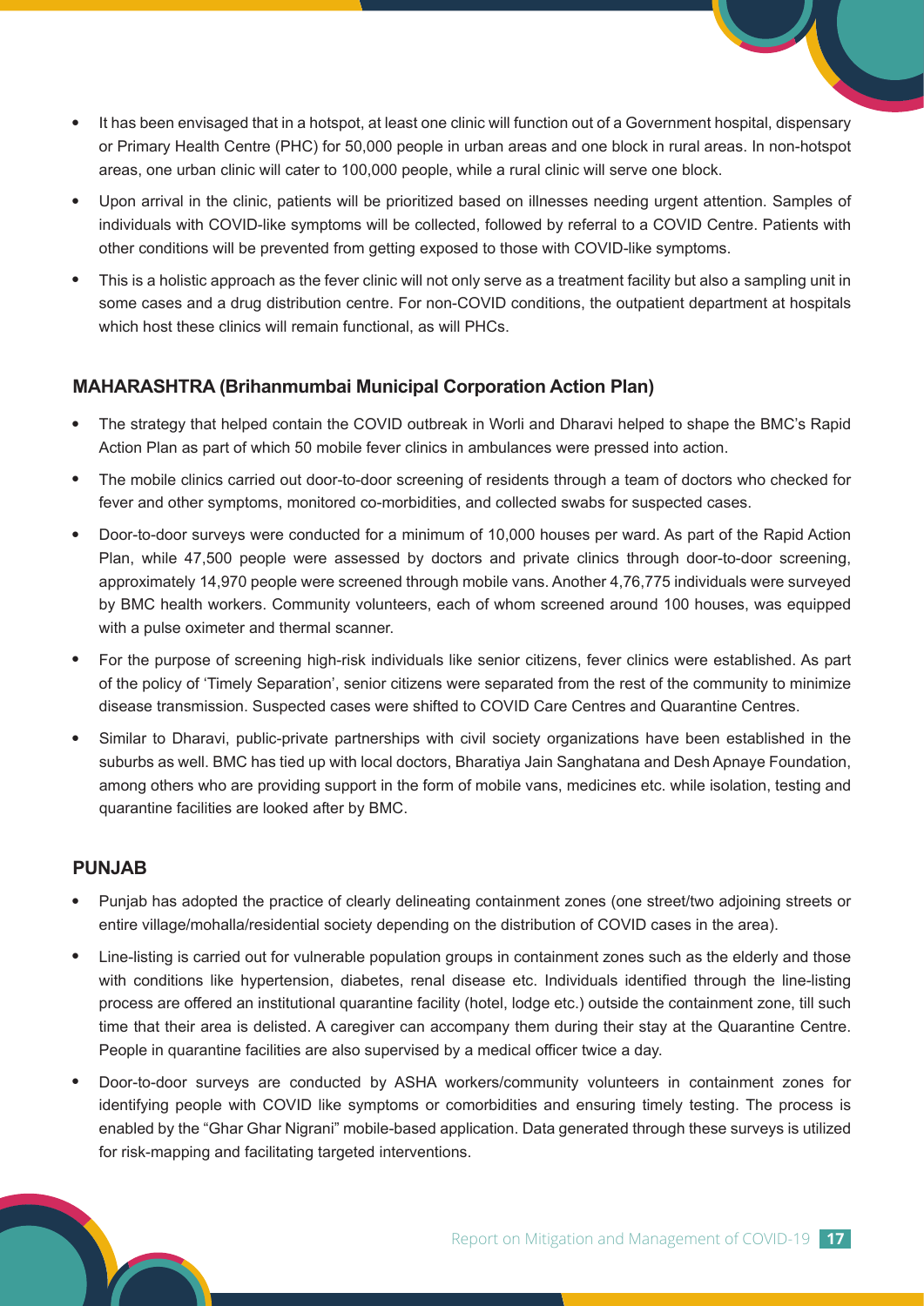- It has been envisaged that in a hotspot, at least one clinic will function out of a Government hospital, dispensary or Primary Health Centre (PHC) for 50,000 people in urban areas and one block in rural areas. In non-hotspot areas, one urban clinic will cater to 100,000 people, while a rural clinic will serve one block.
- Upon arrival in the clinic, patients will be prioritized based on illnesses needing urgent attention. Samples of individuals with COVID-like symptoms will be collected, followed by referral to a COVID Centre. Patients with other conditions will be prevented from getting exposed to those with COVID-like symptoms.
- This is a holistic approach as the fever clinic will not only serve as a treatment facility but also a sampling unit in some cases and a drug distribution centre. For non-COVID conditions, the outpatient department at hospitals which host these clinics will remain functional, as will PHCs.

### MAHARASHTRA (Brihanmumbai Municipal Corporation Action Plan)

- The strategy that helped contain the COVID outbreak in Worli and Dharavi helped to shape the BMC's Rapid Action Plan as part of which 50 mobile fever clinics in ambulances were pressed into action.
- The mobile clinics carried out door-to-door screening of residents through a team of doctors who checked for fever and other symptoms, monitored co-morbidities, and collected swabs for suspected cases.
- Door-to-door surveys were conducted for a minimum of 10,000 houses per ward. As part of the Rapid Action Plan, while 47,500 people were assessed by doctors and private clinics through door-to-door screening, approximately 14,970 people were screened through mobile vans. Another 4,76,775 individuals were surveyed by BMC health workers. Community volunteers, each of whom screened around 100 houses, was equipped with a pulse oximeter and thermal scanner.
- For the purpose of screening high-risk individuals like senior citizens, fever clinics were established. As part of the policy of 'Timely Separation', senior citizens were separated from the rest of the community to minimize disease transmission. Suspected cases were shifted to COVID Care Centres and Quarantine Centres.
- Similar to Dharavi, public-private partnerships with civil society organizations have been established in the suburbs as well. BMC has tied up with local doctors, Bharatiya Jain Sanghatana and Desh Apnaye Foundation, among others who are providing support in the form of mobile vans, medicines etc. while isolation, testing and quarantine facilities are looked after by BMC.

### PUNJAB

- Punjab has adopted the practice of clearly delineating containment zones (one street/two adjoining streets or entire village/mohalla/residential society depending on the distribution of COVID cases in the area).
- Line-listing is carried out for vulnerable population groups in containment zones such as the elderly and those with conditions like hypertension, diabetes, renal disease etc. Individuals identified through the line-listing process are offered an institutional quarantine facility (hotel, lodge etc.) outside the containment zone, till such time that their area is delisted. A caregiver can accompany them during their stay at the Quarantine Centre. People in quarantine facilities are also supervised by a medical officer twice a day.
- Door-to-door surveys are conducted by ASHA workers/community volunteers in containment zones for identifying people with COVID like symptoms or comorbidities and ensuring timely testing. The process is enabled by the "Ghar Ghar Nigrani" mobile-based application. Data generated through these surveys is utilized for risk-mapping and facilitating targeted interventions.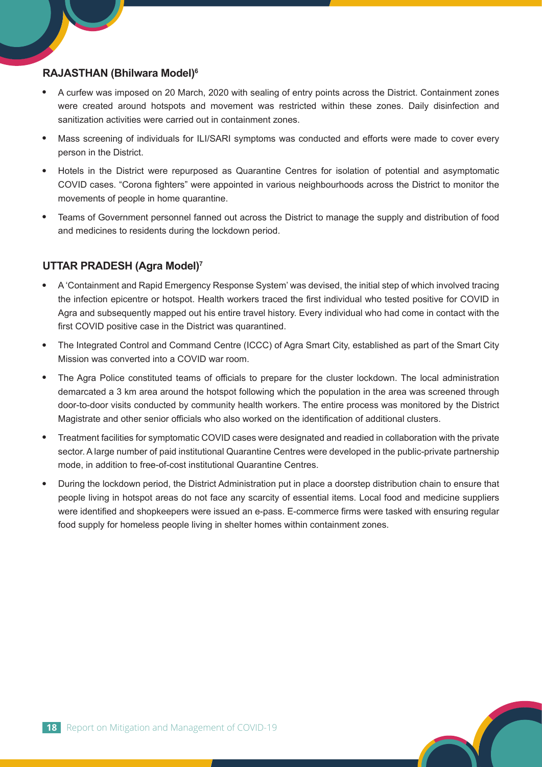### RAJASTHAN (Bhilwara Model)[6]

- A curfew was imposed on 20 March, 2020 with sealing of entry points across the District. Containment zones were created around hotspots and movement was restricted within these zones. Daily disinfection and sanitization activities were carried out in containment zones.
- Mass screening of individuals for ILI/SARI symptoms was conducted and efforts were made to cover every person in the District.
- Hotels in the District were repurposed as Quarantine Centres for isolation of potential and asymptomatic COVID cases. "Corona fighters" were appointed in various neighbourhoods across the District to monitor the movements of people in home quarantine.
- Teams of Government personnel fanned out across the District to manage the supply and distribution of food and medicines to residents during the lockdown period.

### UTTAR PRADESH (Agra Model)[7]

- A 'Containment and Rapid Emergency Response System' was devised, the initial step of which involved tracing the infection epicentre or hotspot. Health workers traced the first individual who tested positive for COVID in Agra and subsequently mapped out his entire travel history. Every individual who had come in contact with the first COVID positive case in the District was quarantined.
- The Integrated Control and Command Centre (ICCC) of Agra Smart City, established as part of the Smart City Mission was converted into a COVID war room.
- The Agra Police constituted teams of officials to prepare for the cluster lockdown. The local administration demarcated a 3 km area around the hotspot following which the population in the area was screened through door-to-door visits conducted by community health workers. The entire process was monitored by the District Magistrate and other senior officials who also worked on the identification of additional clusters.
- Treatment facilities for symptomatic COVID cases were designated and readied in collaboration with the private sector. A large number of paid institutional Quarantine Centres were developed in the public-private partnership mode, in addition to free-of-cost institutional Quarantine Centres.
- During the lockdown period, the District Administration put in place a doorstep distribution chain to ensure that people living in hotspot areas do not face any scarcity of essential items. Local food and medicine suppliers were identified and shopkeepers were issued an e-pass. E-commerce firms were tasked with ensuring regular food supply for homeless people living in shelter homes within containment zones.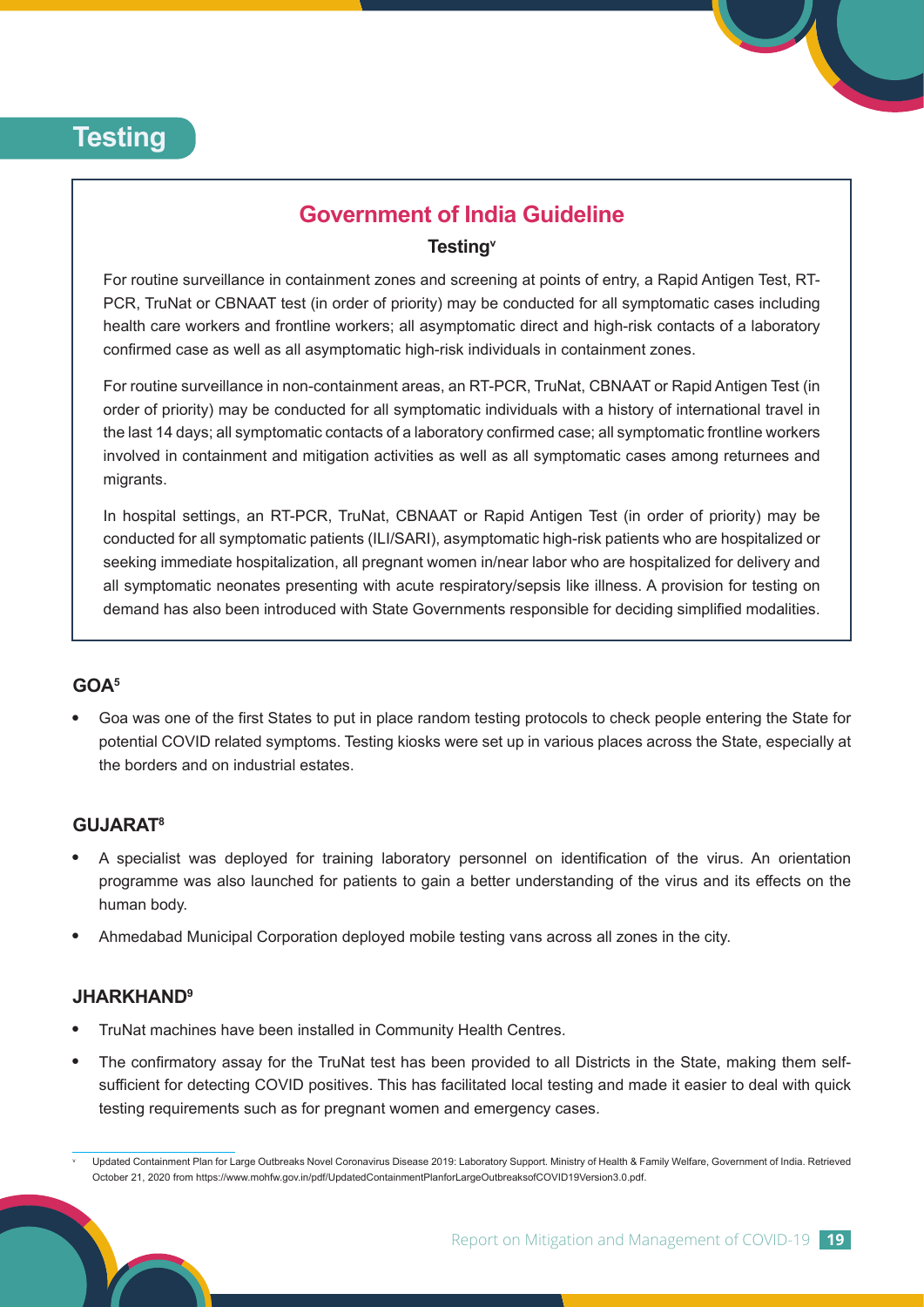# Testing

## Government of India Guideline

### Testing[v]

For routine surveillance in containment zones and screening at points of entry, a Rapid Antigen Test, RT-PCR, TruNat or CBNAAT test (in order of priority) may be conducted for all symptomatic cases including health care workers and frontline workers; all asymptomatic direct and high-risk contacts of a laboratory confirmed case as well as all asymptomatic high-risk individuals in containment zones.

For routine surveillance in non-containment areas, an RT-PCR, TruNat, CBNAAT or Rapid Antigen Test (in order of priority) may be conducted for all symptomatic individuals with a history of international travel in the last 14 days; all symptomatic contacts of a laboratory confirmed case; all symptomatic frontline workers involved in containment and mitigation activities as well as all symptomatic cases among returnees and migrants.

In hospital settings, an RT-PCR, TruNat, CBNAAT or Rapid Antigen Test (in order of priority) may be conducted for all symptomatic patients (ILI/SARI), asymptomatic high-risk patients who are hospitalized or seeking immediate hospitalization, all pregnant women in/near labor who are hospitalized for delivery and all symptomatic neonates presenting with acute respiratory/sepsis like illness. A provision for testing on demand has also been introduced with State Governments responsible for deciding simplified modalities.

### GOA[5]

- Goa was one of the first States to put in place random testing protocols to check people entering the State for potential COVID related symptoms. Testing kiosks were set up in various places across the State, especially at the borders and on industrial estates.

### GUJARAT[8]

- A specialist was deployed for training laboratory personnel on identification of the virus. An orientation programme was also launched for patients to gain a better understanding of the virus and its effects on the human body.
- Ahmedabad Municipal Corporation deployed mobile testing vans across all zones in the city.

### JHARKHAND[9]

- TruNat machines have been installed in Community Health Centres.
- The confirmatory assay for the TruNat test has been provided to all Districts in the State, making them self-sufficient for detecting COVID positives. This has facilitated local testing and made it easier to deal with quick testing requirements such as for pregnant women and emergency cases.

---

[v] Updated Containment Plan for Large Outbreaks Novel Coronavirus Disease 2019: Laboratory Support. Ministry of Health & Family Welfare, Government of India. Retrieved October 21, 2020 from https://www.mohfw.gov.in/pdf/UpdatedContainmentPlanforLargeOutbreaksofCOVID19Version3.0.pdf.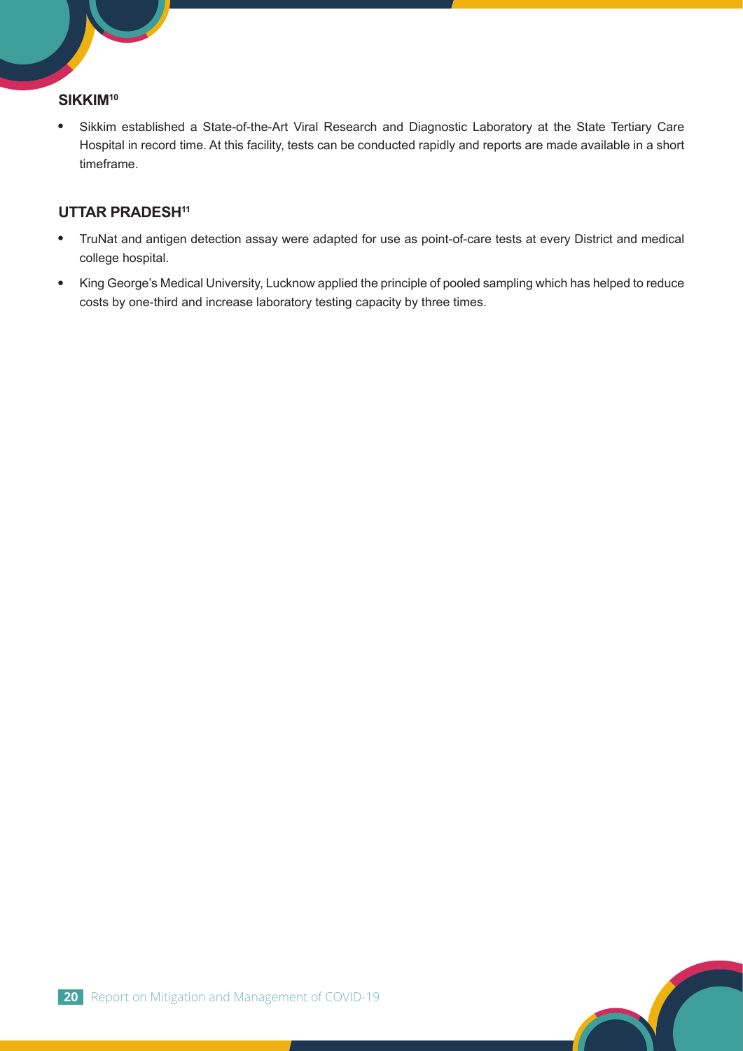### SIKKIM[10]

- Sikkim established a State-of-the-Art Viral Research and Diagnostic Laboratory at the State Tertiary Care Hospital in record time. At this facility, tests can be conducted rapidly and reports are made available in a short timeframe.

### UTTAR PRADESH[11]

- TruNat and antigen detection assay were adapted for use as point-of-care tests at every District and medical college hospital.
- King George's Medical University, Lucknow applied the principle of pooled sampling which has helped to reduce costs by one-third and increase laboratory testing capacity by three times.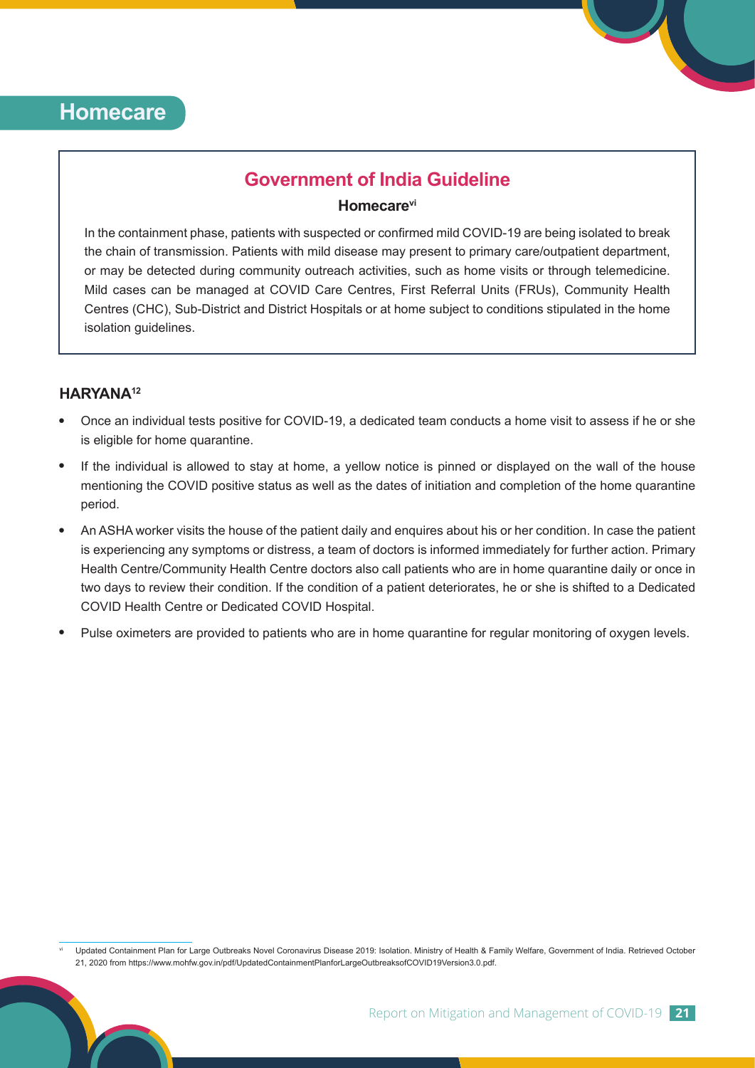# Homecare

## Government of India Guideline

### Homecare[vi]

In the containment phase, patients with suspected or confirmed mild COVID-19 are being isolated to break the chain of transmission. Patients with mild disease may present to primary care/outpatient department, or may be detected during community outreach activities, such as home visits or through telemedicine. Mild cases can be managed at COVID Care Centres, First Referral Units (FRUs), Community Health Centres (CHC), Sub-District and District Hospitals or at home subject to conditions stipulated in the home isolation guidelines.

### HARYANA[12]

- Once an individual tests positive for COVID-19, a dedicated team conducts a home visit to assess if he or she is eligible for home quarantine.
- If the individual is allowed to stay at home, a yellow notice is pinned or displayed on the wall of the house mentioning the COVID positive status as well as the dates of initiation and completion of the home quarantine period.
- An ASHA worker visits the house of the patient daily and enquires about his or her condition. In case the patient is experiencing any symptoms or distress, a team of doctors is informed immediately for further action. Primary Health Centre/Community Health Centre doctors also call patients who are in home quarantine daily or once in two days to review their condition. If the condition of a patient deteriorates, he or she is shifted to a Dedicated COVID Health Centre or Dedicated COVID Hospital.
- Pulse oximeters are provided to patients who are in home quarantine for regular monitoring of oxygen levels.

---

[vi] Updated Containment Plan for Large Outbreaks Novel Coronavirus Disease 2019: Isolation. Ministry of Health & Family Welfare, Government of India. Retrieved October 21, 2020 from https://www.mohfw.gov.in/pdf/UpdatedContainmentPlanforLargeOutbreaksofCOVID19Version3.0.pdf.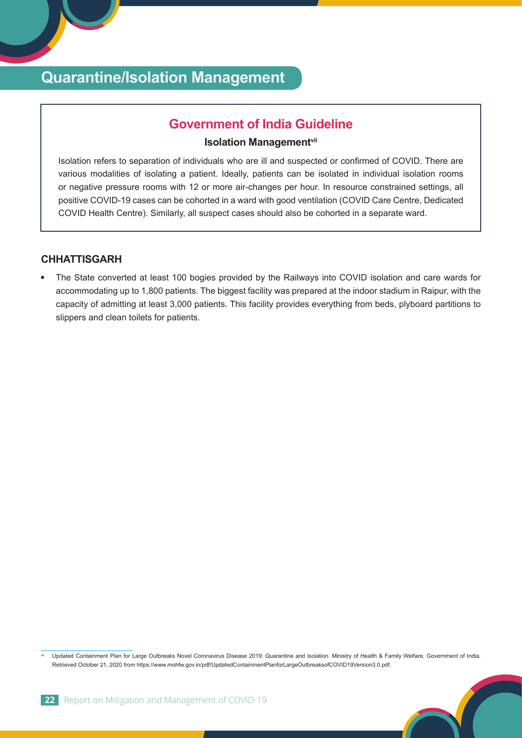# Quarantine/Isolation Management

## Government of India Guideline

### Isolation Management[vii]

Isolation refers to separation of individuals who are ill and suspected or confirmed of COVID. There are various modalities of isolating a patient. Ideally, patients can be isolated in individual isolation rooms or negative pressure rooms with 12 or more air-changes per hour. In resource constrained settings, all positive COVID-19 cases can be cohorted in a ward with good ventilation (COVID Care Centre, Dedicated COVID Health Centre). Similarly, all suspect cases should also be cohorted in a separate ward.

### CHHATTISGARH

- The State converted at least 100 bogies provided by the Railways into COVID isolation and care wards for accommodating up to 1,800 patients. The biggest facility was prepared at the indoor stadium in Raipur, with the capacity of admitting at least 3,000 patients. This facility provides everything from beds, plyboard partitions to slippers and clean toilets for patients.

---

[vii] Updated Containment Plan for Large Outbreaks Novel Coronavirus Disease 2019: Quarantine and Isolation. Ministry of Health & Family Welfare, Government of India. Retrieved October 21, 2020 from https://www.mohfw.gov.in/pdf/UpdatedContainmentPlanforLargeOutbreaksofCOVID19Version3.0.pdf.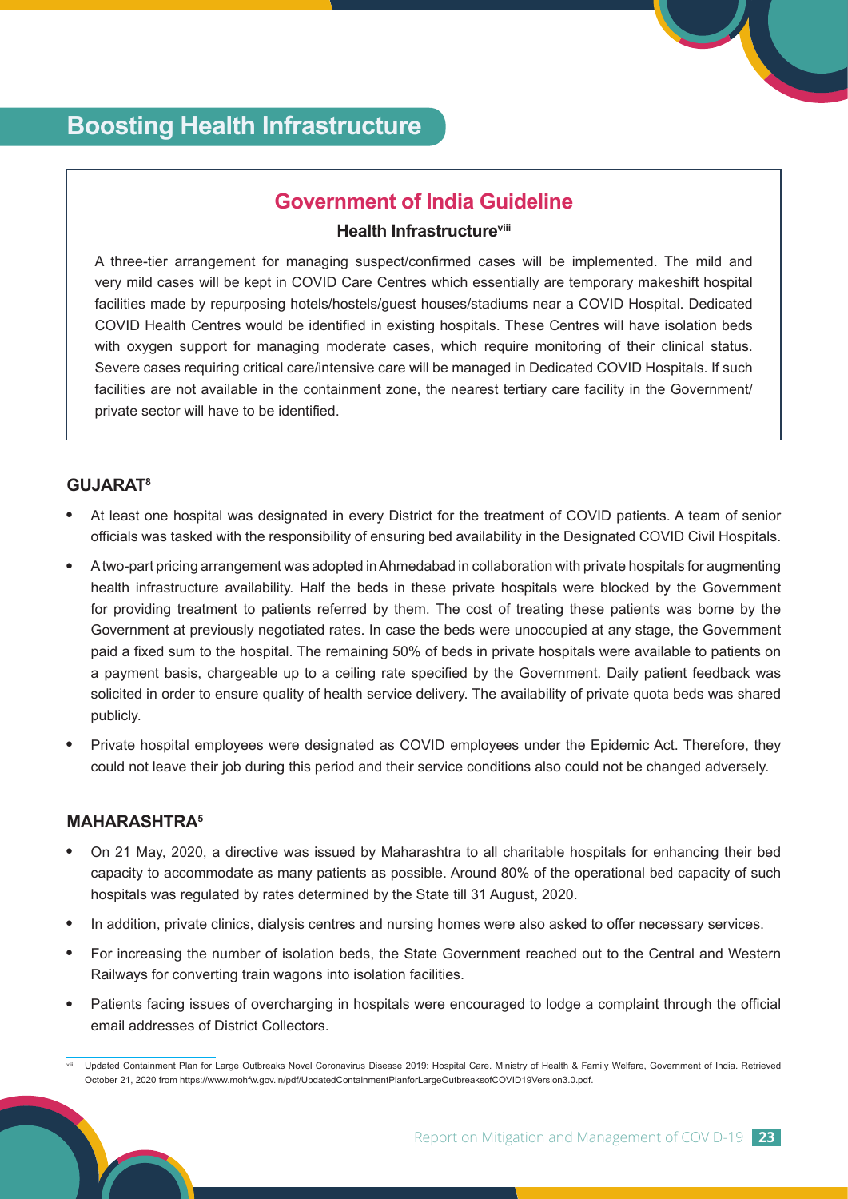# Boosting Health Infrastructure

## Government of India Guideline

### Health Infrastructure[viii]

A three-tier arrangement for managing suspect/confirmed cases will be implemented. The mild and very mild cases will be kept in COVID Care Centres which essentially are temporary makeshift hospital facilities made by repurposing hotels/hostels/guest houses/stadiums near a COVID Hospital. Dedicated COVID Health Centres would be identified in existing hospitals. These Centres will have isolation beds with oxygen support for managing moderate cases, which require monitoring of their clinical status. Severe cases requiring critical care/intensive care will be managed in Dedicated COVID Hospitals. If such facilities are not available in the containment zone, the nearest tertiary care facility in the Government/ private sector will have to be identified.

### GUJARAT[8]

- At least one hospital was designated in every District for the treatment of COVID patients. A team of senior officials was tasked with the responsibility of ensuring bed availability in the Designated COVID Civil Hospitals.
- A two-part pricing arrangement was adopted in Ahmedabad in collaboration with private hospitals for augmenting health infrastructure availability. Half the beds in these private hospitals were blocked by the Government for providing treatment to patients referred by them. The cost of treating these patients was borne by the Government at previously negotiated rates. In case the beds were unoccupied at any stage, the Government paid a fixed sum to the hospital. The remaining 50% of beds in private hospitals were available to patients on a payment basis, chargeable up to a ceiling rate specified by the Government. Daily patient feedback was solicited in order to ensure quality of health service delivery. The availability of private quota beds was shared publicly.
- Private hospital employees were designated as COVID employees under the Epidemic Act. Therefore, they could not leave their job during this period and their service conditions also could not be changed adversely.

### MAHARASHTRA[5]

- On 21 May, 2020, a directive was issued by Maharashtra to all charitable hospitals for enhancing their bed capacity to accommodate as many patients as possible. Around 80% of the operational bed capacity of such hospitals was regulated by rates determined by the State till 31 August, 2020.
- In addition, private clinics, dialysis centres and nursing homes were also asked to offer necessary services.
- For increasing the number of isolation beds, the State Government reached out to the Central and Western Railways for converting train wagons into isolation facilities.
- Patients facing issues of overcharging in hospitals were encouraged to lodge a complaint through the official email addresses of District Collectors.

[viii] Updated Containment Plan for Large Outbreaks Novel Coronavirus Disease 2019: Hospital Care. Ministry of Health & Family Welfare, Government of India. Retrieved October 21, 2020 from https://www.mohfw.gov.in/pdf/UpdatedContainmentPlanforLargeOutbreaksofCOVID19Version3.0.pdf.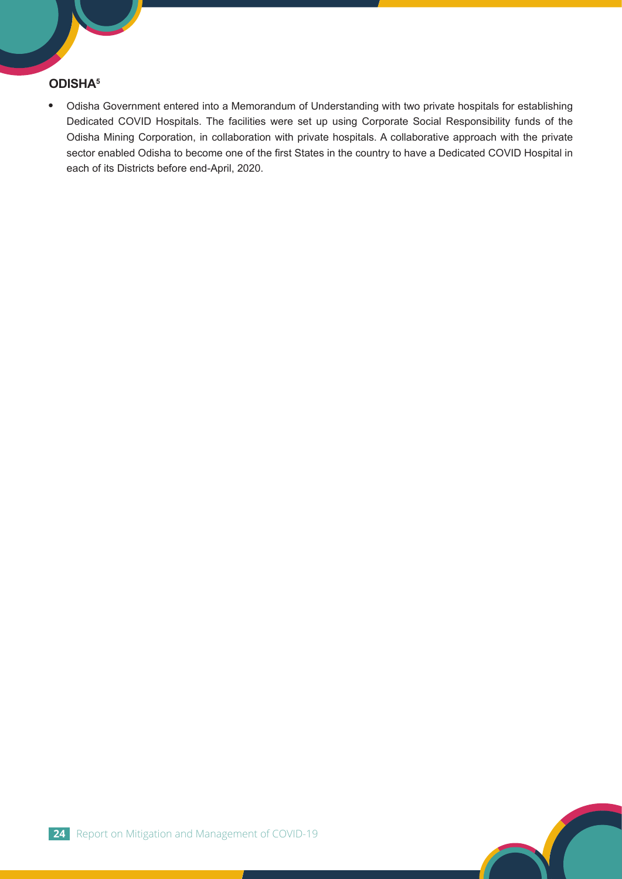## ODISHA[5]

- Odisha Government entered into a Memorandum of Understanding with two private hospitals for establishing Dedicated COVID Hospitals. The facilities were set up using Corporate Social Responsibility funds of the Odisha Mining Corporation, in collaboration with private hospitals. A collaborative approach with the private sector enabled Odisha to become one of the first States in the country to have a Dedicated COVID Hospital in each of its Districts before end-April, 2020.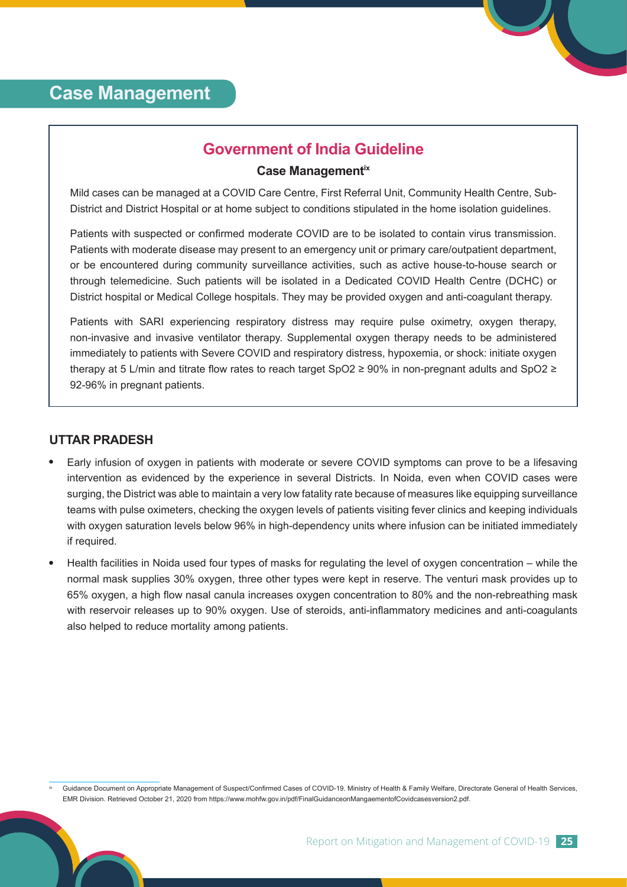# Case Management

## Government of India Guideline

### Case Management[ix]

Mild cases can be managed at a COVID Care Centre, First Referral Unit, Community Health Centre, Sub-District and District Hospital or at home subject to conditions stipulated in the home isolation guidelines.

Patients with suspected or confirmed moderate COVID are to be isolated to contain virus transmission. Patients with moderate disease may present to an emergency unit or primary care/outpatient department, or be encountered during community surveillance activities, such as active house-to-house search or through telemedicine. Such patients will be isolated in a Dedicated COVID Health Centre (DCHC) or District hospital or Medical College hospitals. They may be provided oxygen and anti-coagulant therapy.

Patients with SARI experiencing respiratory distress may require pulse oximetry, oxygen therapy, non-invasive and invasive ventilator therapy. Supplemental oxygen therapy needs to be administered immediately to patients with Severe COVID and respiratory distress, hypoxemia, or shock: initiate oxygen therapy at 5 L/min and titrate flow rates to reach target SpO2 ≥ 90% in non-pregnant adults and SpO2 ≥ 92-96% in pregnant patients.

### UTTAR PRADESH

- Early infusion of oxygen in patients with moderate or severe COVID symptoms can prove to be a lifesaving intervention as evidenced by the experience in several Districts. In Noida, even when COVID cases were surging, the District was able to maintain a very low fatality rate because of measures like equipping surveillance teams with pulse oximeters, checking the oxygen levels of patients visiting fever clinics and keeping individuals with oxygen saturation levels below 96% in high-dependency units where infusion can be initiated immediately if required.
- Health facilities in Noida used four types of masks for regulating the level of oxygen concentration – while the normal mask supplies 30% oxygen, three other types were kept in reserve. The venturi mask provides up to 65% oxygen, a high flow nasal canula increases oxygen concentration to 80% and the non-rebreathing mask with reservoir releases up to 90% oxygen. Use of steroids, anti-inflammatory medicines and anti-coagulants also helped to reduce mortality among patients.

---

[ix] Guidance Document on Appropriate Management of Suspect/Confirmed Cases of COVID-19. Ministry of Health & Family Welfare, Directorate General of Health Services, EMR Division. Retrieved October 21, 2020 from https://www.mohfw.gov.in/pdf/FinalGuidanceonMangaementofCovidcasesversion2.pdf.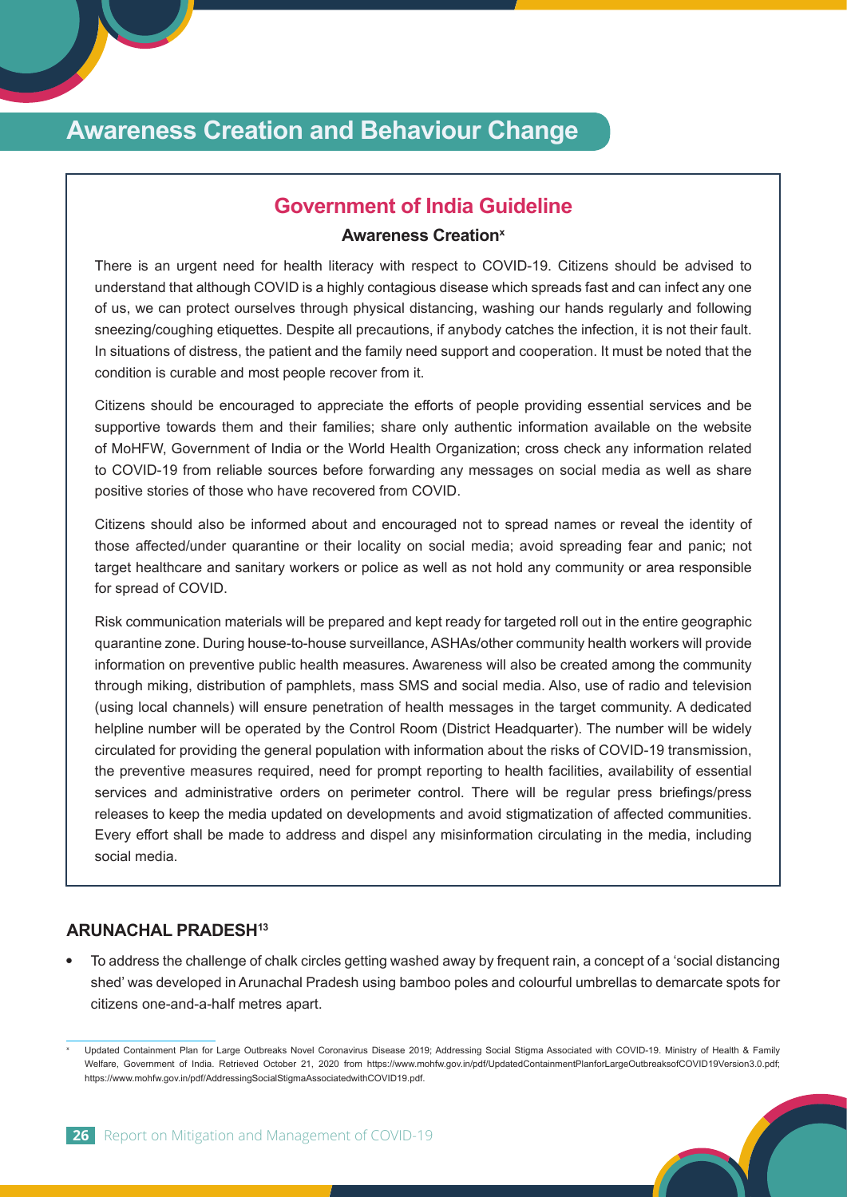# Awareness Creation and Behaviour Change

## Government of India Guideline

### Awareness Creation[x]

There is an urgent need for health literacy with respect to COVID-19. Citizens should be advised to understand that although COVID is a highly contagious disease which spreads fast and can infect any one of us, we can protect ourselves through physical distancing, washing our hands regularly and following sneezing/coughing etiquettes. Despite all precautions, if anybody catches the infection, it is not their fault. In situations of distress, the patient and the family need support and cooperation. It must be noted that the condition is curable and most people recover from it.

Citizens should be encouraged to appreciate the efforts of people providing essential services and be supportive towards them and their families; share only authentic information available on the website of MoHFW, Government of India or the World Health Organization; cross check any information related to COVID-19 from reliable sources before forwarding any messages on social media as well as share positive stories of those who have recovered from COVID.

Citizens should also be informed about and encouraged not to spread names or reveal the identity of those affected/under quarantine or their locality on social media; avoid spreading fear and panic; not target healthcare and sanitary workers or police as well as not hold any community or area responsible for spread of COVID.

Risk communication materials will be prepared and kept ready for targeted roll out in the entire geographic quarantine zone. During house-to-house surveillance, ASHAs/other community health workers will provide information on preventive public health measures. Awareness will also be created among the community through miking, distribution of pamphlets, mass SMS and social media. Also, use of radio and television (using local channels) will ensure penetration of health messages in the target community. A dedicated helpline number will be operated by the Control Room (District Headquarter). The number will be widely circulated for providing the general population with information about the risks of COVID-19 transmission, the preventive measures required, need for prompt reporting to health facilities, availability of essential services and administrative orders on perimeter control. There will be regular press briefings/press releases to keep the media updated on developments and avoid stigmatization of affected communities. Every effort shall be made to address and dispel any misinformation circulating in the media, including social media.

### ARUNACHAL PRADESH[13]

- To address the challenge of chalk circles getting washed away by frequent rain, a concept of a 'social distancing shed' was developed in Arunachal Pradesh using bamboo poles and colourful umbrellas to demarcate spots for citizens one-and-a-half metres apart.

---

[x] Updated Containment Plan for Large Outbreaks Novel Coronavirus Disease 2019; Addressing Social Stigma Associated with COVID-19. Ministry of Health & Family Welfare, Government of India. Retrieved October 21, 2020 from https://www.mohfw.gov.in/pdf/UpdatedContainmentPlanforLargeOutbreaksofCOVID19Version3.0.pdf; https://www.mohfw.gov.in/pdf/AddressingSocialStigmaAssociatedwithCOVID19.pdf.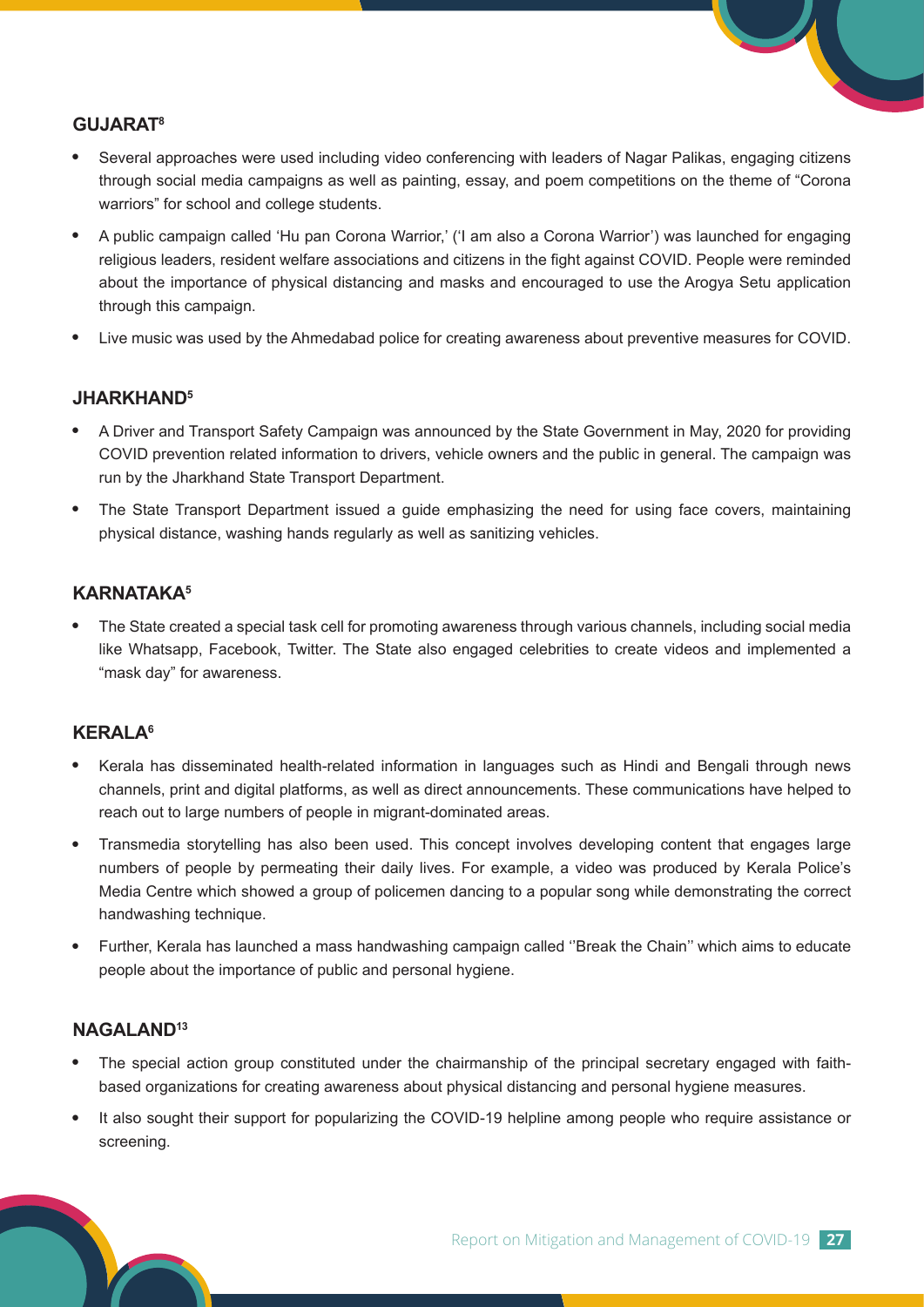### GUJARAT[8]

- Several approaches were used including video conferencing with leaders of Nagar Palikas, engaging citizens through social media campaigns as well as painting, essay, and poem competitions on the theme of "Corona warriors" for school and college students.
- A public campaign called 'Hu pan Corona Warrior,' ('I am also a Corona Warrior') was launched for engaging religious leaders, resident welfare associations and citizens in the fight against COVID. People were reminded about the importance of physical distancing and masks and encouraged to use the Arogya Setu application through this campaign.
- Live music was used by the Ahmedabad police for creating awareness about preventive measures for COVID.

### JHARKHAND[5]

- A Driver and Transport Safety Campaign was announced by the State Government in May, 2020 for providing COVID prevention related information to drivers, vehicle owners and the public in general. The campaign was run by the Jharkhand State Transport Department.
- The State Transport Department issued a guide emphasizing the need for using face covers, maintaining physical distance, washing hands regularly as well as sanitizing vehicles.

### KARNATAKA[5]

- The State created a special task cell for promoting awareness through various channels, including social media like Whatsapp, Facebook, Twitter. The State also engaged celebrities to create videos and implemented a "mask day" for awareness.

### KERALA[6]

- Kerala has disseminated health-related information in languages such as Hindi and Bengali through news channels, print and digital platforms, as well as direct announcements. These communications have helped to reach out to large numbers of people in migrant-dominated areas.
- Transmedia storytelling has also been used. This concept involves developing content that engages large numbers of people by permeating their daily lives. For example, a video was produced by Kerala Police's Media Centre which showed a group of policemen dancing to a popular song while demonstrating the correct handwashing technique.
- Further, Kerala has launched a mass handwashing campaign called ''Break the Chain'' which aims to educate people about the importance of public and personal hygiene.

### NAGALAND[13]

- The special action group constituted under the chairmanship of the principal secretary engaged with faith-based organizations for creating awareness about physical distancing and personal hygiene measures.
- It also sought their support for popularizing the COVID-19 helpline among people who require assistance or screening.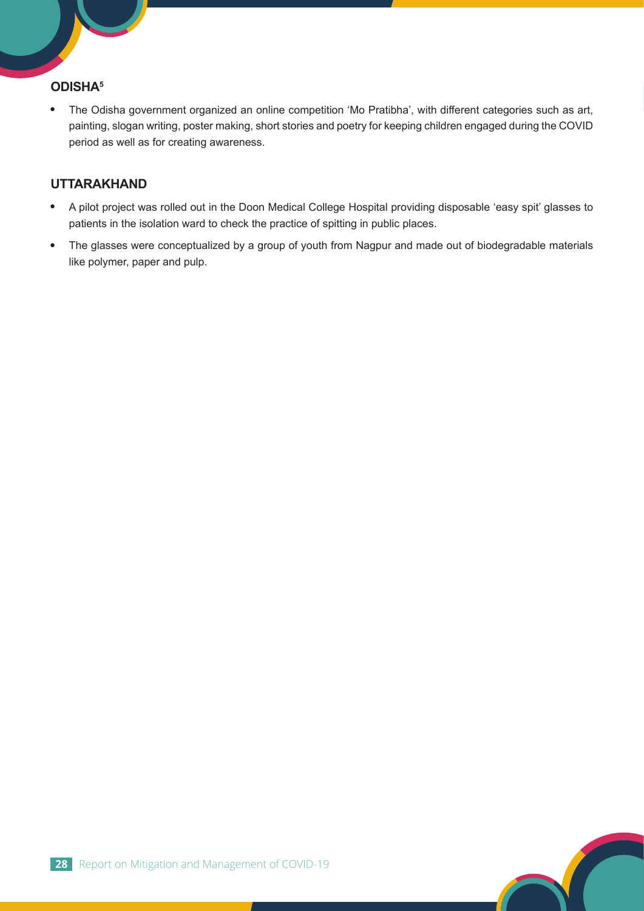### ODISHA[5]

- The Odisha government organized an online competition 'Mo Pratibha', with different categories such as art, painting, slogan writing, poster making, short stories and poetry for keeping children engaged during the COVID period as well as for creating awareness.

### UTTARAKHAND

- A pilot project was rolled out in the Doon Medical College Hospital providing disposable 'easy spit' glasses to patients in the isolation ward to check the practice of spitting in public places.
- The glasses were conceptualized by a group of youth from Nagpur and made out of biodegradable materials like polymer, paper and pulp.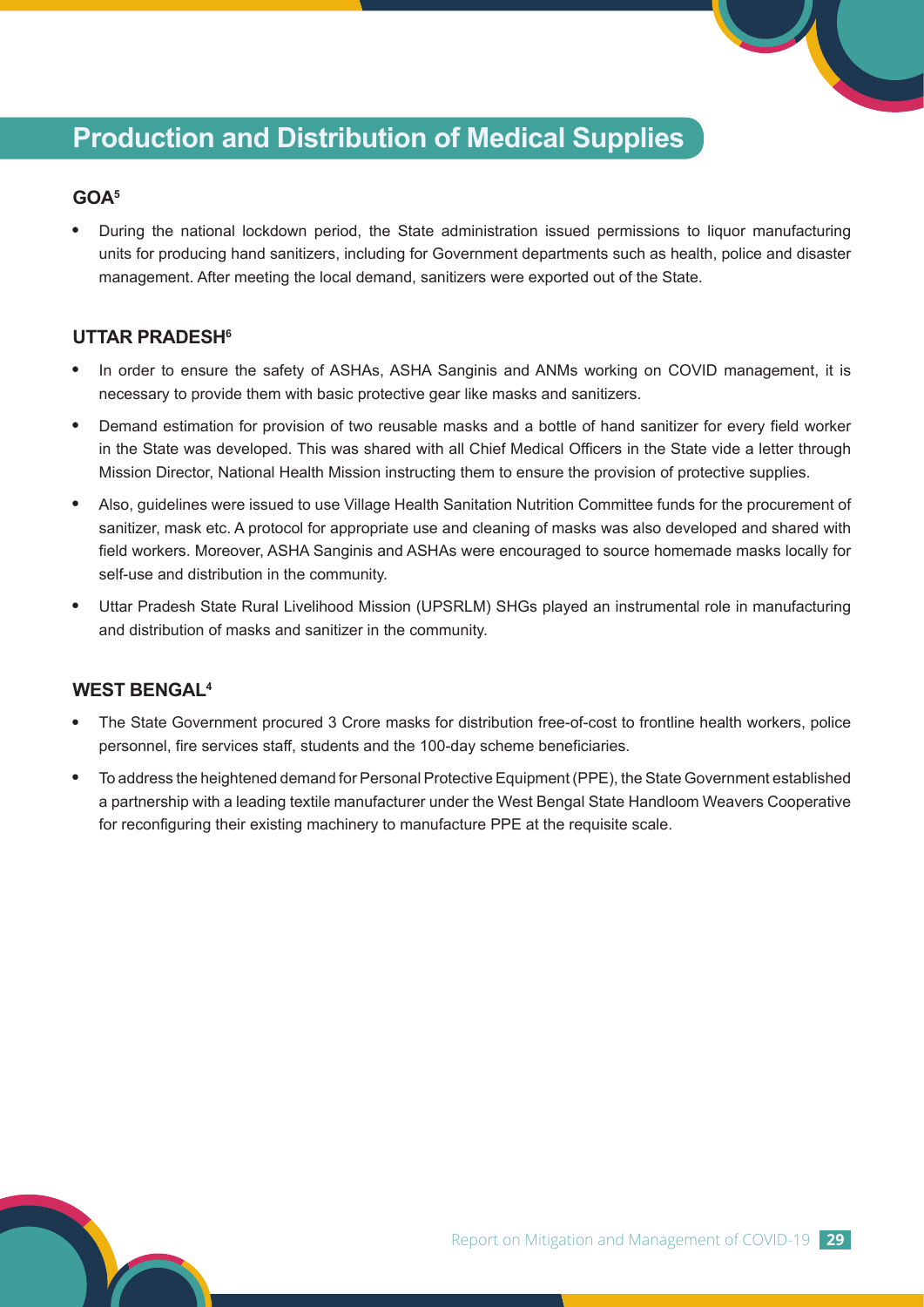# Production and Distribution of Medical Supplies

## GOA[5]

- During the national lockdown period, the State administration issued permissions to liquor manufacturing units for producing hand sanitizers, including for Government departments such as health, police and disaster management. After meeting the local demand, sanitizers were exported out of the State.

## UTTAR PRADESH[6]

- In order to ensure the safety of ASHAs, ASHA Sanginis and ANMs working on COVID management, it is necessary to provide them with basic protective gear like masks and sanitizers.
- Demand estimation for provision of two reusable masks and a bottle of hand sanitizer for every field worker in the State was developed. This was shared with all Chief Medical Officers in the State vide a letter through Mission Director, National Health Mission instructing them to ensure the provision of protective supplies.
- Also, guidelines were issued to use Village Health Sanitation Nutrition Committee funds for the procurement of sanitizer, mask etc. A protocol for appropriate use and cleaning of masks was also developed and shared with field workers. Moreover, ASHA Sanginis and ASHAs were encouraged to source homemade masks locally for self-use and distribution in the community.
- Uttar Pradesh State Rural Livelihood Mission (UPSRLM) SHGs played an instrumental role in manufacturing and distribution of masks and sanitizer in the community.

## WEST BENGAL[4]

- The State Government procured 3 Crore masks for distribution free-of-cost to frontline health workers, police personnel, fire services staff, students and the 100-day scheme beneficiaries.
- To address the heightened demand for Personal Protective Equipment (PPE), the State Government established a partnership with a leading textile manufacturer under the West Bengal State Handloom Weavers Cooperative for reconfiguring their existing machinery to manufacture PPE at the requisite scale.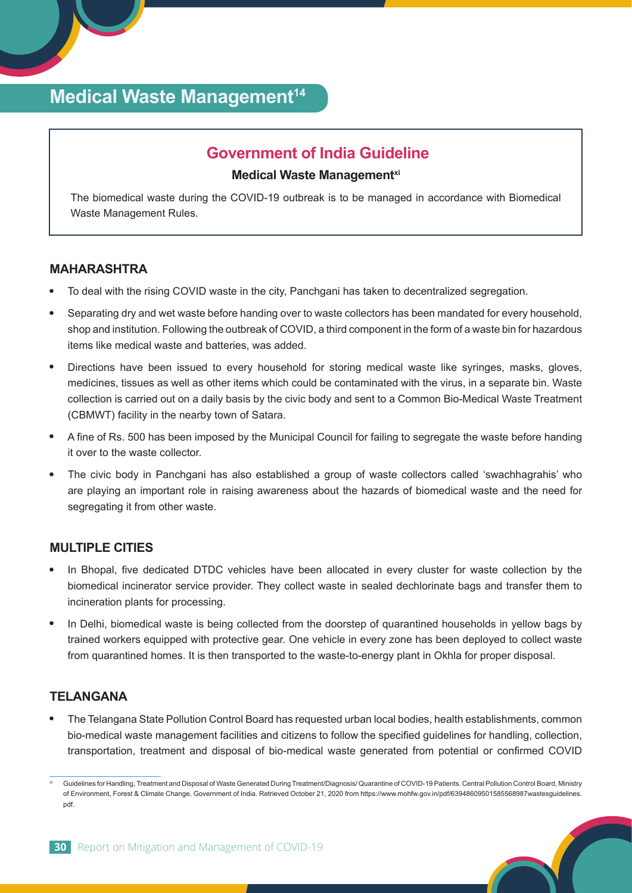# Medical Waste Management[14]

## Government of India Guideline

**Medical Waste Management[xi]**

The biomedical waste during the COVID-19 outbreak is to be managed in accordance with Biomedical Waste Management Rules.

### MAHARASHTRA

- To deal with the rising COVID waste in the city, Panchgani has taken to decentralized segregation.
- Separating dry and wet waste before handing over to waste collectors has been mandated for every household, shop and institution. Following the outbreak of COVID, a third component in the form of a waste bin for hazardous items like medical waste and batteries, was added.
- Directions have been issued to every household for storing medical waste like syringes, masks, gloves, medicines, tissues as well as other items which could be contaminated with the virus, in a separate bin. Waste collection is carried out on a daily basis by the civic body and sent to a Common Bio-Medical Waste Treatment (CBMWT) facility in the nearby town of Satara.
- A fine of Rs. 500 has been imposed by the Municipal Council for failing to segregate the waste before handing it over to the waste collector.
- The civic body in Panchgani has also established a group of waste collectors called 'swachhagrahis' who are playing an important role in raising awareness about the hazards of biomedical waste and the need for segregating it from other waste.

### MULTIPLE CITIES

- In Bhopal, five dedicated DTDC vehicles have been allocated in every cluster for waste collection by the biomedical incinerator service provider. They collect waste in sealed dechlorinate bags and transfer them to incineration plants for processing.
- In Delhi, biomedical waste is being collected from the doorstep of quarantined households in yellow bags by trained workers equipped with protective gear. One vehicle in every zone has been deployed to collect waste from quarantined homes. It is then transported to the waste-to-energy plant in Okhla for proper disposal.

### TELANGANA

- The Telangana State Pollution Control Board has requested urban local bodies, health establishments, common bio-medical waste management facilities and citizens to follow the specified guidelines for handling, collection, transportation, treatment and disposal of bio-medical waste generated from potential or confirmed COVID

[xi] Guidelines for Handling, Treatment and Disposal of Waste Generated During Treatment/Diagnosis/ Quarantine of COVID-19 Patients. Central Pollution Control Board, Ministry of Environment, Forest & Climate Change, Government of India. Retrieved October 21, 2020 from https://www.mohfw.gov.in/pdf/63948609501585568987wastesguidelines.pdf.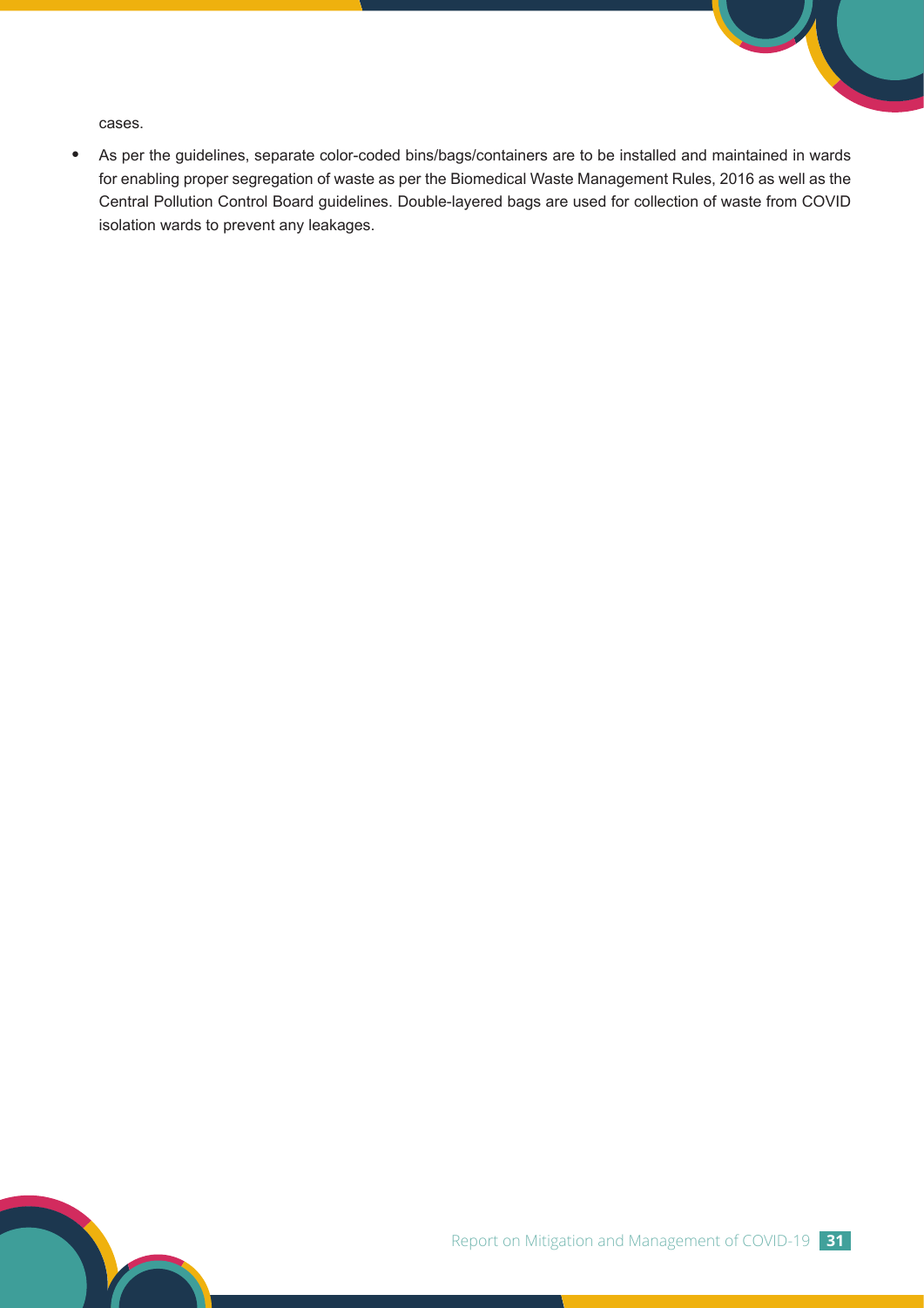cases.

- As per the guidelines, separate color-coded bins/bags/containers are to be installed and maintained in wards for enabling proper segregation of waste as per the Biomedical Waste Management Rules, 2016 as well as the Central Pollution Control Board guidelines. Double-layered bags are used for collection of waste from COVID isolation wards to prevent any leakages.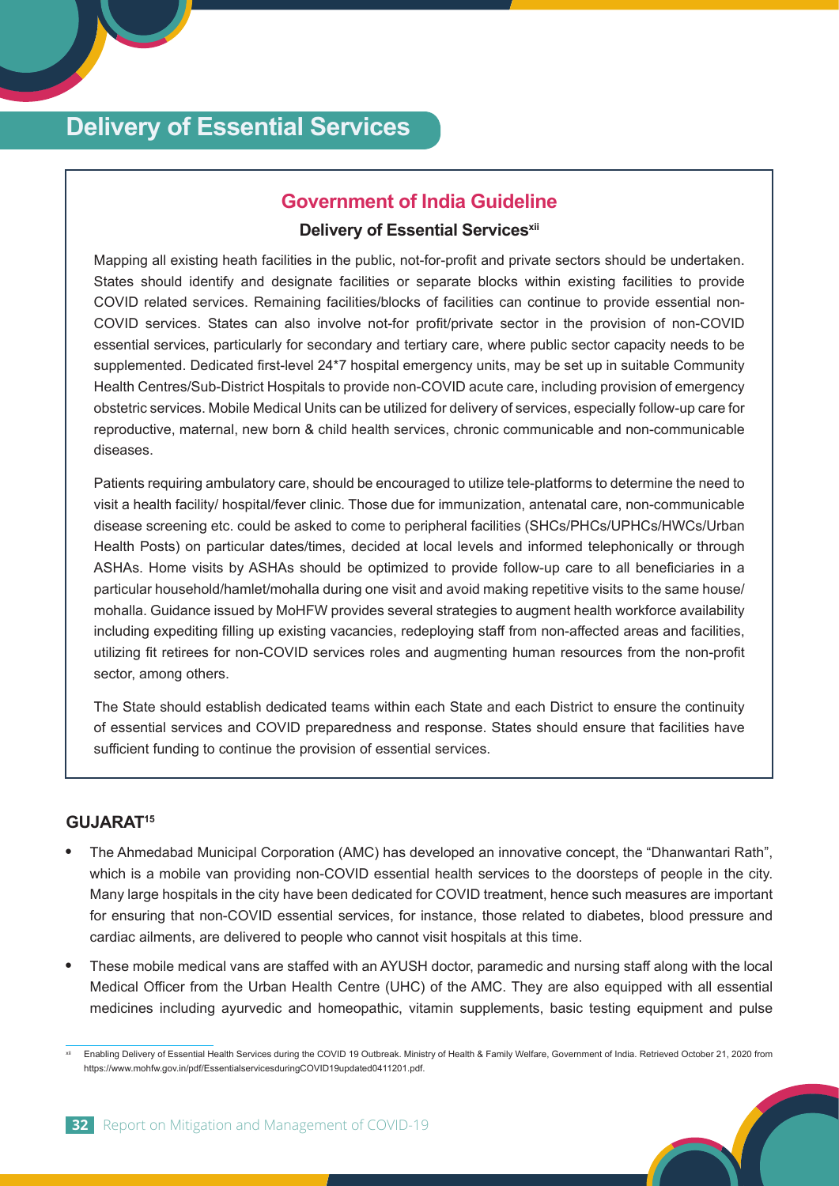# Delivery of Essential Services

## Government of India Guideline

### Delivery of Essential Services[xii]

Mapping all existing heath facilities in the public, not-for-profit and private sectors should be undertaken. States should identify and designate facilities or separate blocks within existing facilities to provide COVID related services. Remaining facilities/blocks of facilities can continue to provide essential non-COVID services. States can also involve not-for profit/private sector in the provision of non-COVID essential services, particularly for secondary and tertiary care, where public sector capacity needs to be supplemented. Dedicated first-level 24*7 hospital emergency units, may be set up in suitable Community Health Centres/Sub-District Hospitals to provide non-COVID acute care, including provision of emergency obstetric services. Mobile Medical Units can be utilized for delivery of services, especially follow-up care for reproductive, maternal, new born & child health services, chronic communicable and non-communicable diseases.

Patients requiring ambulatory care, should be encouraged to utilize tele-platforms to determine the need to visit a health facility/ hospital/fever clinic. Those due for immunization, antenatal care, non-communicable disease screening etc. could be asked to come to peripheral facilities (SHCs/PHCs/UPHCs/HWCs/Urban Health Posts) on particular dates/times, decided at local levels and informed telephonically or through ASHAs. Home visits by ASHAs should be optimized to provide follow-up care to all beneficiaries in a particular household/hamlet/mohalla during one visit and avoid making repetitive visits to the same house/ mohalla. Guidance issued by MoHFW provides several strategies to augment health workforce availability including expediting filling up existing vacancies, redeploying staff from non-affected areas and facilities, utilizing fit retirees for non-COVID services roles and augmenting human resources from the non-profit sector, among others.

The State should establish dedicated teams within each State and each District to ensure the continuity of essential services and COVID preparedness and response. States should ensure that facilities have sufficient funding to continue the provision of essential services.

### GUJARAT[15]

- The Ahmedabad Municipal Corporation (AMC) has developed an innovative concept, the "Dhanwantari Rath", which is a mobile van providing non-COVID essential health services to the doorsteps of people in the city. Many large hospitals in the city have been dedicated for COVID treatment, hence such measures are important for ensuring that non-COVID essential services, for instance, those related to diabetes, blood pressure and cardiac ailments, are delivered to people who cannot visit hospitals at this time.
- These mobile medical vans are staffed with an AYUSH doctor, paramedic and nursing staff along with the local Medical Officer from the Urban Health Centre (UHC) of the AMC. They are also equipped with all essential medicines including ayurvedic and homeopathic, vitamin supplements, basic testing equipment and pulse

[xii] Enabling Delivery of Essential Health Services during the COVID 19 Outbreak. Ministry of Health & Family Welfare, Government of India. Retrieved October 21, 2020 from https://www.mohfw.gov.in/pdf/EssentialservicesduringCOVID19updated0411201.pdf.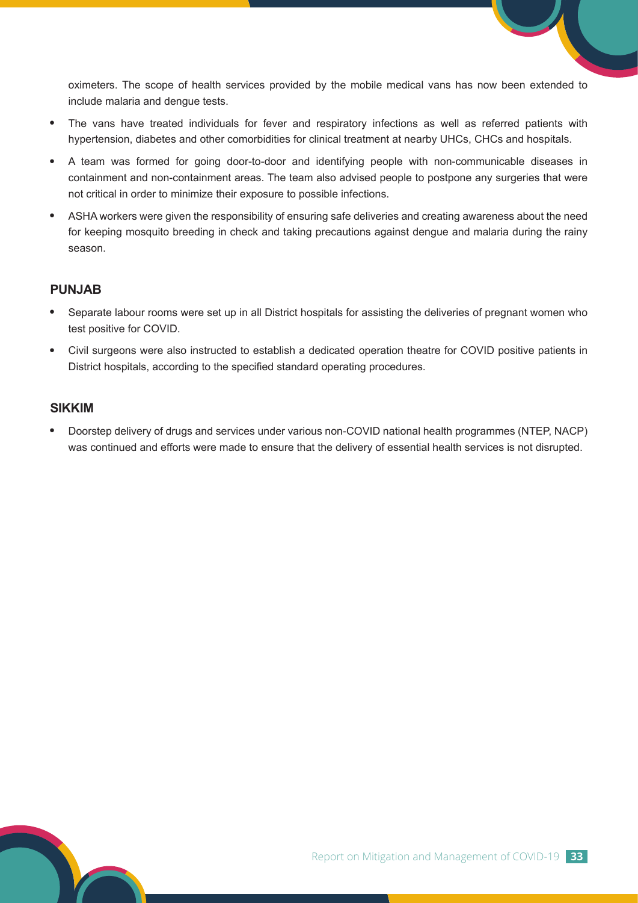oximeters. The scope of health services provided by the mobile medical vans has now been extended to include malaria and dengue tests.

- The vans have treated individuals for fever and respiratory infections as well as referred patients with hypertension, diabetes and other comorbidities for clinical treatment at nearby UHCs, CHCs and hospitals.
- A team was formed for going door-to-door and identifying people with non-communicable diseases in containment and non-containment areas. The team also advised people to postpone any surgeries that were not critical in order to minimize their exposure to possible infections.
- ASHA workers were given the responsibility of ensuring safe deliveries and creating awareness about the need for keeping mosquito breeding in check and taking precautions against dengue and malaria during the rainy season.

### PUNJAB

- Separate labour rooms were set up in all District hospitals for assisting the deliveries of pregnant women who test positive for COVID.
- Civil surgeons were also instructed to establish a dedicated operation theatre for COVID positive patients in District hospitals, according to the specified standard operating procedures.

### SIKKIM

- Doorstep delivery of drugs and services under various non-COVID national health programmes (NTEP, NACP) was continued and efforts were made to ensure that the delivery of essential health services is not disrupted.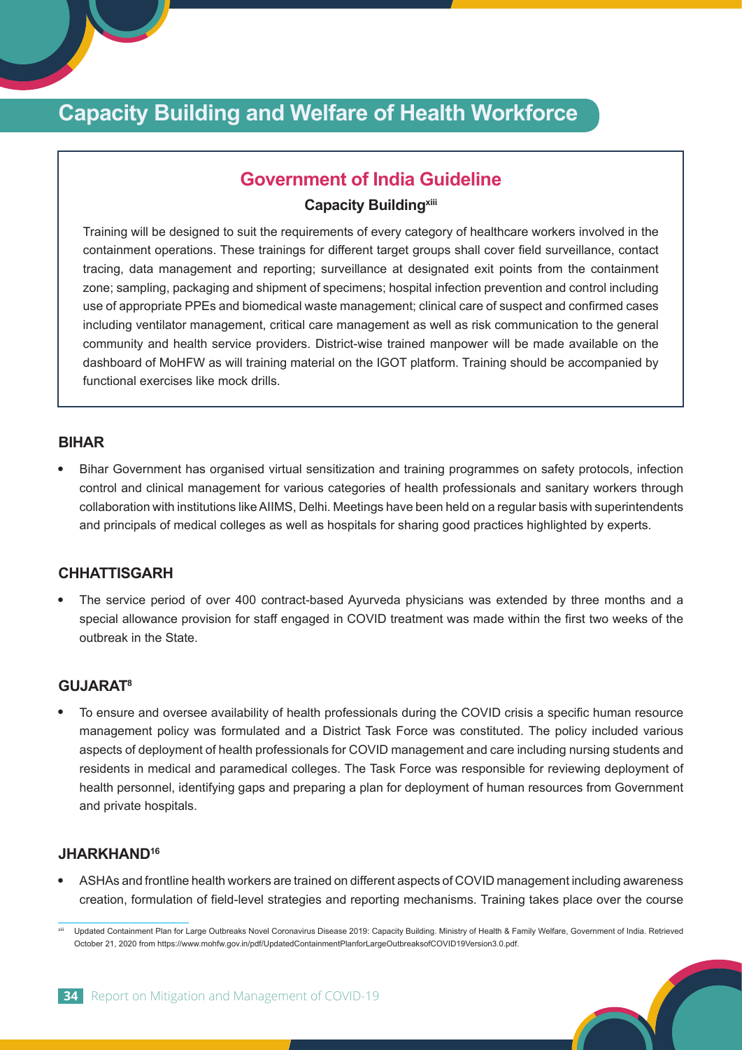# Capacity Building and Welfare of Health Workforce

## Government of India Guideline

### Capacity Building[xiii]

Training will be designed to suit the requirements of every category of healthcare workers involved in the containment operations. These trainings for different target groups shall cover field surveillance, contact tracing, data management and reporting; surveillance at designated exit points from the containment zone; sampling, packaging and shipment of specimens; hospital infection prevention and control including use of appropriate PPEs and biomedical waste management; clinical care of suspect and confirmed cases including ventilator management, critical care management as well as risk communication to the general community and health service providers. District-wise trained manpower will be made available on the dashboard of MoHFW as will training material on the IGOT platform. Training should be accompanied by functional exercises like mock drills.

### BIHAR

- Bihar Government has organised virtual sensitization and training programmes on safety protocols, infection control and clinical management for various categories of health professionals and sanitary workers through collaboration with institutions like AIIMS, Delhi. Meetings have been held on a regular basis with superintendents and principals of medical colleges as well as hospitals for sharing good practices highlighted by experts.

### CHHATTISGARH

- The service period of over 400 contract-based Ayurveda physicians was extended by three months and a special allowance provision for staff engaged in COVID treatment was made within the first two weeks of the outbreak in the State.

### GUJARAT[8]

- To ensure and oversee availability of health professionals during the COVID crisis a specific human resource management policy was formulated and a District Task Force was constituted. The policy included various aspects of deployment of health professionals for COVID management and care including nursing students and residents in medical and paramedical colleges. The Task Force was responsible for reviewing deployment of health personnel, identifying gaps and preparing a plan for deployment of human resources from Government and private hospitals.

### JHARKHAND[16]

- ASHAs and frontline health workers are trained on different aspects of COVID management including awareness creation, formulation of field-level strategies and reporting mechanisms. Training takes place over the course

---

[xiii] Updated Containment Plan for Large Outbreaks Novel Coronavirus Disease 2019: Capacity Building. Ministry of Health & Family Welfare, Government of India. Retrieved October 21, 2020 from https://www.mohfw.gov.in/pdf/UpdatedContainmentPlanforLargeOutbreaksofCOVID19Version3.0.pdf.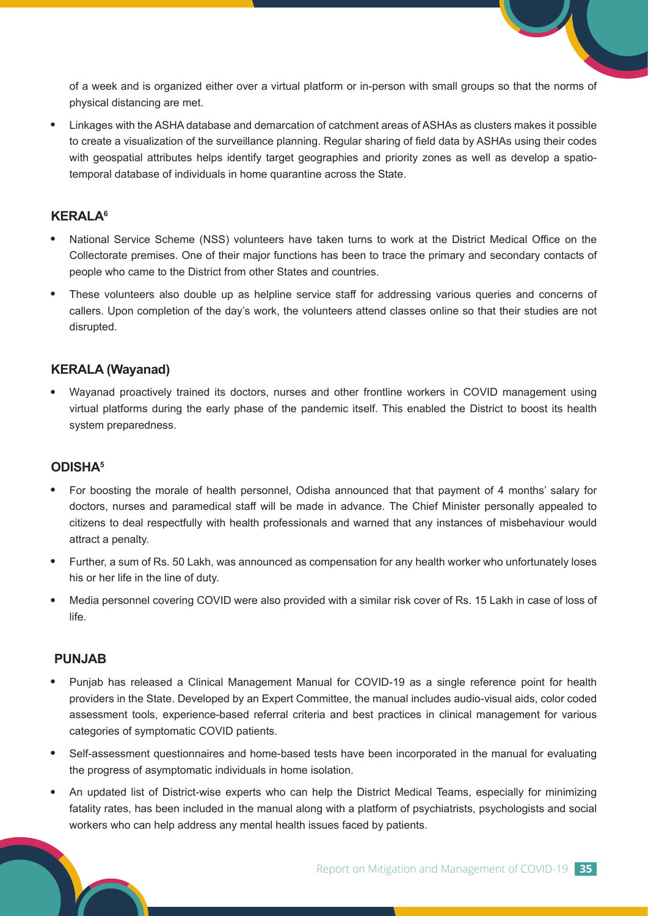of a week and is organized either over a virtual platform or in-person with small groups so that the norms of physical distancing are met.

- Linkages with the ASHA database and demarcation of catchment areas of ASHAs as clusters makes it possible to create a visualization of the surveillance planning. Regular sharing of field data by ASHAs using their codes with geospatial attributes helps identify target geographies and priority zones as well as develop a spatio-temporal database of individuals in home quarantine across the State.

### KERALA[6]

- National Service Scheme (NSS) volunteers have taken turns to work at the District Medical Office on the Collectorate premises. One of their major functions has been to trace the primary and secondary contacts of people who came to the District from other States and countries.
- These volunteers also double up as helpline service staff for addressing various queries and concerns of callers. Upon completion of the day's work, the volunteers attend classes online so that their studies are not disrupted.

### KERALA (Wayanad)

- Wayanad proactively trained its doctors, nurses and other frontline workers in COVID management using virtual platforms during the early phase of the pandemic itself. This enabled the District to boost its health system preparedness.

### ODISHA[5]

- For boosting the morale of health personnel, Odisha announced that that payment of 4 months' salary for doctors, nurses and paramedical staff will be made in advance. The Chief Minister personally appealed to citizens to deal respectfully with health professionals and warned that any instances of misbehaviour would attract a penalty.
- Further, a sum of Rs. 50 Lakh, was announced as compensation for any health worker who unfortunately loses his or her life in the line of duty.
- Media personnel covering COVID were also provided with a similar risk cover of Rs. 15 Lakh in case of loss of life.

### PUNJAB

- Punjab has released a Clinical Management Manual for COVID-19 as a single reference point for health providers in the State. Developed by an Expert Committee, the manual includes audio-visual aids, color coded assessment tools, experience-based referral criteria and best practices in clinical management for various categories of symptomatic COVID patients.
- Self-assessment questionnaires and home-based tests have been incorporated in the manual for evaluating the progress of asymptomatic individuals in home isolation.
- An updated list of District-wise experts who can help the District Medical Teams, especially for minimizing fatality rates, has been included in the manual along with a platform of psychiatrists, psychologists and social workers who can help address any mental health issues faced by patients.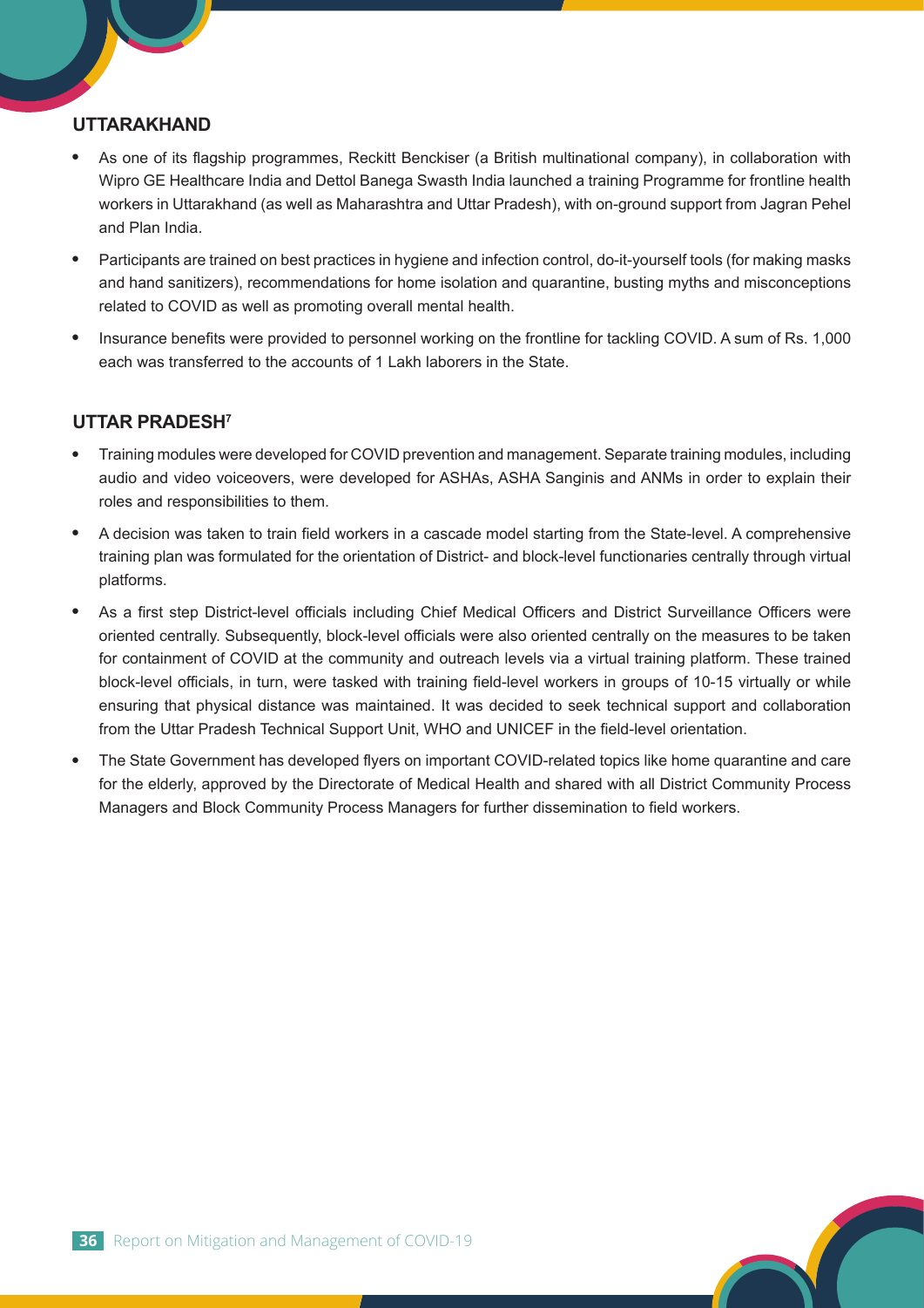## UTTARAKHAND

- As one of its flagship programmes, Reckitt Benckiser (a British multinational company), in collaboration with Wipro GE Healthcare India and Dettol Banega Swasth India launched a training Programme for frontline health workers in Uttarakhand (as well as Maharashtra and Uttar Pradesh), with on-ground support from Jagran Pehel and Plan India.
- Participants are trained on best practices in hygiene and infection control, do-it-yourself tools (for making masks and hand sanitizers), recommendations for home isolation and quarantine, busting myths and misconceptions related to COVID as well as promoting overall mental health.
- Insurance benefits were provided to personnel working on the frontline for tackling COVID. A sum of Rs. 1,000 each was transferred to the accounts of 1 Lakh laborers in the State.

## UTTAR PRADESH[7]

- Training modules were developed for COVID prevention and management. Separate training modules, including audio and video voiceovers, were developed for ASHAs, ASHA Sanginis and ANMs in order to explain their roles and responsibilities to them.
- A decision was taken to train field workers in a cascade model starting from the State-level. A comprehensive training plan was formulated for the orientation of District- and block-level functionaries centrally through virtual platforms.
- As a first step District-level officials including Chief Medical Officers and District Surveillance Officers were oriented centrally. Subsequently, block-level officials were also oriented centrally on the measures to be taken for containment of COVID at the community and outreach levels via a virtual training platform. These trained block-level officials, in turn, were tasked with training field-level workers in groups of 10-15 virtually or while ensuring that physical distance was maintained. It was decided to seek technical support and collaboration from the Uttar Pradesh Technical Support Unit, WHO and UNICEF in the field-level orientation.
- The State Government has developed flyers on important COVID-related topics like home quarantine and care for the elderly, approved by the Directorate of Medical Health and shared with all District Community Process Managers and Block Community Process Managers for further dissemination to field workers.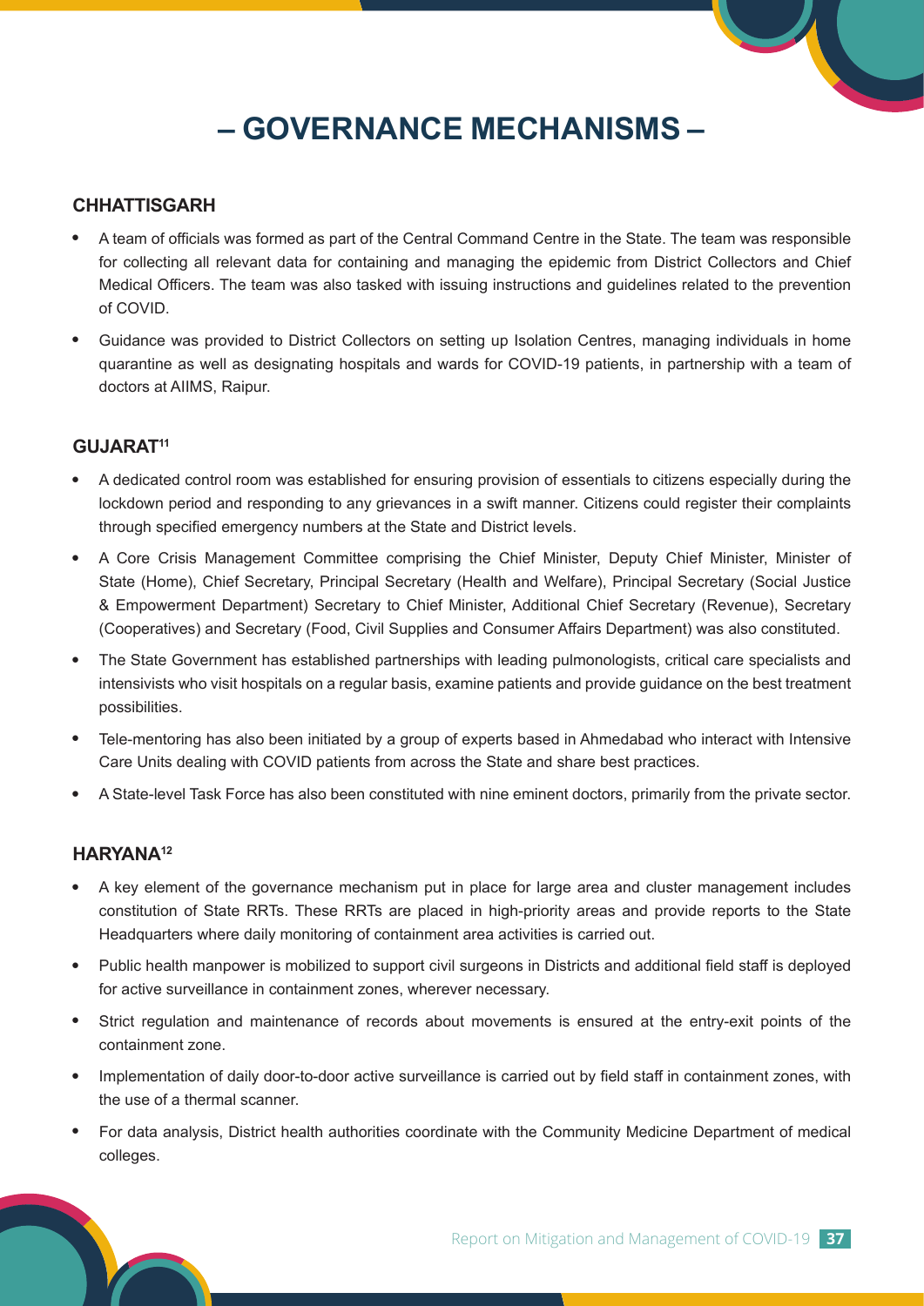# – GOVERNANCE MECHANISMS –

## CHHATTISGARH

- A team of officials was formed as part of the Central Command Centre in the State. The team was responsible for collecting all relevant data for containing and managing the epidemic from District Collectors and Chief Medical Officers. The team was also tasked with issuing instructions and guidelines related to the prevention of COVID.
- Guidance was provided to District Collectors on setting up Isolation Centres, managing individuals in home quarantine as well as designating hospitals and wards for COVID-19 patients, in partnership with a team of doctors at AIIMS, Raipur.

## GUJARAT[11]

- A dedicated control room was established for ensuring provision of essentials to citizens especially during the lockdown period and responding to any grievances in a swift manner. Citizens could register their complaints through specified emergency numbers at the State and District levels.
- A Core Crisis Management Committee comprising the Chief Minister, Deputy Chief Minister, Minister of State (Home), Chief Secretary, Principal Secretary (Health and Welfare), Principal Secretary (Social Justice & Empowerment Department) Secretary to Chief Minister, Additional Chief Secretary (Revenue), Secretary (Cooperatives) and Secretary (Food, Civil Supplies and Consumer Affairs Department) was also constituted.
- The State Government has established partnerships with leading pulmonologists, critical care specialists and intensivists who visit hospitals on a regular basis, examine patients and provide guidance on the best treatment possibilities.
- Tele-mentoring has also been initiated by a group of experts based in Ahmedabad who interact with Intensive Care Units dealing with COVID patients from across the State and share best practices.
- A State-level Task Force has also been constituted with nine eminent doctors, primarily from the private sector.

## HARYANA[12]

- A key element of the governance mechanism put in place for large area and cluster management includes constitution of State RRTs. These RRTs are placed in high-priority areas and provide reports to the State Headquarters where daily monitoring of containment area activities is carried out.
- Public health manpower is mobilized to support civil surgeons in Districts and additional field staff is deployed for active surveillance in containment zones, wherever necessary.
- Strict regulation and maintenance of records about movements is ensured at the entry-exit points of the containment zone.
- Implementation of daily door-to-door active surveillance is carried out by field staff in containment zones, with the use of a thermal scanner.
- For data analysis, District health authorities coordinate with the Community Medicine Department of medical colleges.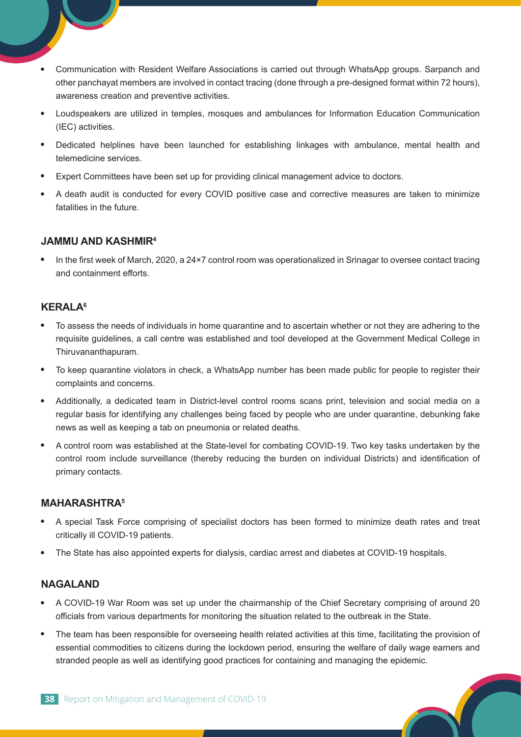- Communication with Resident Welfare Associations is carried out through WhatsApp groups. Sarpanch and other panchayat members are involved in contact tracing (done through a pre-designed format within 72 hours), awareness creation and preventive activities.
- Loudspeakers are utilized in temples, mosques and ambulances for Information Education Communication (IEC) activities.
- Dedicated helplines have been launched for establishing linkages with ambulance, mental health and telemedicine services.
- Expert Committees have been set up for providing clinical management advice to doctors.
- A death audit is conducted for every COVID positive case and corrective measures are taken to minimize fatalities in the future.

### JAMMU AND KASHMIR[4]

- In the first week of March, 2020, a 24×7 control room was operationalized in Srinagar to oversee contact tracing and containment efforts.

### KERALA[6]

- To assess the needs of individuals in home quarantine and to ascertain whether or not they are adhering to the requisite guidelines, a call centre was established and tool developed at the Government Medical College in Thiruvananthapuram.
- To keep quarantine violators in check, a WhatsApp number has been made public for people to register their complaints and concerns.
- Additionally, a dedicated team in District-level control rooms scans print, television and social media on a regular basis for identifying any challenges being faced by people who are under quarantine, debunking fake news as well as keeping a tab on pneumonia or related deaths.
- A control room was established at the State-level for combating COVID-19. Two key tasks undertaken by the control room include surveillance (thereby reducing the burden on individual Districts) and identification of primary contacts.

### MAHARASHTRA[5]

- A special Task Force comprising of specialist doctors has been formed to minimize death rates and treat critically ill COVID-19 patients.
- The State has also appointed experts for dialysis, cardiac arrest and diabetes at COVID-19 hospitals.

### NAGALAND

- A COVID-19 War Room was set up under the chairmanship of the Chief Secretary comprising of around 20 officials from various departments for monitoring the situation related to the outbreak in the State.
- The team has been responsible for overseeing health related activities at this time, facilitating the provision of essential commodities to citizens during the lockdown period, ensuring the welfare of daily wage earners and stranded people as well as identifying good practices for containing and managing the epidemic.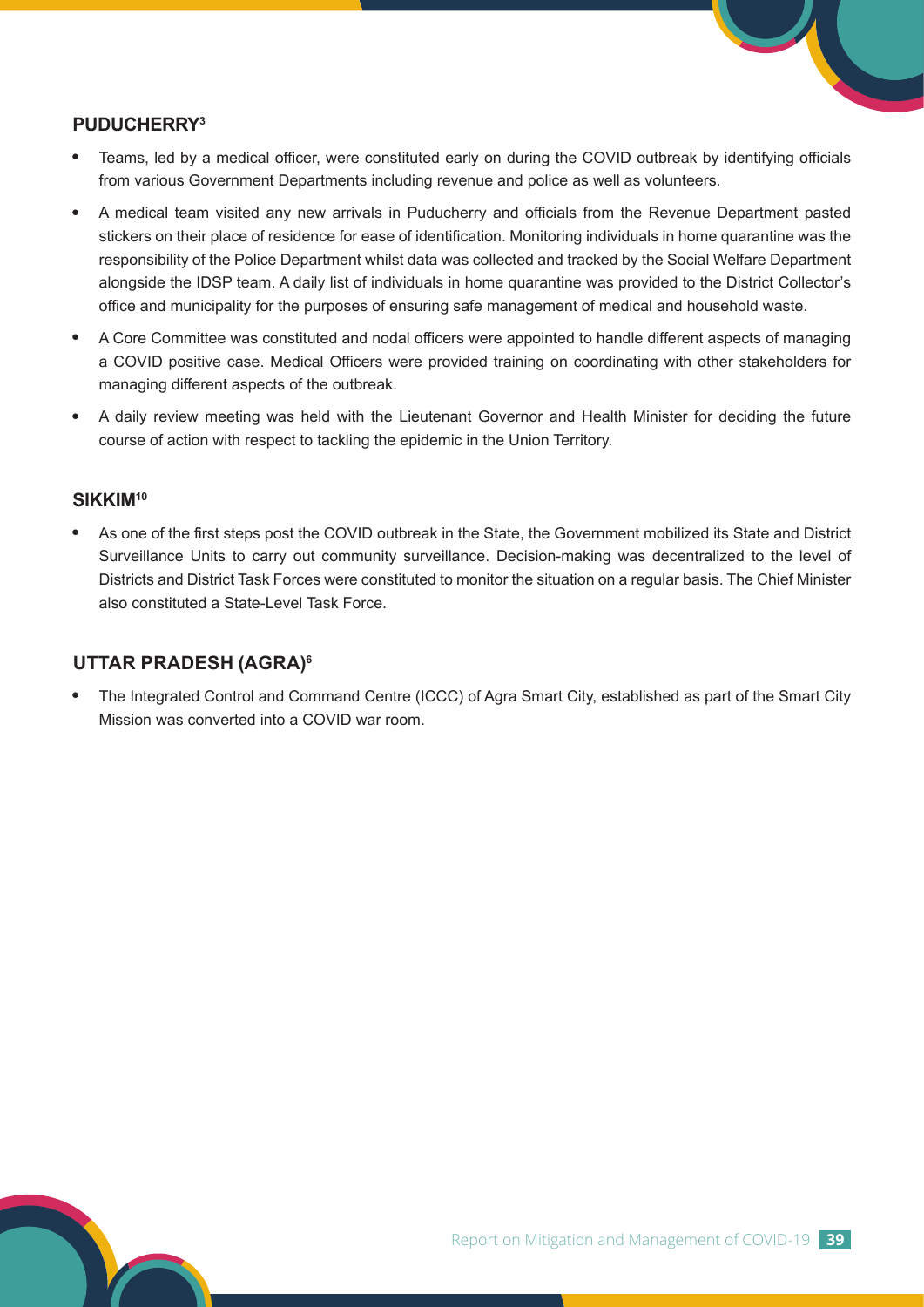### PUDUCHERRY[3]

- Teams, led by a medical officer, were constituted early on during the COVID outbreak by identifying officials from various Government Departments including revenue and police as well as volunteers.
- A medical team visited any new arrivals in Puducherry and officials from the Revenue Department pasted stickers on their place of residence for ease of identification. Monitoring individuals in home quarantine was the responsibility of the Police Department whilst data was collected and tracked by the Social Welfare Department alongside the IDSP team. A daily list of individuals in home quarantine was provided to the District Collector's office and municipality for the purposes of ensuring safe management of medical and household waste.
- A Core Committee was constituted and nodal officers were appointed to handle different aspects of managing a COVID positive case. Medical Officers were provided training on coordinating with other stakeholders for managing different aspects of the outbreak.
- A daily review meeting was held with the Lieutenant Governor and Health Minister for deciding the future course of action with respect to tackling the epidemic in the Union Territory.

### SIKKIM[10]

- As one of the first steps post the COVID outbreak in the State, the Government mobilized its State and District Surveillance Units to carry out community surveillance. Decision-making was decentralized to the level of Districts and District Task Forces were constituted to monitor the situation on a regular basis. The Chief Minister also constituted a State-Level Task Force.

### UTTAR PRADESH (AGRA)[6]

- The Integrated Control and Command Centre (ICCC) of Agra Smart City, established as part of the Smart City Mission was converted into a COVID war room.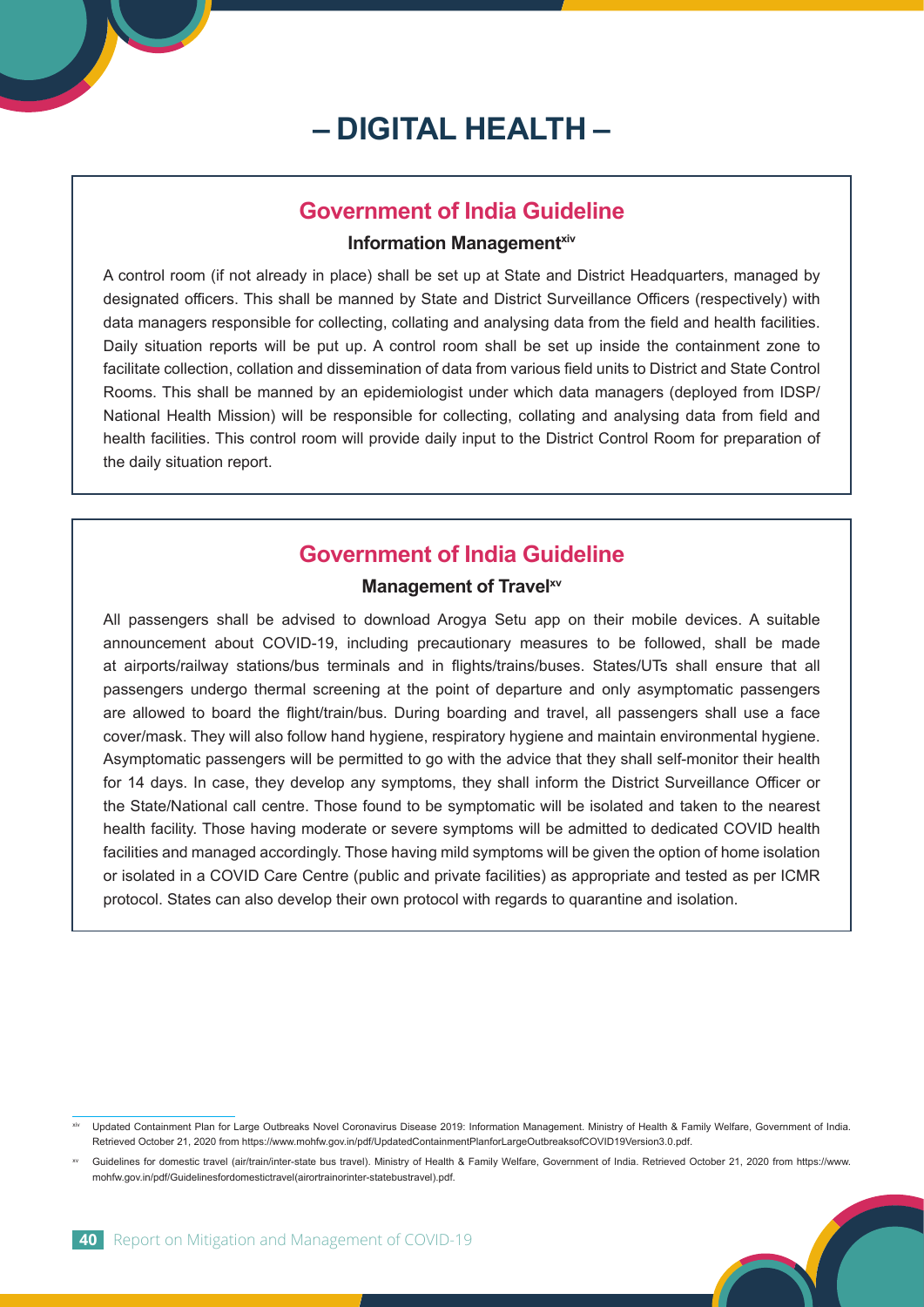# – DIGITAL HEALTH –

## Government of India Guideline

### Information Management[xiv]

A control room (if not already in place) shall be set up at State and District Headquarters, managed by designated officers. This shall be manned by State and District Surveillance Officers (respectively) with data managers responsible for collecting, collating and analysing data from the field and health facilities. Daily situation reports will be put up. A control room shall be set up inside the containment zone to facilitate collection, collation and dissemination of data from various field units to District and State Control Rooms. This shall be manned by an epidemiologist under which data managers (deployed from IDSP/ National Health Mission) will be responsible for collecting, collating and analysing data from field and health facilities. This control room will provide daily input to the District Control Room for preparation of the daily situation report.

## Government of India Guideline

### Management of Travel[xv]

All passengers shall be advised to download Arogya Setu app on their mobile devices. A suitable announcement about COVID-19, including precautionary measures to be followed, shall be made at airports/railway stations/bus terminals and in flights/trains/buses. States/UTs shall ensure that all passengers undergo thermal screening at the point of departure and only asymptomatic passengers are allowed to board the flight/train/bus. During boarding and travel, all passengers shall use a face cover/mask. They will also follow hand hygiene, respiratory hygiene and maintain environmental hygiene. Asymptomatic passengers will be permitted to go with the advice that they shall self-monitor their health for 14 days. In case, they develop any symptoms, they shall inform the District Surveillance Officer or the State/National call centre. Those found to be symptomatic will be isolated and taken to the nearest health facility. Those having moderate or severe symptoms will be admitted to dedicated COVID health facilities and managed accordingly. Those having mild symptoms will be given the option of home isolation or isolated in a COVID Care Centre (public and private facilities) as appropriate and tested as per ICMR protocol. States can also develop their own protocol with regards to quarantine and isolation.

---

[xiv] Updated Containment Plan for Large Outbreaks Novel Coronavirus Disease 2019: Information Management. Ministry of Health & Family Welfare, Government of India. Retrieved October 21, 2020 from https://www.mohfw.gov.in/pdf/UpdatedContainmentPlanforLargeOutbreaksofCOVID19Version3.0.pdf.

[xv] Guidelines for domestic travel (air/train/inter-state bus travel). Ministry of Health & Family Welfare, Government of India. Retrieved October 21, 2020 from https://www.mohfw.gov.in/pdf/Guidelinesfordomestictravel(airortrainorinter-statebustravel).pdf.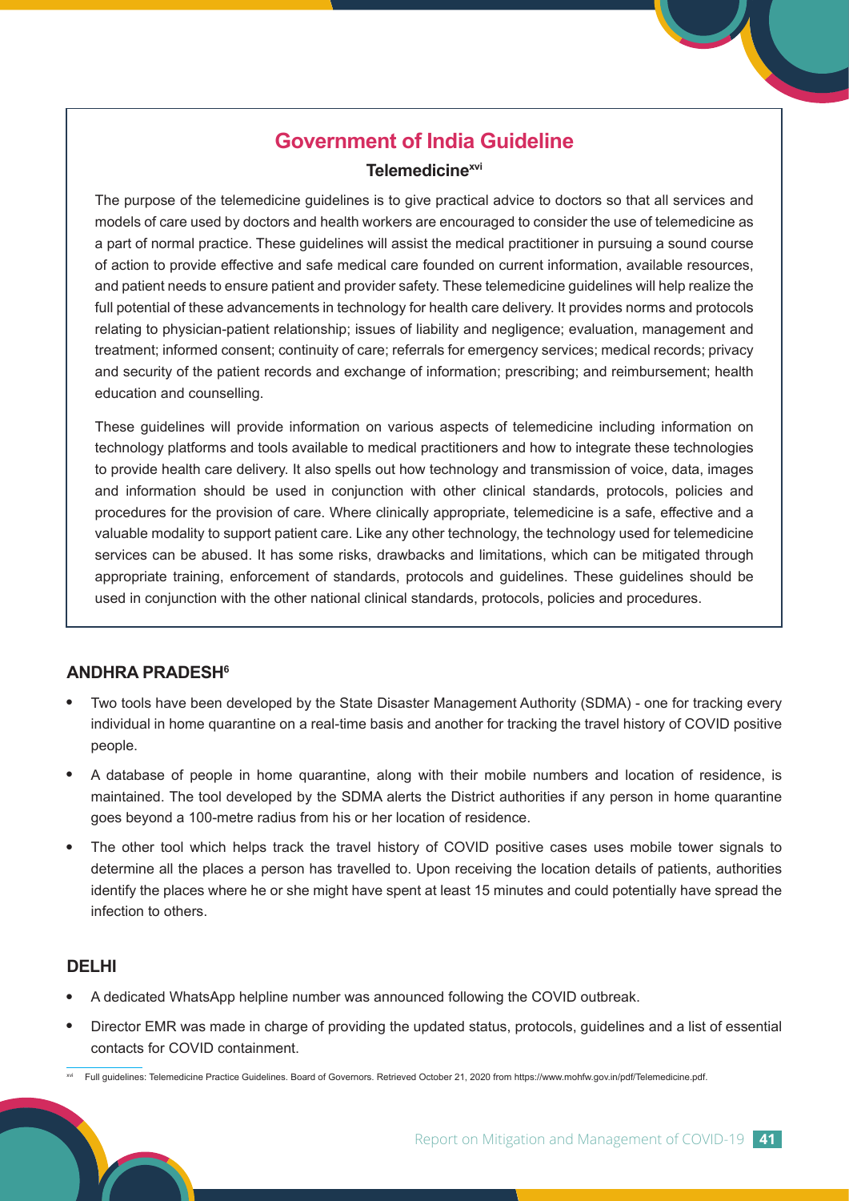## Government of India Guideline

### Telemedicine[xvi]

The purpose of the telemedicine guidelines is to give practical advice to doctors so that all services and models of care used by doctors and health workers are encouraged to consider the use of telemedicine as a part of normal practice. These guidelines will assist the medical practitioner in pursuing a sound course of action to provide effective and safe medical care founded on current information, available resources, and patient needs to ensure patient and provider safety. These telemedicine guidelines will help realize the full potential of these advancements in technology for health care delivery. It provides norms and protocols relating to physician-patient relationship; issues of liability and negligence; evaluation, management and treatment; informed consent; continuity of care; referrals for emergency services; medical records; privacy and security of the patient records and exchange of information; prescribing; and reimbursement; health education and counselling.

These guidelines will provide information on various aspects of telemedicine including information on technology platforms and tools available to medical practitioners and how to integrate these technologies to provide health care delivery. It also spells out how technology and transmission of voice, data, images and information should be used in conjunction with other clinical standards, protocols, policies and procedures for the provision of care. Where clinically appropriate, telemedicine is a safe, effective and a valuable modality to support patient care. Like any other technology, the technology used for telemedicine services can be abused. It has some risks, drawbacks and limitations, which can be mitigated through appropriate training, enforcement of standards, protocols and guidelines. These guidelines should be used in conjunction with the other national clinical standards, protocols, policies and procedures.

### ANDHRA PRADESH[6]

- Two tools have been developed by the State Disaster Management Authority (SDMA) - one for tracking every individual in home quarantine on a real-time basis and another for tracking the travel history of COVID positive people.
- A database of people in home quarantine, along with their mobile numbers and location of residence, is maintained. The tool developed by the SDMA alerts the District authorities if any person in home quarantine goes beyond a 100-metre radius from his or her location of residence.
- The other tool which helps track the travel history of COVID positive cases uses mobile tower signals to determine all the places a person has travelled to. Upon receiving the location details of patients, authorities identify the places where he or she might have spent at least 15 minutes and could potentially have spread the infection to others.

### DELHI

- A dedicated WhatsApp helpline number was announced following the COVID outbreak.
- Director EMR was made in charge of providing the updated status, protocols, guidelines and a list of essential contacts for COVID containment.

[xvi] Full guidelines: Telemedicine Practice Guidelines. Board of Governors. Retrieved October 21, 2020 from https://www.mohfw.gov.in/pdf/Telemedicine.pdf.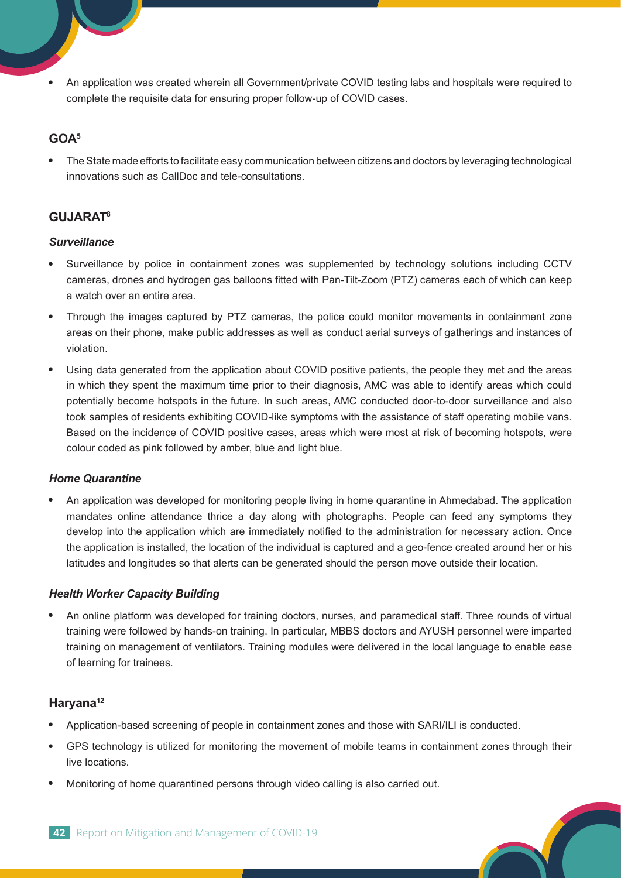- An application was created wherein all Government/private COVID testing labs and hospitals were required to complete the requisite data for ensuring proper follow-up of COVID cases.

## GOA[5]

- The State made efforts to facilitate easy communication between citizens and doctors by leveraging technological innovations such as CallDoc and tele-consultations.

## GUJARAT[8]

### *Surveillance*

- Surveillance by police in containment zones was supplemented by technology solutions including CCTV cameras, drones and hydrogen gas balloons fitted with Pan-Tilt-Zoom (PTZ) cameras each of which can keep a watch over an entire area.
- Through the images captured by PTZ cameras, the police could monitor movements in containment zone areas on their phone, make public addresses as well as conduct aerial surveys of gatherings and instances of violation.
- Using data generated from the application about COVID positive patients, the people they met and the areas in which they spent the maximum time prior to their diagnosis, AMC was able to identify areas which could potentially become hotspots in the future. In such areas, AMC conducted door-to-door surveillance and also took samples of residents exhibiting COVID-like symptoms with the assistance of staff operating mobile vans. Based on the incidence of COVID positive cases, areas which were most at risk of becoming hotspots, were colour coded as pink followed by amber, blue and light blue.

### *Home Quarantine*

- An application was developed for monitoring people living in home quarantine in Ahmedabad. The application mandates online attendance thrice a day along with photographs. People can feed any symptoms they develop into the application which are immediately notified to the administration for necessary action. Once the application is installed, the location of the individual is captured and a geo-fence created around her or his latitudes and longitudes so that alerts can be generated should the person move outside their location.

### *Health Worker Capacity Building*

- An online platform was developed for training doctors, nurses, and paramedical staff. Three rounds of virtual training were followed by hands-on training. In particular, MBBS doctors and AYUSH personnel were imparted training on management of ventilators. Training modules were delivered in the local language to enable ease of learning for trainees.

## Haryana[12]

- Application-based screening of people in containment zones and those with SARI/ILI is conducted.
- GPS technology is utilized for monitoring the movement of mobile teams in containment zones through their live locations.
- Monitoring of home quarantined persons through video calling is also carried out.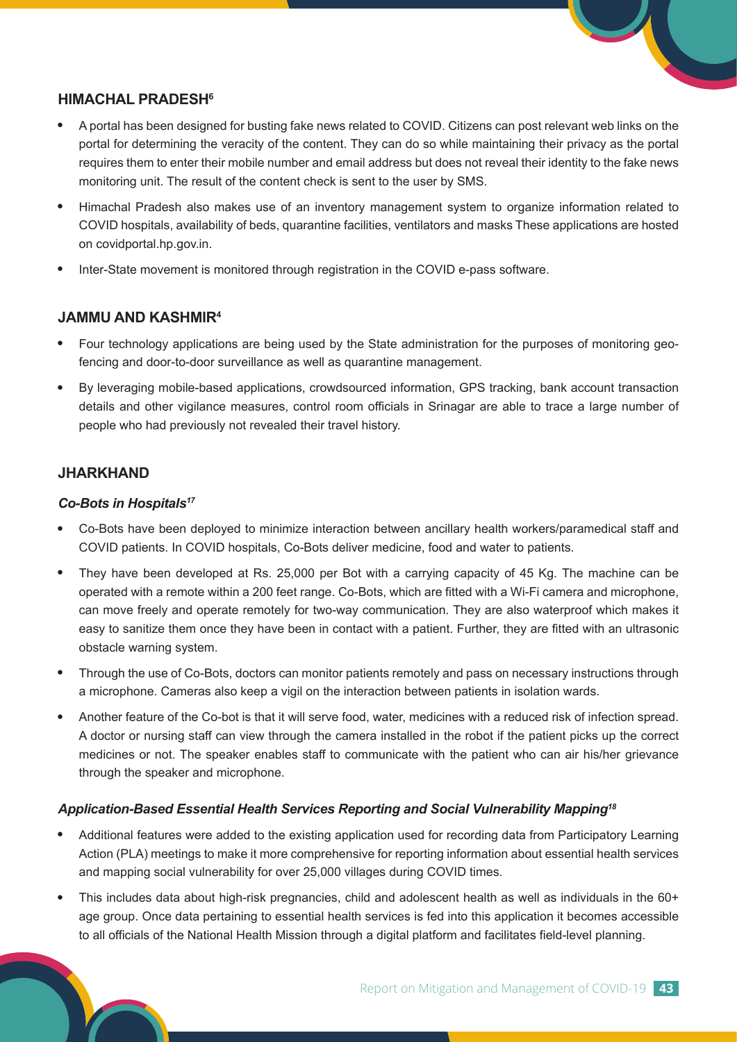## HIMACHAL PRADESH[6]

- A portal has been designed for busting fake news related to COVID. Citizens can post relevant web links on the portal for determining the veracity of the content. They can do so while maintaining their privacy as the portal requires them to enter their mobile number and email address but does not reveal their identity to the fake news monitoring unit. The result of the content check is sent to the user by SMS.
- Himachal Pradesh also makes use of an inventory management system to organize information related to COVID hospitals, availability of beds, quarantine facilities, ventilators and masks These applications are hosted on covidportal.hp.gov.in.
- Inter-State movement is monitored through registration in the COVID e-pass software.

## JAMMU AND KASHMIR[4]

- Four technology applications are being used by the State administration for the purposes of monitoring geo-fencing and door-to-door surveillance as well as quarantine management.
- By leveraging mobile-based applications, crowdsourced information, GPS tracking, bank account transaction details and other vigilance measures, control room officials in Srinagar are able to trace a large number of people who had previously not revealed their travel history.

## JHARKHAND

### *Co-Bots in Hospitals[17]*

- Co-Bots have been deployed to minimize interaction between ancillary health workers/paramedical staff and COVID patients. In COVID hospitals, Co-Bots deliver medicine, food and water to patients.
- They have been developed at Rs. 25,000 per Bot with a carrying capacity of 45 Kg. The machine can be operated with a remote within a 200 feet range. Co-Bots, which are fitted with a Wi-Fi camera and microphone, can move freely and operate remotely for two-way communication. They are also waterproof which makes it easy to sanitize them once they have been in contact with a patient. Further, they are fitted with an ultrasonic obstacle warning system.
- Through the use of Co-Bots, doctors can monitor patients remotely and pass on necessary instructions through a microphone. Cameras also keep a vigil on the interaction between patients in isolation wards.
- Another feature of the Co-bot is that it will serve food, water, medicines with a reduced risk of infection spread. A doctor or nursing staff can view through the camera installed in the robot if the patient picks up the correct medicines or not. The speaker enables staff to communicate with the patient who can air his/her grievance through the speaker and microphone.

### *Application-Based Essential Health Services Reporting and Social Vulnerability Mapping[18]*

- Additional features were added to the existing application used for recording data from Participatory Learning Action (PLA) meetings to make it more comprehensive for reporting information about essential health services and mapping social vulnerability for over 25,000 villages during COVID times.
- This includes data about high-risk pregnancies, child and adolescent health as well as individuals in the 60+ age group. Once data pertaining to essential health services is fed into this application it becomes accessible to all officials of the National Health Mission through a digital platform and facilitates field-level planning.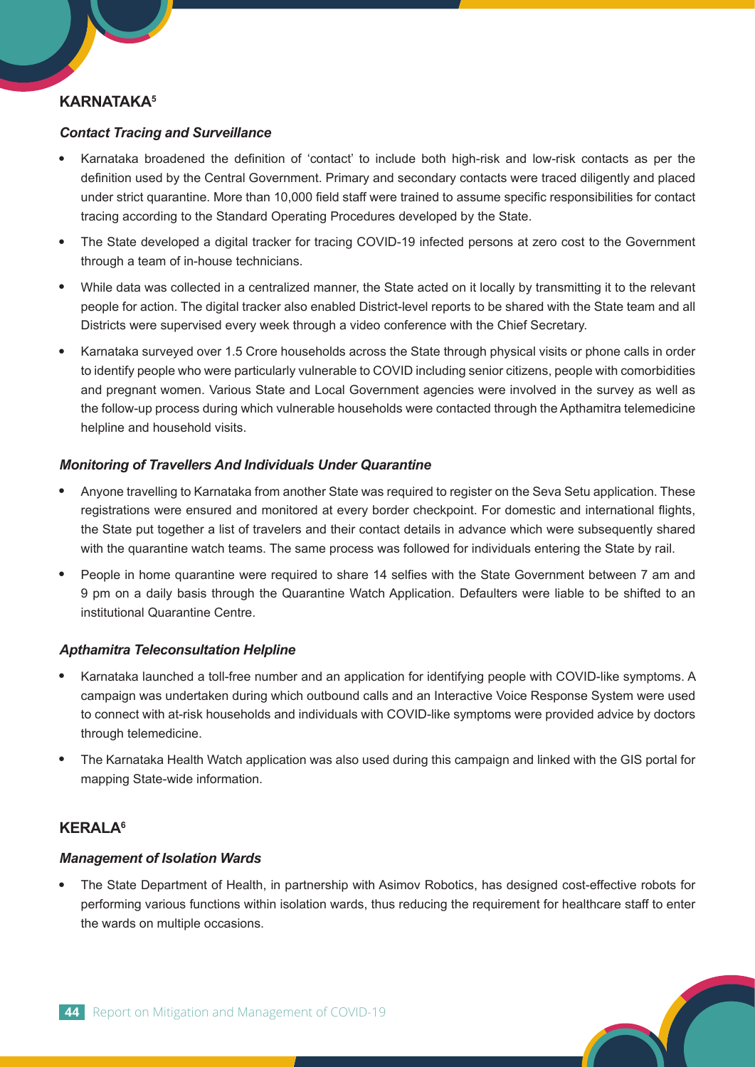## KARNATAKA[5]

### *Contact Tracing and Surveillance*

- Karnataka broadened the definition of 'contact' to include both high-risk and low-risk contacts as per the definition used by the Central Government. Primary and secondary contacts were traced diligently and placed under strict quarantine. More than 10,000 field staff were trained to assume specific responsibilities for contact tracing according to the Standard Operating Procedures developed by the State.
- The State developed a digital tracker for tracing COVID-19 infected persons at zero cost to the Government through a team of in-house technicians.
- While data was collected in a centralized manner, the State acted on it locally by transmitting it to the relevant people for action. The digital tracker also enabled District-level reports to be shared with the State team and all Districts were supervised every week through a video conference with the Chief Secretary.
- Karnataka surveyed over 1.5 Crore households across the State through physical visits or phone calls in order to identify people who were particularly vulnerable to COVID including senior citizens, people with comorbidities and pregnant women. Various State and Local Government agencies were involved in the survey as well as the follow-up process during which vulnerable households were contacted through the Apthamitra telemedicine helpline and household visits.

### *Monitoring of Travellers And Individuals Under Quarantine*

- Anyone travelling to Karnataka from another State was required to register on the Seva Setu application. These registrations were ensured and monitored at every border checkpoint. For domestic and international flights, the State put together a list of travelers and their contact details in advance which were subsequently shared with the quarantine watch teams. The same process was followed for individuals entering the State by rail.
- People in home quarantine were required to share 14 selfies with the State Government between 7 am and 9 pm on a daily basis through the Quarantine Watch Application. Defaulters were liable to be shifted to an institutional Quarantine Centre.

### *Apthamitra Teleconsultation Helpline*

- Karnataka launched a toll-free number and an application for identifying people with COVID-like symptoms. A campaign was undertaken during which outbound calls and an Interactive Voice Response System were used to connect with at-risk households and individuals with COVID-like symptoms were provided advice by doctors through telemedicine.
- The Karnataka Health Watch application was also used during this campaign and linked with the GIS portal for mapping State-wide information.

## KERALA[6]

### *Management of Isolation Wards*

- The State Department of Health, in partnership with Asimov Robotics, has designed cost-effective robots for performing various functions within isolation wards, thus reducing the requirement for healthcare staff to enter the wards on multiple occasions.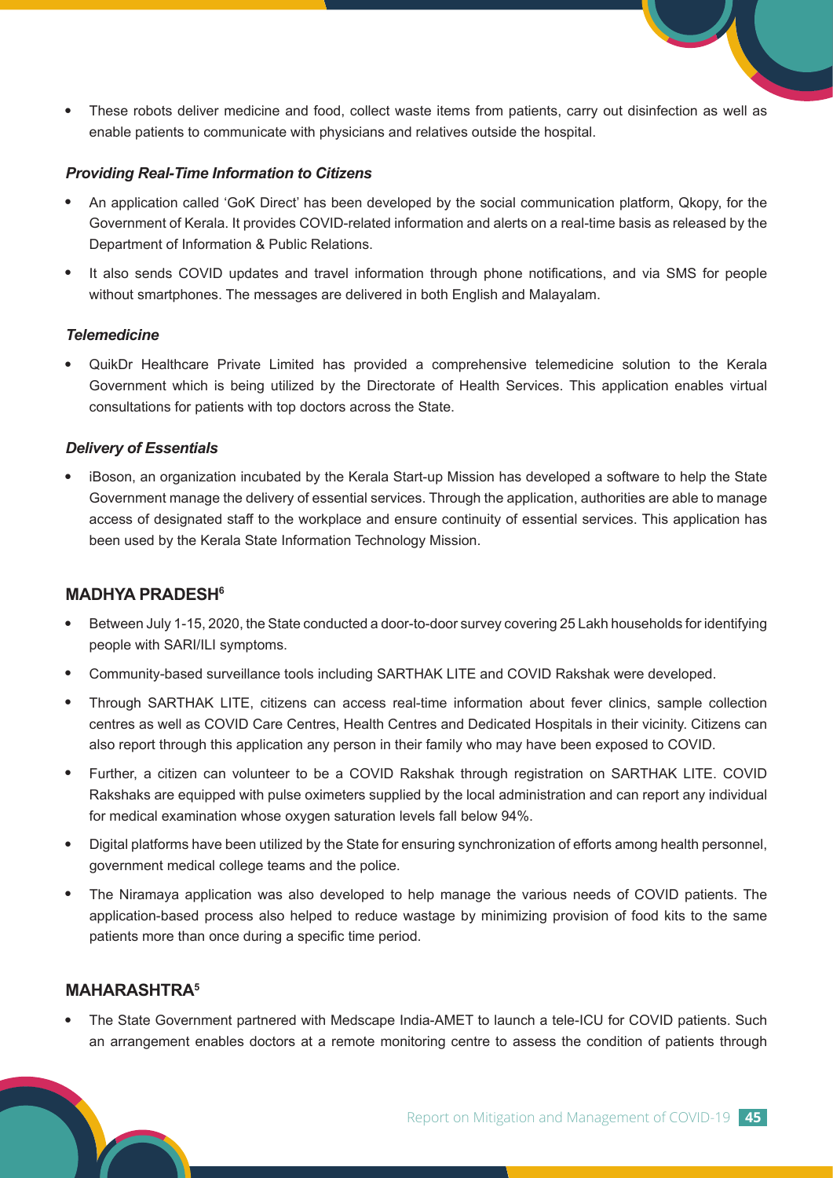- These robots deliver medicine and food, collect waste items from patients, carry out disinfection as well as enable patients to communicate with physicians and relatives outside the hospital.

***Providing Real-Time Information to Citizens***

- An application called 'GoK Direct' has been developed by the social communication platform, Qkopy, for the Government of Kerala. It provides COVID-related information and alerts on a real-time basis as released by the Department of Information & Public Relations.
- It also sends COVID updates and travel information through phone notifications, and via SMS for people without smartphones. The messages are delivered in both English and Malayalam.

***Telemedicine***

- QuikDr Healthcare Private Limited has provided a comprehensive telemedicine solution to the Kerala Government which is being utilized by the Directorate of Health Services. This application enables virtual consultations for patients with top doctors across the State.

***Delivery of Essentials***

- iBoson, an organization incubated by the Kerala Start-up Mission has developed a software to help the State Government manage the delivery of essential services. Through the application, authorities are able to manage access of designated staff to the workplace and ensure continuity of essential services. This application has been used by the Kerala State Information Technology Mission.

## MADHYA PRADESH[6]

- Between July 1-15, 2020, the State conducted a door-to-door survey covering 25 Lakh households for identifying people with SARI/ILI symptoms.
- Community-based surveillance tools including SARTHAK LITE and COVID Rakshak were developed.
- Through SARTHAK LITE, citizens can access real-time information about fever clinics, sample collection centres as well as COVID Care Centres, Health Centres and Dedicated Hospitals in their vicinity. Citizens can also report through this application any person in their family who may have been exposed to COVID.
- Further, a citizen can volunteer to be a COVID Rakshak through registration on SARTHAK LITE. COVID Rakshaks are equipped with pulse oximeters supplied by the local administration and can report any individual for medical examination whose oxygen saturation levels fall below 94%.
- Digital platforms have been utilized by the State for ensuring synchronization of efforts among health personnel, government medical college teams and the police.
- The Niramaya application was also developed to help manage the various needs of COVID patients. The application-based process also helped to reduce wastage by minimizing provision of food kits to the same patients more than once during a specific time period.

## MAHARASHTRA[5]

- The State Government partnered with Medscape India-AMET to launch a tele-ICU for COVID patients. Such an arrangement enables doctors at a remote monitoring centre to assess the condition of patients through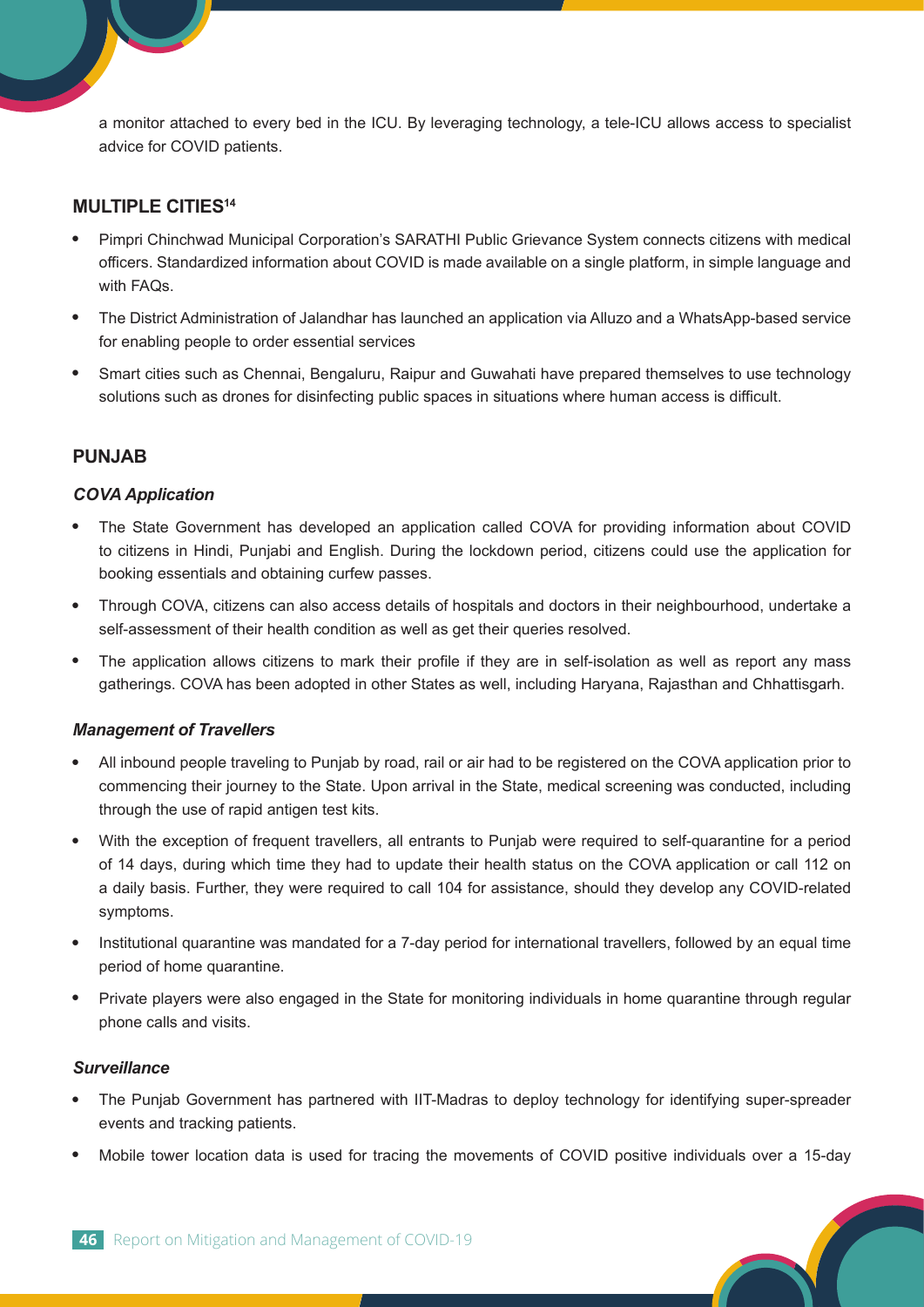a monitor attached to every bed in the ICU. By leveraging technology, a tele-ICU allows access to specialist advice for COVID patients.

## MULTIPLE CITIES[14]

- Pimpri Chinchwad Municipal Corporation's SARATHI Public Grievance System connects citizens with medical officers. Standardized information about COVID is made available on a single platform, in simple language and with FAQs.
- The District Administration of Jalandhar has launched an application via Alluzo and a WhatsApp-based service for enabling people to order essential services
- Smart cities such as Chennai, Bengaluru, Raipur and Guwahati have prepared themselves to use technology solutions such as drones for disinfecting public spaces in situations where human access is difficult.

## PUNJAB

### *COVA Application*

- The State Government has developed an application called COVA for providing information about COVID to citizens in Hindi, Punjabi and English. During the lockdown period, citizens could use the application for booking essentials and obtaining curfew passes.
- Through COVA, citizens can also access details of hospitals and doctors in their neighbourhood, undertake a self-assessment of their health condition as well as get their queries resolved.
- The application allows citizens to mark their profile if they are in self-isolation as well as report any mass gatherings. COVA has been adopted in other States as well, including Haryana, Rajasthan and Chhattisgarh.

### *Management of Travellers*

- All inbound people traveling to Punjab by road, rail or air had to be registered on the COVA application prior to commencing their journey to the State. Upon arrival in the State, medical screening was conducted, including through the use of rapid antigen test kits.
- With the exception of frequent travellers, all entrants to Punjab were required to self-quarantine for a period of 14 days, during which time they had to update their health status on the COVA application or call 112 on a daily basis. Further, they were required to call 104 for assistance, should they develop any COVID-related symptoms.
- Institutional quarantine was mandated for a 7-day period for international travellers, followed by an equal time period of home quarantine.
- Private players were also engaged in the State for monitoring individuals in home quarantine through regular phone calls and visits.

### *Surveillance*

- The Punjab Government has partnered with IIT-Madras to deploy technology for identifying super-spreader events and tracking patients.
- Mobile tower location data is used for tracing the movements of COVID positive individuals over a 15-day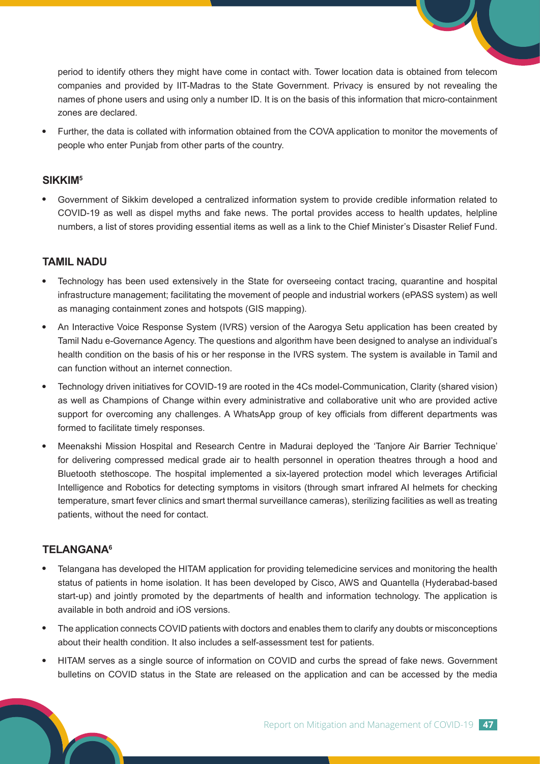period to identify others they might have come in contact with. Tower location data is obtained from telecom companies and provided by IIT-Madras to the State Government. Privacy is ensured by not revealing the names of phone users and using only a number ID. It is on the basis of this information that micro-containment zones are declared.

- Further, the data is collated with information obtained from the COVA application to monitor the movements of people who enter Punjab from other parts of the country.

### SIKKIM[5]

- Government of Sikkim developed a centralized information system to provide credible information related to COVID-19 as well as dispel myths and fake news. The portal provides access to health updates, helpline numbers, a list of stores providing essential items as well as a link to the Chief Minister's Disaster Relief Fund.

### TAMIL NADU

- Technology has been used extensively in the State for overseeing contact tracing, quarantine and hospital infrastructure management; facilitating the movement of people and industrial workers (ePASS system) as well as managing containment zones and hotspots (GIS mapping).
- An Interactive Voice Response System (IVRS) version of the Aarogya Setu application has been created by Tamil Nadu e-Governance Agency. The questions and algorithm have been designed to analyse an individual's health condition on the basis of his or her response in the IVRS system. The system is available in Tamil and can function without an internet connection.
- Technology driven initiatives for COVID-19 are rooted in the 4Cs model-Communication, Clarity (shared vision) as well as Champions of Change within every administrative and collaborative unit who are provided active support for overcoming any challenges. A WhatsApp group of key officials from different departments was formed to facilitate timely responses.
- Meenakshi Mission Hospital and Research Centre in Madurai deployed the 'Tanjore Air Barrier Technique' for delivering compressed medical grade air to health personnel in operation theatres through a hood and Bluetooth stethoscope. The hospital implemented a six-layered protection model which leverages Artificial Intelligence and Robotics for detecting symptoms in visitors (through smart infrared AI helmets for checking temperature, smart fever clinics and smart thermal surveillance cameras), sterilizing facilities as well as treating patients, without the need for contact.

### TELANGANA[6]

- Telangana has developed the HITAM application for providing telemedicine services and monitoring the health status of patients in home isolation. It has been developed by Cisco, AWS and Quantella (Hyderabad-based start-up) and jointly promoted by the departments of health and information technology. The application is available in both android and iOS versions.
- The application connects COVID patients with doctors and enables them to clarify any doubts or misconceptions about their health condition. It also includes a self-assessment test for patients.
- HITAM serves as a single source of information on COVID and curbs the spread of fake news. Government bulletins on COVID status in the State are released on the application and can be accessed by the media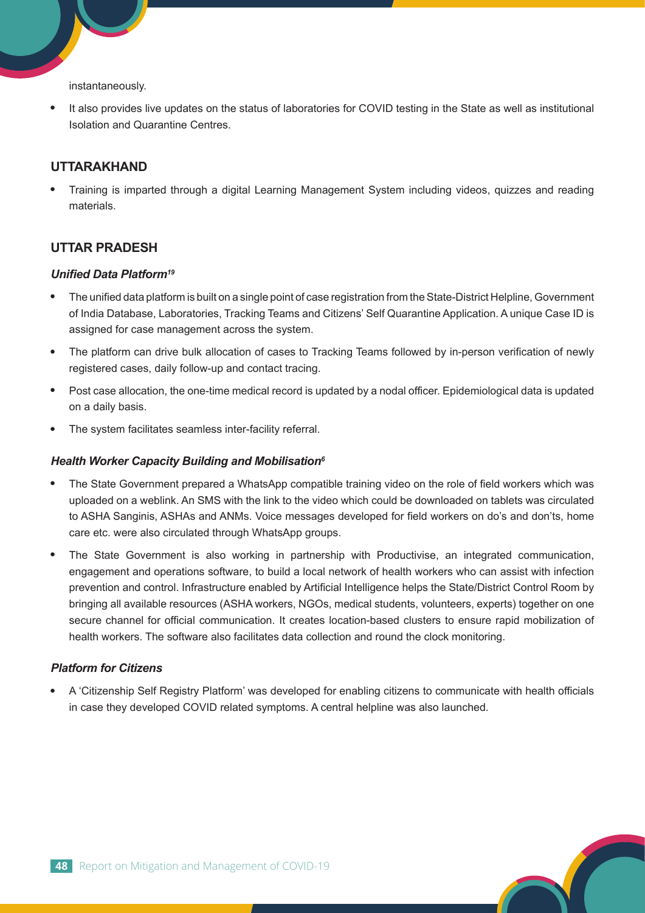instantaneously.

- It also provides live updates on the status of laboratories for COVID testing in the State as well as institutional Isolation and Quarantine Centres.

## UTTARAKHAND

- Training is imparted through a digital Learning Management System including videos, quizzes and reading materials.

## UTTAR PRADESH

### *Unified Data Platform*[19]

- The unified data platform is built on a single point of case registration from the State-District Helpline, Government of India Database, Laboratories, Tracking Teams and Citizens' Self Quarantine Application. A unique Case ID is assigned for case management across the system.
- The platform can drive bulk allocation of cases to Tracking Teams followed by in-person verification of newly registered cases, daily follow-up and contact tracing.
- Post case allocation, the one-time medical record is updated by a nodal officer. Epidemiological data is updated on a daily basis.
- The system facilitates seamless inter-facility referral.

### *Health Worker Capacity Building and Mobilisation*[6]

- The State Government prepared a WhatsApp compatible training video on the role of field workers which was uploaded on a weblink. An SMS with the link to the video which could be downloaded on tablets was circulated to ASHA Sanginis, ASHAs and ANMs. Voice messages developed for field workers on do's and don'ts, home care etc. were also circulated through WhatsApp groups.
- The State Government is also working in partnership with Productivise, an integrated communication, engagement and operations software, to build a local network of health workers who can assist with infection prevention and control. Infrastructure enabled by Artificial Intelligence helps the State/District Control Room by bringing all available resources (ASHA workers, NGOs, medical students, volunteers, experts) together on one secure channel for official communication. It creates location-based clusters to ensure rapid mobilization of health workers. The software also facilitates data collection and round the clock monitoring.

### *Platform for Citizens*

- A 'Citizenship Self Registry Platform' was developed for enabling citizens to communicate with health officials in case they developed COVID related symptoms. A central helpline was also launched.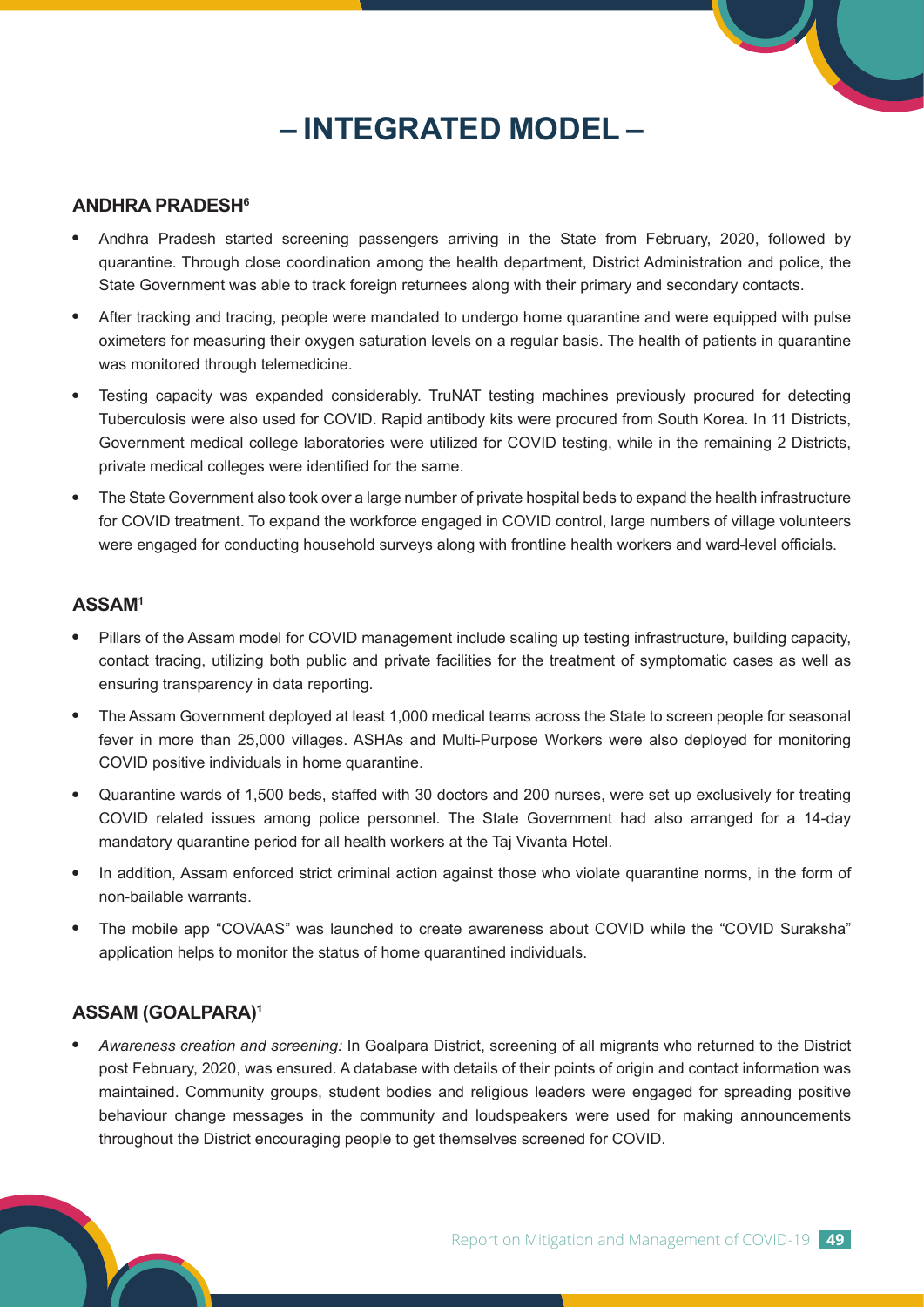# – INTEGRATED MODEL –

## ANDHRA PRADESH[6]

- Andhra Pradesh started screening passengers arriving in the State from February, 2020, followed by quarantine. Through close coordination among the health department, District Administration and police, the State Government was able to track foreign returnees along with their primary and secondary contacts.
- After tracking and tracing, people were mandated to undergo home quarantine and were equipped with pulse oximeters for measuring their oxygen saturation levels on a regular basis. The health of patients in quarantine was monitored through telemedicine.
- Testing capacity was expanded considerably. TruNAT testing machines previously procured for detecting Tuberculosis were also used for COVID. Rapid antibody kits were procured from South Korea. In 11 Districts, Government medical college laboratories were utilized for COVID testing, while in the remaining 2 Districts, private medical colleges were identified for the same.
- The State Government also took over a large number of private hospital beds to expand the health infrastructure for COVID treatment. To expand the workforce engaged in COVID control, large numbers of village volunteers were engaged for conducting household surveys along with frontline health workers and ward-level officials.

## ASSAM[1]

- Pillars of the Assam model for COVID management include scaling up testing infrastructure, building capacity, contact tracing, utilizing both public and private facilities for the treatment of symptomatic cases as well as ensuring transparency in data reporting.
- The Assam Government deployed at least 1,000 medical teams across the State to screen people for seasonal fever in more than 25,000 villages. ASHAs and Multi-Purpose Workers were also deployed for monitoring COVID positive individuals in home quarantine.
- Quarantine wards of 1,500 beds, staffed with 30 doctors and 200 nurses, were set up exclusively for treating COVID related issues among police personnel. The State Government had also arranged for a 14-day mandatory quarantine period for all health workers at the Taj Vivanta Hotel.
- In addition, Assam enforced strict criminal action against those who violate quarantine norms, in the form of non-bailable warrants.
- The mobile app "COVAAS" was launched to create awareness about COVID while the "COVID Suraksha" application helps to monitor the status of home quarantined individuals.

## ASSAM (GOALPARA)[1]

- *Awareness creation and screening:* In Goalpara District, screening of all migrants who returned to the District post February, 2020, was ensured. A database with details of their points of origin and contact information was maintained. Community groups, student bodies and religious leaders were engaged for spreading positive behaviour change messages in the community and loudspeakers were used for making announcements throughout the District encouraging people to get themselves screened for COVID.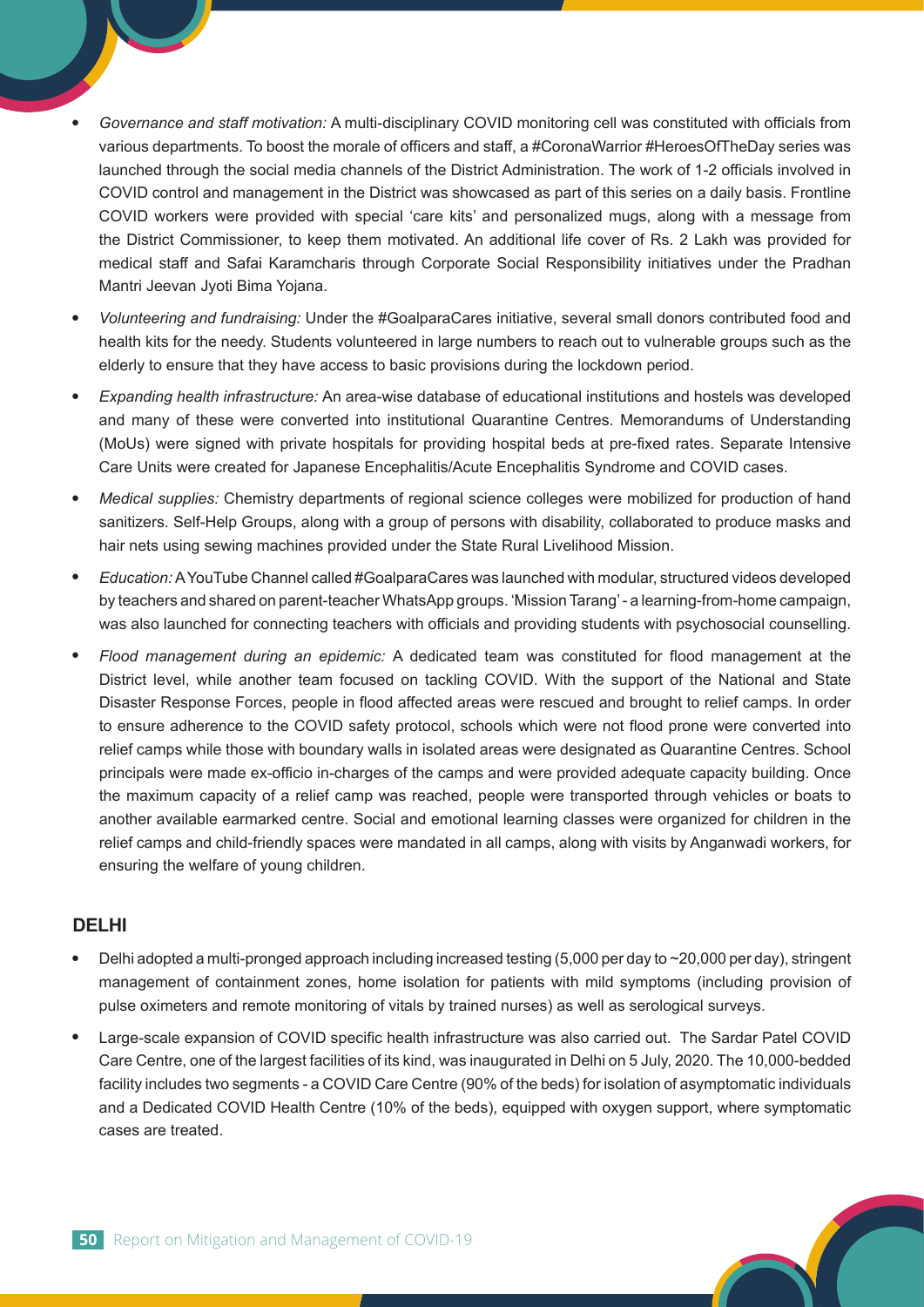- *Governance and staff motivation:* A multi-disciplinary COVID monitoring cell was constituted with officials from various departments. To boost the morale of officers and staff, a #CoronaWarrior #HeroesOfTheDay series was launched through the social media channels of the District Administration. The work of 1-2 officials involved in COVID control and management in the District was showcased as part of this series on a daily basis. Frontline COVID workers were provided with special 'care kits' and personalized mugs, along with a message from the District Commissioner, to keep them motivated. An additional life cover of Rs. 2 Lakh was provided for medical staff and Safai Karamcharis through Corporate Social Responsibility initiatives under the Pradhan Mantri Jeevan Jyoti Bima Yojana.

- *Volunteering and fundraising:* Under the #GoalparaCares initiative, several small donors contributed food and health kits for the needy. Students volunteered in large numbers to reach out to vulnerable groups such as the elderly to ensure that they have access to basic provisions during the lockdown period.

- *Expanding health infrastructure:* An area-wise database of educational institutions and hostels was developed and many of these were converted into institutional Quarantine Centres. Memorandums of Understanding (MoUs) were signed with private hospitals for providing hospital beds at pre-fixed rates. Separate Intensive Care Units were created for Japanese Encephalitis/Acute Encephalitis Syndrome and COVID cases.

- *Medical supplies:* Chemistry departments of regional science colleges were mobilized for production of hand sanitizers. Self-Help Groups, along with a group of persons with disability, collaborated to produce masks and hair nets using sewing machines provided under the State Rural Livelihood Mission.

- *Education:* A YouTube Channel called #GoalparaCares was launched with modular, structured videos developed by teachers and shared on parent-teacher WhatsApp groups. 'Mission Tarang' - a learning-from-home campaign, was also launched for connecting teachers with officials and providing students with psychosocial counselling.

- *Flood management during an epidemic:* A dedicated team was constituted for flood management at the District level, while another team focused on tackling COVID. With the support of the National and State Disaster Response Forces, people in flood affected areas were rescued and brought to relief camps. In order to ensure adherence to the COVID safety protocol, schools which were not flood prone were converted into relief camps while those with boundary walls in isolated areas were designated as Quarantine Centres. School principals were made ex-officio in-charges of the camps and were provided adequate capacity building. Once the maximum capacity of a relief camp was reached, people were transported through vehicles or boats to another available earmarked centre. Social and emotional learning classes were organized for children in the relief camps and child-friendly spaces were mandated in all camps, along with visits by Anganwadi workers, for ensuring the welfare of young children.

### DELHI

- Delhi adopted a multi-pronged approach including increased testing (5,000 per day to ~20,000 per day), stringent management of containment zones, home isolation for patients with mild symptoms (including provision of pulse oximeters and remote monitoring of vitals by trained nurses) as well as serological surveys.

- Large-scale expansion of COVID specific health infrastructure was also carried out. The Sardar Patel COVID Care Centre, one of the largest facilities of its kind, was inaugurated in Delhi on 5 July, 2020. The 10,000-bedded facility includes two segments - a COVID Care Centre (90% of the beds) for isolation of asymptomatic individuals and a Dedicated COVID Health Centre (10% of the beds), equipped with oxygen support, where symptomatic cases are treated.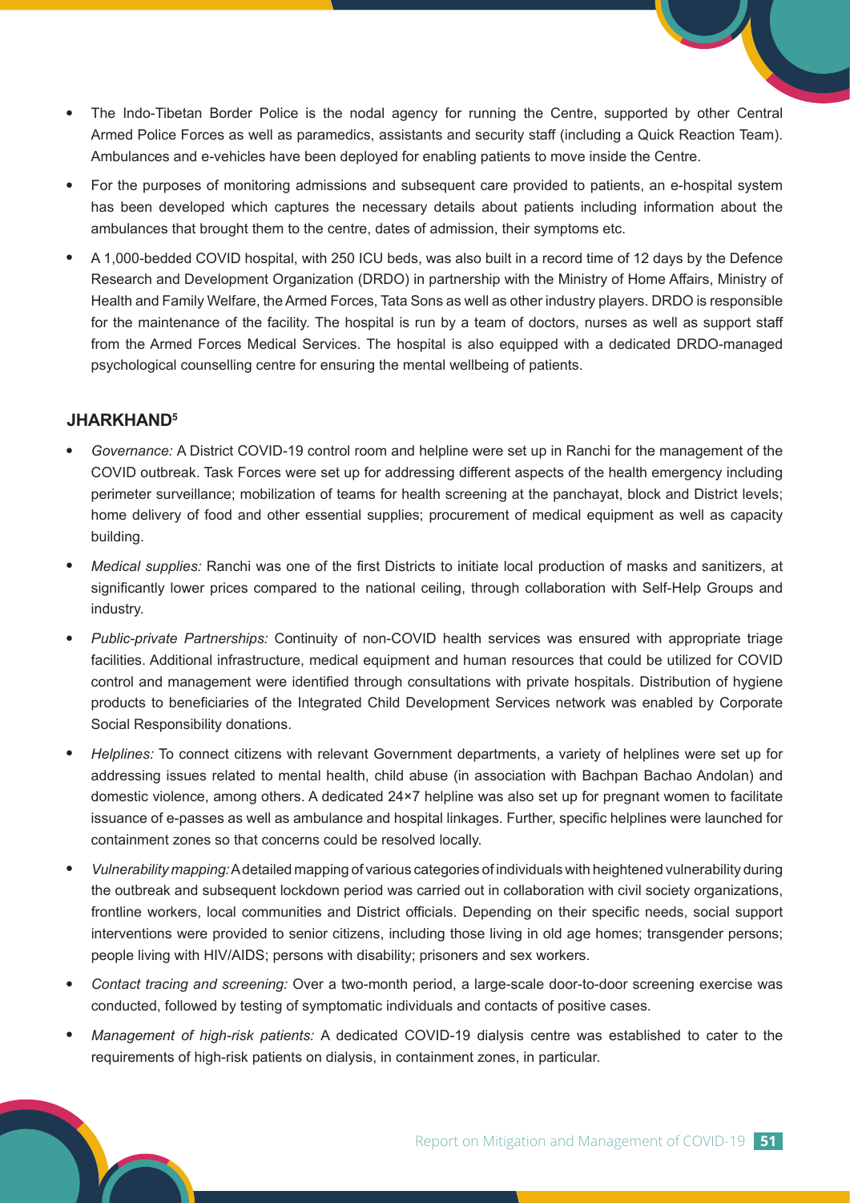- The Indo-Tibetan Border Police is the nodal agency for running the Centre, supported by other Central Armed Police Forces as well as paramedics, assistants and security staff (including a Quick Reaction Team). Ambulances and e-vehicles have been deployed for enabling patients to move inside the Centre.
- For the purposes of monitoring admissions and subsequent care provided to patients, an e-hospital system has been developed which captures the necessary details about patients including information about the ambulances that brought them to the centre, dates of admission, their symptoms etc.
- A 1,000-bedded COVID hospital, with 250 ICU beds, was also built in a record time of 12 days by the Defence Research and Development Organization (DRDO) in partnership with the Ministry of Home Affairs, Ministry of Health and Family Welfare, the Armed Forces, Tata Sons as well as other industry players. DRDO is responsible for the maintenance of the facility. The hospital is run by a team of doctors, nurses as well as support staff from the Armed Forces Medical Services. The hospital is also equipped with a dedicated DRDO-managed psychological counselling centre for ensuring the mental wellbeing of patients.

### JHARKHAND[5]

- *Governance:* A District COVID-19 control room and helpline were set up in Ranchi for the management of the COVID outbreak. Task Forces were set up for addressing different aspects of the health emergency including perimeter surveillance; mobilization of teams for health screening at the panchayat, block and District levels; home delivery of food and other essential supplies; procurement of medical equipment as well as capacity building.
- *Medical supplies:* Ranchi was one of the first Districts to initiate local production of masks and sanitizers, at significantly lower prices compared to the national ceiling, through collaboration with Self-Help Groups and industry.
- *Public-private Partnerships:* Continuity of non-COVID health services was ensured with appropriate triage facilities. Additional infrastructure, medical equipment and human resources that could be utilized for COVID control and management were identified through consultations with private hospitals. Distribution of hygiene products to beneficiaries of the Integrated Child Development Services network was enabled by Corporate Social Responsibility donations.
- *Helplines:* To connect citizens with relevant Government departments, a variety of helplines were set up for addressing issues related to mental health, child abuse (in association with Bachpan Bachao Andolan) and domestic violence, among others. A dedicated 24×7 helpline was also set up for pregnant women to facilitate issuance of e-passes as well as ambulance and hospital linkages. Further, specific helplines were launched for containment zones so that concerns could be resolved locally.
- *Vulnerability mapping:* A detailed mapping of various categories of individuals with heightened vulnerability during the outbreak and subsequent lockdown period was carried out in collaboration with civil society organizations, frontline workers, local communities and District officials. Depending on their specific needs, social support interventions were provided to senior citizens, including those living in old age homes; transgender persons; people living with HIV/AIDS; persons with disability; prisoners and sex workers.
- *Contact tracing and screening:* Over a two-month period, a large-scale door-to-door screening exercise was conducted, followed by testing of symptomatic individuals and contacts of positive cases.
- *Management of high-risk patients:* A dedicated COVID-19 dialysis centre was established to cater to the requirements of high-risk patients on dialysis, in containment zones, in particular.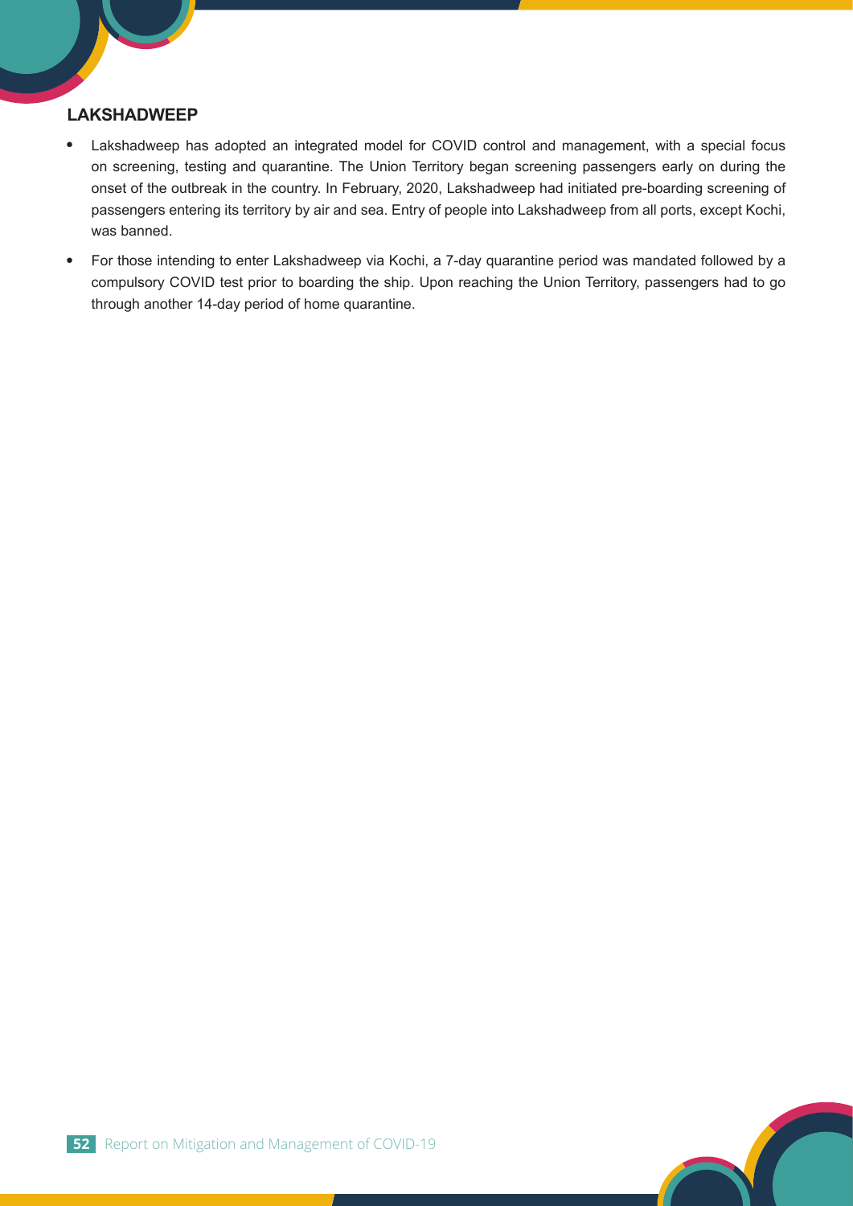## LAKSHADWEEP

- Lakshadweep has adopted an integrated model for COVID control and management, with a special focus on screening, testing and quarantine. The Union Territory began screening passengers early on during the onset of the outbreak in the country. In February, 2020, Lakshadweep had initiated pre-boarding screening of passengers entering its territory by air and sea. Entry of people into Lakshadweep from all ports, except Kochi, was banned.
- For those intending to enter Lakshadweep via Kochi, a 7-day quarantine period was mandated followed by a compulsory COVID test prior to boarding the ship. Upon reaching the Union Territory, passengers had to go through another 14-day period of home quarantine.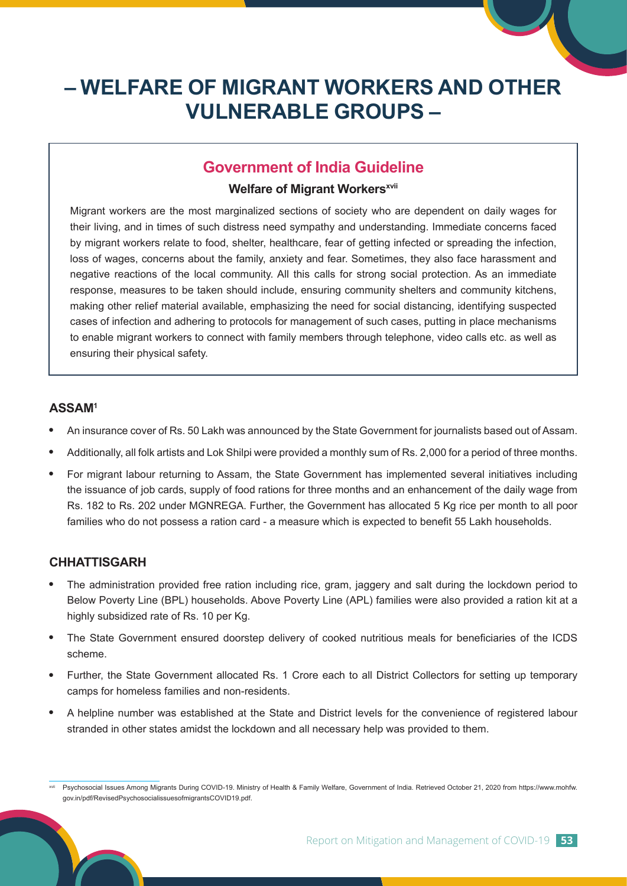# – WELFARE OF MIGRANT WORKERS AND OTHER VULNERABLE GROUPS –

## Government of India Guideline

### Welfare of Migrant Workers[xvii]

Migrant workers are the most marginalized sections of society who are dependent on daily wages for their living, and in times of such distress need sympathy and understanding. Immediate concerns faced by migrant workers relate to food, shelter, healthcare, fear of getting infected or spreading the infection, loss of wages, concerns about the family, anxiety and fear. Sometimes, they also face harassment and negative reactions of the local community. All this calls for strong social protection. As an immediate response, measures to be taken should include, ensuring community shelters and community kitchens, making other relief material available, emphasizing the need for social distancing, identifying suspected cases of infection and adhering to protocols for management of such cases, putting in place mechanisms to enable migrant workers to connect with family members through telephone, video calls etc. as well as ensuring their physical safety.

## ASSAM[1]

- An insurance cover of Rs. 50 Lakh was announced by the State Government for journalists based out of Assam.
- Additionally, all folk artists and Lok Shilpi were provided a monthly sum of Rs. 2,000 for a period of three months.
- For migrant labour returning to Assam, the State Government has implemented several initiatives including the issuance of job cards, supply of food rations for three months and an enhancement of the daily wage from Rs. 182 to Rs. 202 under MGNREGA. Further, the Government has allocated 5 Kg rice per month to all poor families who do not possess a ration card - a measure which is expected to benefit 55 Lakh households.

## CHHATTISGARH

- The administration provided free ration including rice, gram, jaggery and salt during the lockdown period to Below Poverty Line (BPL) households. Above Poverty Line (APL) families were also provided a ration kit at a highly subsidized rate of Rs. 10 per Kg.
- The State Government ensured doorstep delivery of cooked nutritious meals for beneficiaries of the ICDS scheme.
- Further, the State Government allocated Rs. 1 Crore each to all District Collectors for setting up temporary camps for homeless families and non-residents.
- A helpline number was established at the State and District levels for the convenience of registered labour stranded in other states amidst the lockdown and all necessary help was provided to them.

---

[xvii] Psychosocial Issues Among Migrants During COVID-19. Ministry of Health & Family Welfare, Government of India. Retrieved October 21, 2020 from https://www.mohfw.gov.in/pdf/RevisedPsychosocialissuesofmigrantsCOVID19.pdf.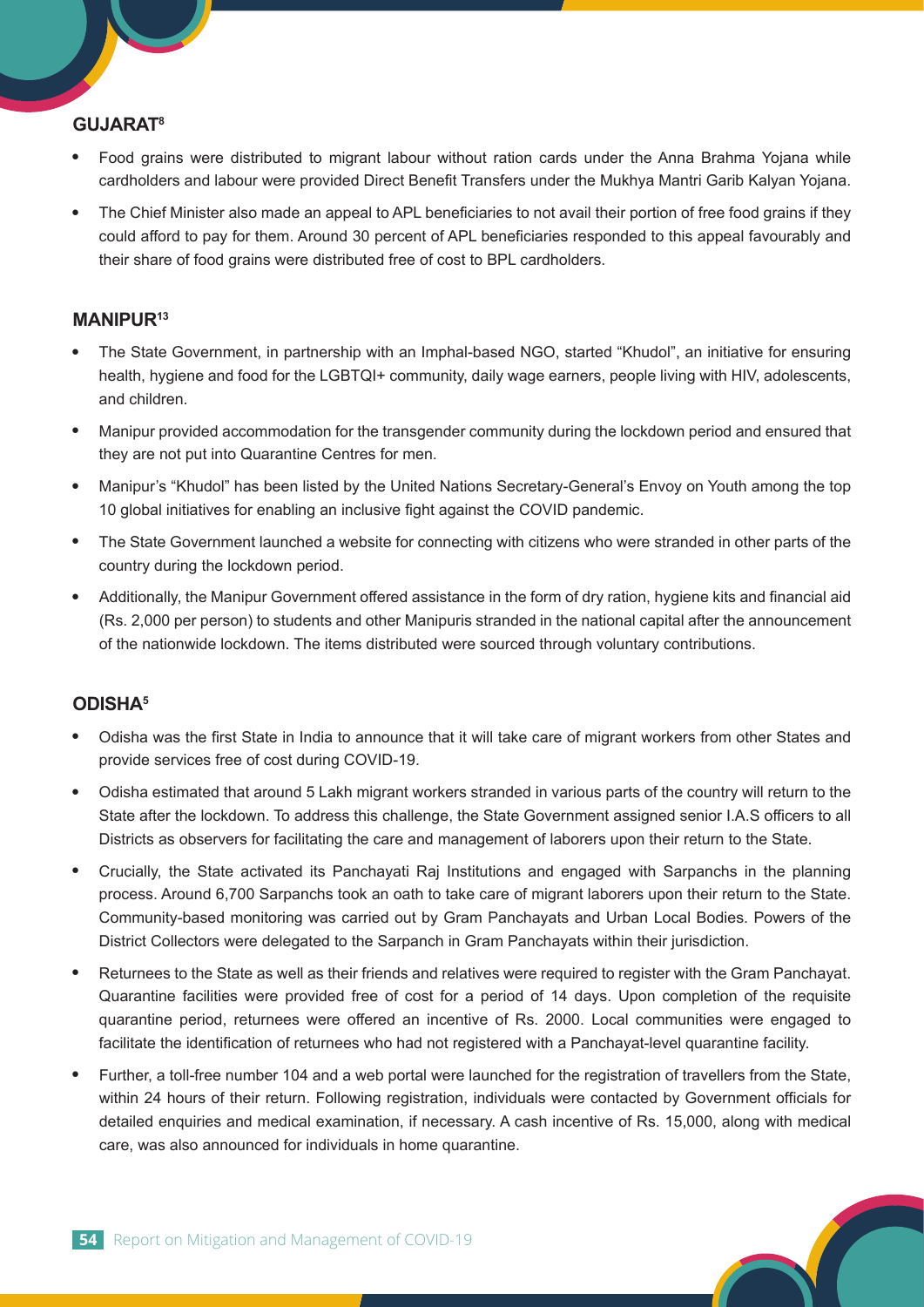## GUJARAT[8]

- Food grains were distributed to migrant labour without ration cards under the Anna Brahma Yojana while cardholders and labour were provided Direct Benefit Transfers under the Mukhya Mantri Garib Kalyan Yojana.
- The Chief Minister also made an appeal to APL beneficiaries to not avail their portion of free food grains if they could afford to pay for them. Around 30 percent of APL beneficiaries responded to this appeal favourably and their share of food grains were distributed free of cost to BPL cardholders.

## MANIPUR[13]

- The State Government, in partnership with an Imphal-based NGO, started "Khudol", an initiative for ensuring health, hygiene and food for the LGBTQI+ community, daily wage earners, people living with HIV, adolescents, and children.
- Manipur provided accommodation for the transgender community during the lockdown period and ensured that they are not put into Quarantine Centres for men.
- Manipur's "Khudol" has been listed by the United Nations Secretary-General's Envoy on Youth among the top 10 global initiatives for enabling an inclusive fight against the COVID pandemic.
- The State Government launched a website for connecting with citizens who were stranded in other parts of the country during the lockdown period.
- Additionally, the Manipur Government offered assistance in the form of dry ration, hygiene kits and financial aid (Rs. 2,000 per person) to students and other Manipuris stranded in the national capital after the announcement of the nationwide lockdown. The items distributed were sourced through voluntary contributions.

## ODISHA[5]

- Odisha was the first State in India to announce that it will take care of migrant workers from other States and provide services free of cost during COVID-19.
- Odisha estimated that around 5 Lakh migrant workers stranded in various parts of the country will return to the State after the lockdown. To address this challenge, the State Government assigned senior I.A.S officers to all Districts as observers for facilitating the care and management of laborers upon their return to the State.
- Crucially, the State activated its Panchayati Raj Institutions and engaged with Sarpanchs in the planning process. Around 6,700 Sarpanchs took an oath to take care of migrant laborers upon their return to the State. Community-based monitoring was carried out by Gram Panchayats and Urban Local Bodies. Powers of the District Collectors were delegated to the Sarpanch in Gram Panchayats within their jurisdiction.
- Returnees to the State as well as their friends and relatives were required to register with the Gram Panchayat. Quarantine facilities were provided free of cost for a period of 14 days. Upon completion of the requisite quarantine period, returnees were offered an incentive of Rs. 2000. Local communities were engaged to facilitate the identification of returnees who had not registered with a Panchayat-level quarantine facility.
- Further, a toll-free number 104 and a web portal were launched for the registration of travellers from the State, within 24 hours of their return. Following registration, individuals were contacted by Government officials for detailed enquiries and medical examination, if necessary. A cash incentive of Rs. 15,000, along with medical care, was also announced for individuals in home quarantine.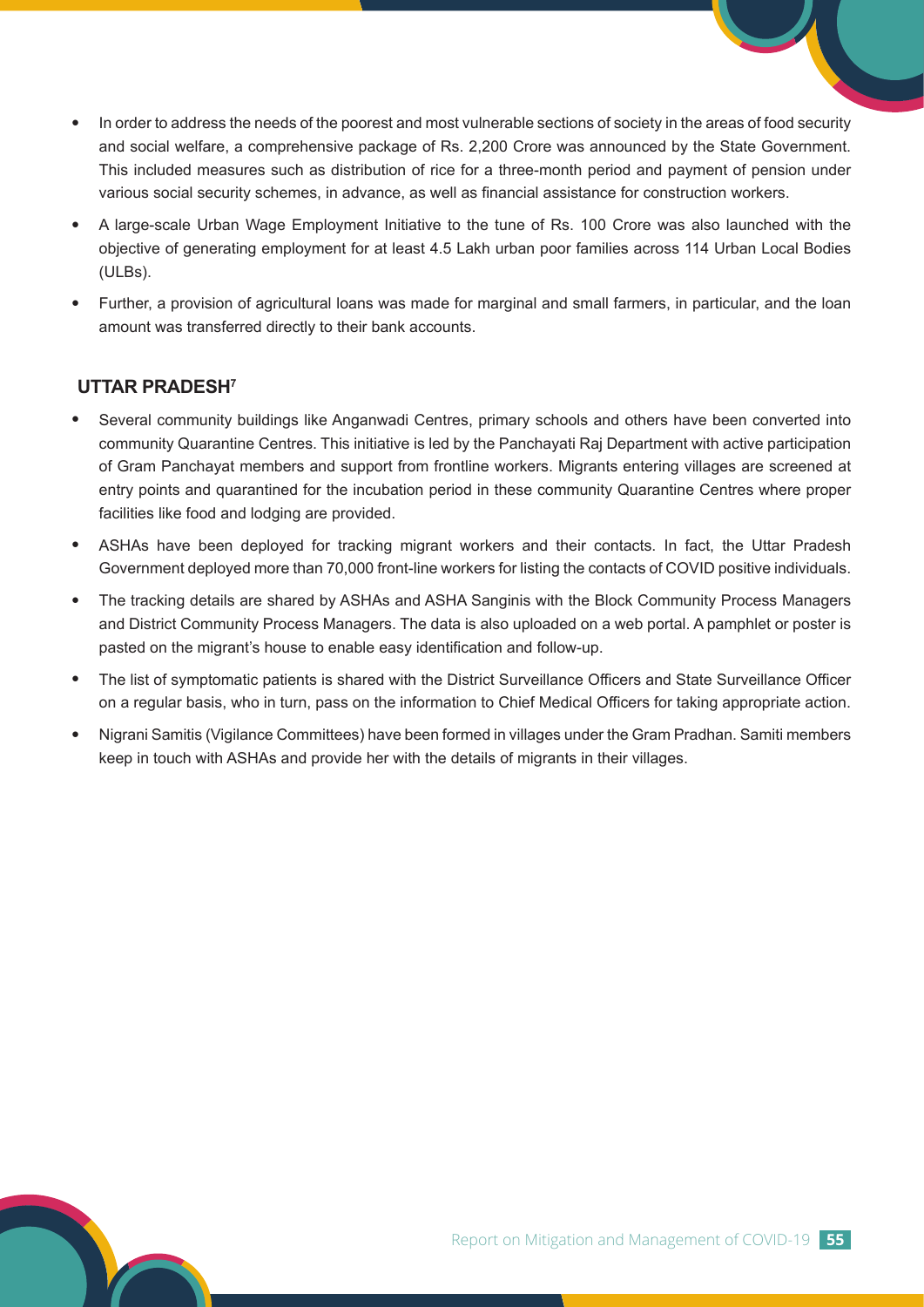- In order to address the needs of the poorest and most vulnerable sections of society in the areas of food security and social welfare, a comprehensive package of Rs. 2,200 Crore was announced by the State Government. This included measures such as distribution of rice for a three-month period and payment of pension under various social security schemes, in advance, as well as financial assistance for construction workers.
- A large-scale Urban Wage Employment Initiative to the tune of Rs. 100 Crore was also launched with the objective of generating employment for at least 4.5 Lakh urban poor families across 114 Urban Local Bodies (ULBs).
- Further, a provision of agricultural loans was made for marginal and small farmers, in particular, and the loan amount was transferred directly to their bank accounts.

## UTTAR PRADESH[7]

- Several community buildings like Anganwadi Centres, primary schools and others have been converted into community Quarantine Centres. This initiative is led by the Panchayati Raj Department with active participation of Gram Panchayat members and support from frontline workers. Migrants entering villages are screened at entry points and quarantined for the incubation period in these community Quarantine Centres where proper facilities like food and lodging are provided.
- ASHAs have been deployed for tracking migrant workers and their contacts. In fact, the Uttar Pradesh Government deployed more than 70,000 front-line workers for listing the contacts of COVID positive individuals.
- The tracking details are shared by ASHAs and ASHA Sanginis with the Block Community Process Managers and District Community Process Managers. The data is also uploaded on a web portal. A pamphlet or poster is pasted on the migrant's house to enable easy identification and follow-up.
- The list of symptomatic patients is shared with the District Surveillance Officers and State Surveillance Officer on a regular basis, who in turn, pass on the information to Chief Medical Officers for taking appropriate action.
- Nigrani Samitis (Vigilance Committees) have been formed in villages under the Gram Pradhan. Samiti members keep in touch with ASHAs and provide her with the details of migrants in their villages.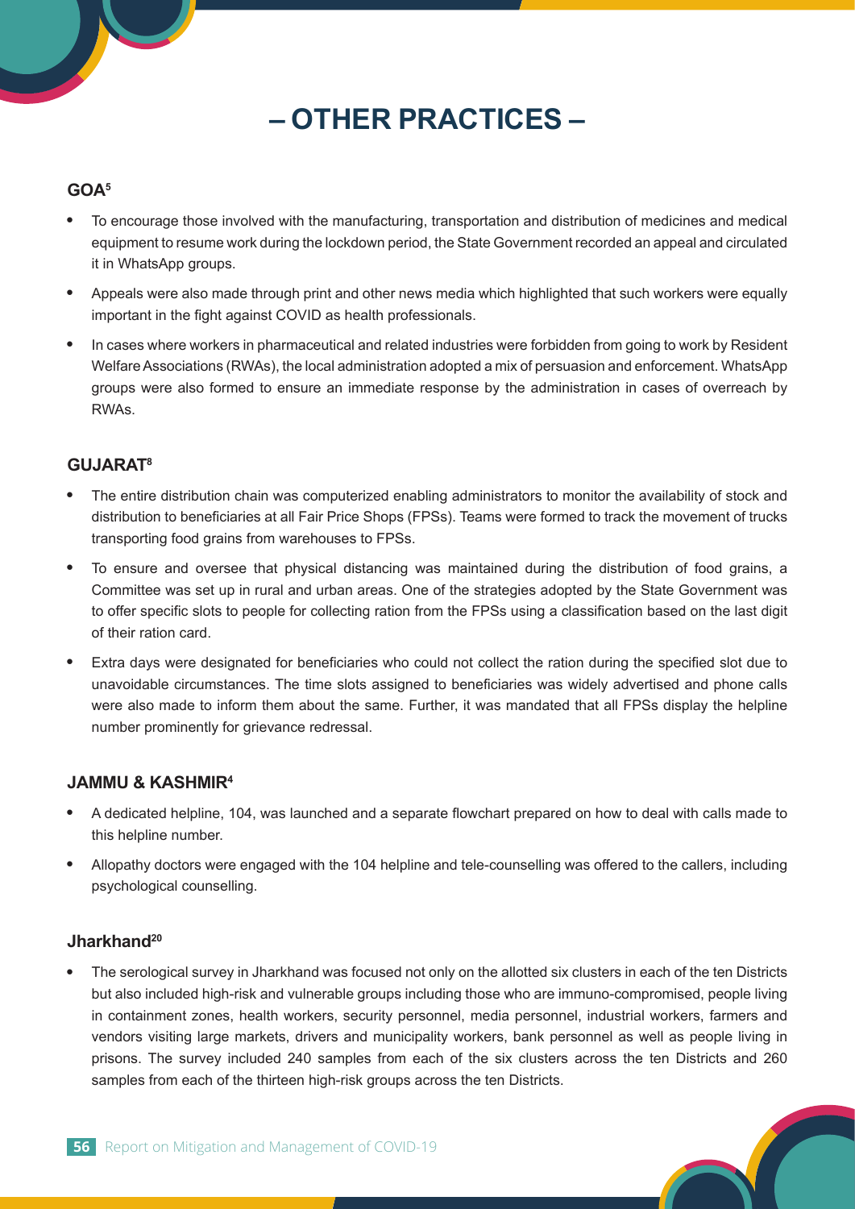# – OTHER PRACTICES –

### GOA[5]

- To encourage those involved with the manufacturing, transportation and distribution of medicines and medical equipment to resume work during the lockdown period, the State Government recorded an appeal and circulated it in WhatsApp groups.
- Appeals were also made through print and other news media which highlighted that such workers were equally important in the fight against COVID as health professionals.
- In cases where workers in pharmaceutical and related industries were forbidden from going to work by Resident Welfare Associations (RWAs), the local administration adopted a mix of persuasion and enforcement. WhatsApp groups were also formed to ensure an immediate response by the administration in cases of overreach by RWAs.

### GUJARAT[8]

- The entire distribution chain was computerized enabling administrators to monitor the availability of stock and distribution to beneficiaries at all Fair Price Shops (FPSs). Teams were formed to track the movement of trucks transporting food grains from warehouses to FPSs.
- To ensure and oversee that physical distancing was maintained during the distribution of food grains, a Committee was set up in rural and urban areas. One of the strategies adopted by the State Government was to offer specific slots to people for collecting ration from the FPSs using a classification based on the last digit of their ration card.
- Extra days were designated for beneficiaries who could not collect the ration during the specified slot due to unavoidable circumstances. The time slots assigned to beneficiaries was widely advertised and phone calls were also made to inform them about the same. Further, it was mandated that all FPSs display the helpline number prominently for grievance redressal.

### JAMMU & KASHMIR[4]

- A dedicated helpline, 104, was launched and a separate flowchart prepared on how to deal with calls made to this helpline number.
- Allopathy doctors were engaged with the 104 helpline and tele-counselling was offered to the callers, including psychological counselling.

### Jharkhand[20]

- The serological survey in Jharkhand was focused not only on the allotted six clusters in each of the ten Districts but also included high-risk and vulnerable groups including those who are immuno-compromised, people living in containment zones, health workers, security personnel, media personnel, industrial workers, farmers and vendors visiting large markets, drivers and municipality workers, bank personnel as well as people living in prisons. The survey included 240 samples from each of the six clusters across the ten Districts and 260 samples from each of the thirteen high-risk groups across the ten Districts.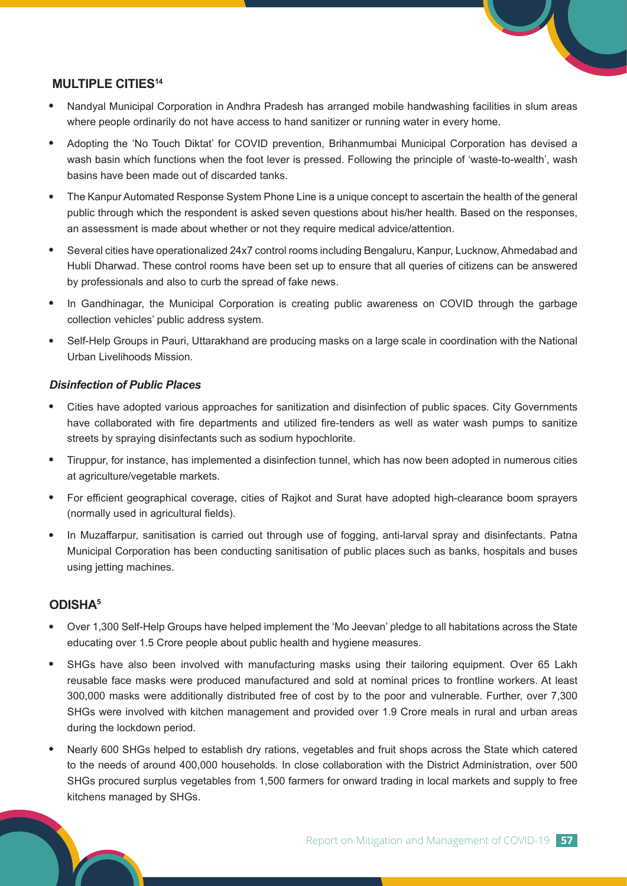## MULTIPLE CITIES[14]

- Nandyal Municipal Corporation in Andhra Pradesh has arranged mobile handwashing facilities in slum areas where people ordinarily do not have access to hand sanitizer or running water in every home.
- Adopting the 'No Touch Diktat' for COVID prevention, Brihanmumbai Municipal Corporation has devised a wash basin which functions when the foot lever is pressed. Following the principle of 'waste-to-wealth', wash basins have been made out of discarded tanks.
- The Kanpur Automated Response System Phone Line is a unique concept to ascertain the health of the general public through which the respondent is asked seven questions about his/her health. Based on the responses, an assessment is made about whether or not they require medical advice/attention.
- Several cities have operationalized 24x7 control rooms including Bengaluru, Kanpur, Lucknow, Ahmedabad and Hubli Dharwad. These control rooms have been set up to ensure that all queries of citizens can be answered by professionals and also to curb the spread of fake news.
- In Gandhinagar, the Municipal Corporation is creating public awareness on COVID through the garbage collection vehicles' public address system.
- Self-Help Groups in Pauri, Uttarakhand are producing masks on a large scale in coordination with the National Urban Livelihoods Mission.

### *Disinfection of Public Places*

- Cities have adopted various approaches for sanitization and disinfection of public spaces. City Governments have collaborated with fire departments and utilized fire-tenders as well as water wash pumps to sanitize streets by spraying disinfectants such as sodium hypochlorite.
- Tiruppur, for instance, has implemented a disinfection tunnel, which has now been adopted in numerous cities at agriculture/vegetable markets.
- For efficient geographical coverage, cities of Rajkot and Surat have adopted high-clearance boom sprayers (normally used in agricultural fields).
- In Muzaffarpur, sanitisation is carried out through use of fogging, anti-larval spray and disinfectants. Patna Municipal Corporation has been conducting sanitisation of public places such as banks, hospitals and buses using jetting machines.

## ODISHA[5]

- Over 1,300 Self-Help Groups have helped implement the 'Mo Jeevan' pledge to all habitations across the State educating over 1.5 Crore people about public health and hygiene measures.
- SHGs have also been involved with manufacturing masks using their tailoring equipment. Over 65 Lakh reusable face masks were produced manufactured and sold at nominal prices to frontline workers. At least 300,000 masks were additionally distributed free of cost by to the poor and vulnerable. Further, over 7,300 SHGs were involved with kitchen management and provided over 1.9 Crore meals in rural and urban areas during the lockdown period.
- Nearly 600 SHGs helped to establish dry rations, vegetables and fruit shops across the State which catered to the needs of around 400,000 households. In close collaboration with the District Administration, over 500 SHGs procured surplus vegetables from 1,500 farmers for onward trading in local markets and supply to free kitchens managed by SHGs.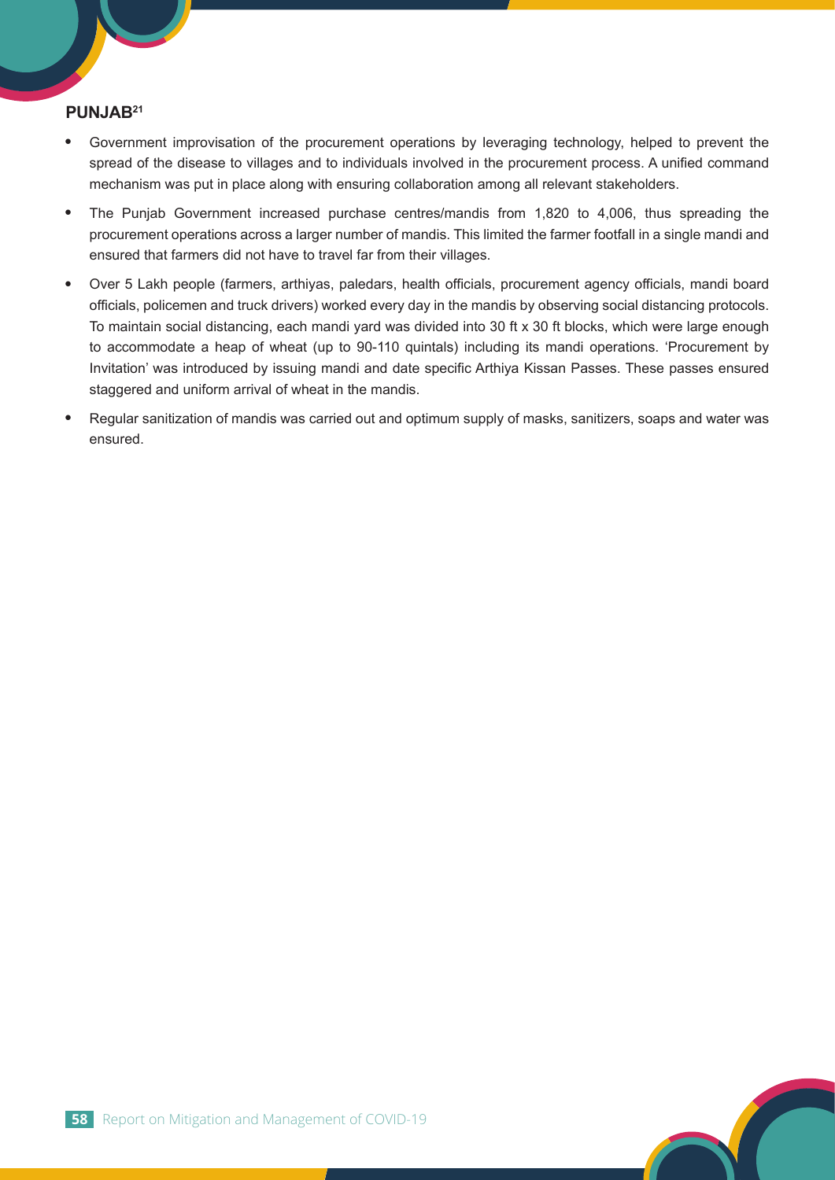## PUNJAB[21]

- Government improvisation of the procurement operations by leveraging technology, helped to prevent the spread of the disease to villages and to individuals involved in the procurement process. A unified command mechanism was put in place along with ensuring collaboration among all relevant stakeholders.
- The Punjab Government increased purchase centres/mandis from 1,820 to 4,006, thus spreading the procurement operations across a larger number of mandis. This limited the farmer footfall in a single mandi and ensured that farmers did not have to travel far from their villages.
- Over 5 Lakh people (farmers, arthiyas, paledars, health officials, procurement agency officials, mandi board officials, policemen and truck drivers) worked every day in the mandis by observing social distancing protocols. To maintain social distancing, each mandi yard was divided into 30 ft x 30 ft blocks, which were large enough to accommodate a heap of wheat (up to 90-110 quintals) including its mandi operations. 'Procurement by Invitation' was introduced by issuing mandi and date specific Arthiya Kissan Passes. These passes ensured staggered and uniform arrival of wheat in the mandis.
- Regular sanitization of mandis was carried out and optimum supply of masks, sanitizers, soaps and water was ensured.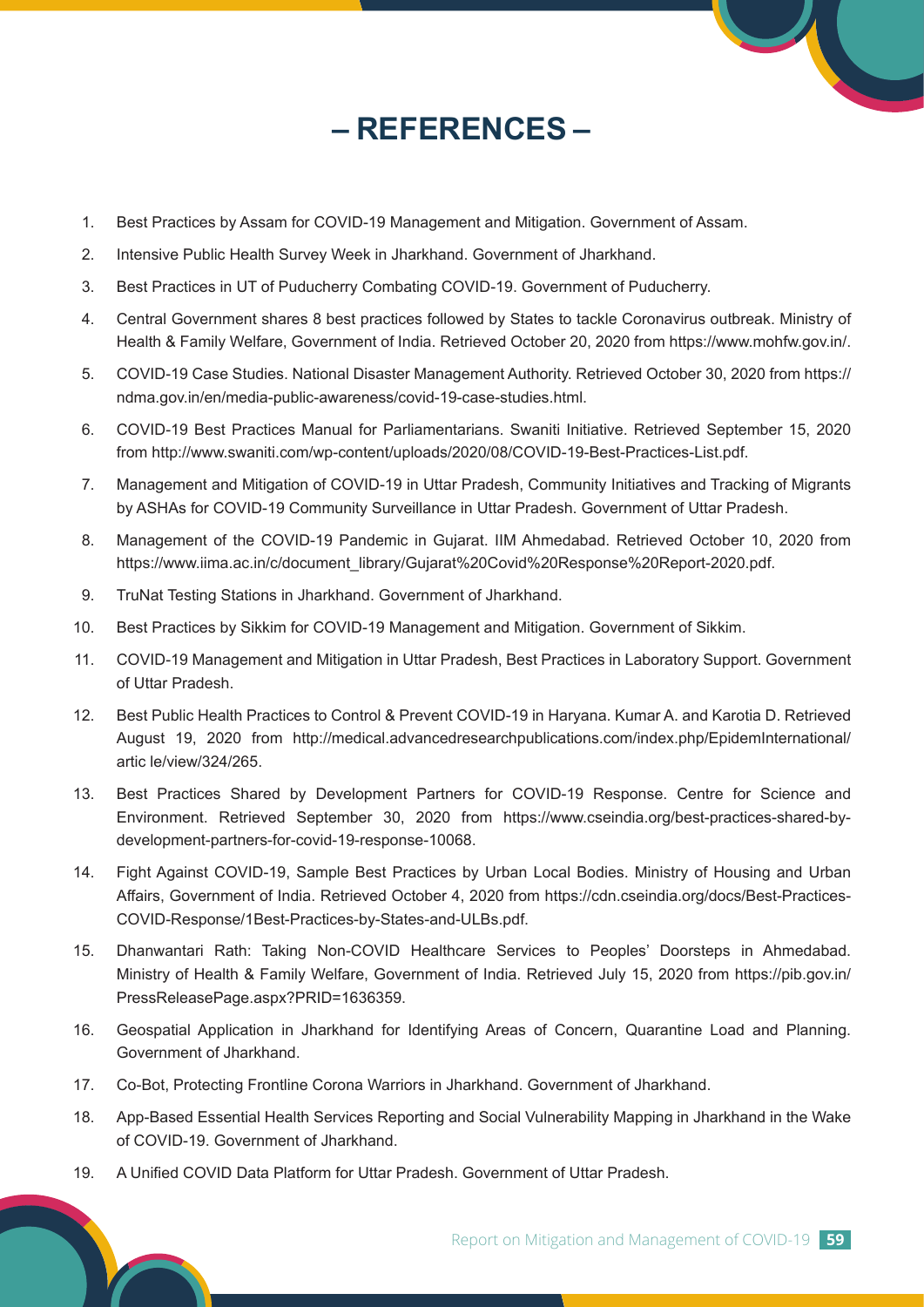# – REFERENCES –

1. Best Practices by Assam for COVID-19 Management and Mitigation. Government of Assam.
2. Intensive Public Health Survey Week in Jharkhand. Government of Jharkhand.
3. Best Practices in UT of Puducherry Combating COVID-19. Government of Puducherry.
4. Central Government shares 8 best practices followed by States to tackle Coronavirus outbreak. Ministry of Health & Family Welfare, Government of India. Retrieved October 20, 2020 from https://www.mohfw.gov.in/.
5. COVID-19 Case Studies. National Disaster Management Authority. Retrieved October 30, 2020 from https://ndma.gov.in/en/media-public-awareness/covid-19-case-studies.html.
6. COVID-19 Best Practices Manual for Parliamentarians. Swaniti Initiative. Retrieved September 15, 2020 from http://www.swaniti.com/wp-content/uploads/2020/08/COVID-19-Best-Practices-List.pdf.
7. Management and Mitigation of COVID-19 in Uttar Pradesh, Community Initiatives and Tracking of Migrants by ASHAs for COVID-19 Community Surveillance in Uttar Pradesh. Government of Uttar Pradesh.
8. Management of the COVID-19 Pandemic in Gujarat. IIM Ahmedabad. Retrieved October 10, 2020 from https://www.iima.ac.in/c/document_library/Gujarat%20Covid%20Response%20Report-2020.pdf.
9. TruNat Testing Stations in Jharkhand. Government of Jharkhand.
10. Best Practices by Sikkim for COVID-19 Management and Mitigation. Government of Sikkim.
11. COVID-19 Management and Mitigation in Uttar Pradesh, Best Practices in Laboratory Support. Government of Uttar Pradesh.
12. Best Public Health Practices to Control & Prevent COVID-19 in Haryana. Kumar A. and Karotia D. Retrieved August 19, 2020 from http://medical.advancedresearchpublications.com/index.php/EpidemInternational/artic le/view/324/265.
13. Best Practices Shared by Development Partners for COVID-19 Response. Centre for Science and Environment. Retrieved September 30, 2020 from https://www.cseindia.org/best-practices-shared-by-development-partners-for-covid-19-response-10068.
14. Fight Against COVID-19, Sample Best Practices by Urban Local Bodies. Ministry of Housing and Urban Affairs, Government of India. Retrieved October 4, 2020 from https://cdn.cseindia.org/docs/Best-Practices-COVID-Response/1Best-Practices-by-States-and-ULBs.pdf.
15. Dhanwantari Rath: Taking Non-COVID Healthcare Services to Peoples' Doorsteps in Ahmedabad. Ministry of Health & Family Welfare, Government of India. Retrieved July 15, 2020 from https://pib.gov.in/PressReleasePage.aspx?PRID=1636359.
16. Geospatial Application in Jharkhand for Identifying Areas of Concern, Quarantine Load and Planning. Government of Jharkhand.
17. Co-Bot, Protecting Frontline Corona Warriors in Jharkhand. Government of Jharkhand.
18. App-Based Essential Health Services Reporting and Social Vulnerability Mapping in Jharkhand in the Wake of COVID-19. Government of Jharkhand.
19. A Unified COVID Data Platform for Uttar Pradesh. Government of Uttar Pradesh.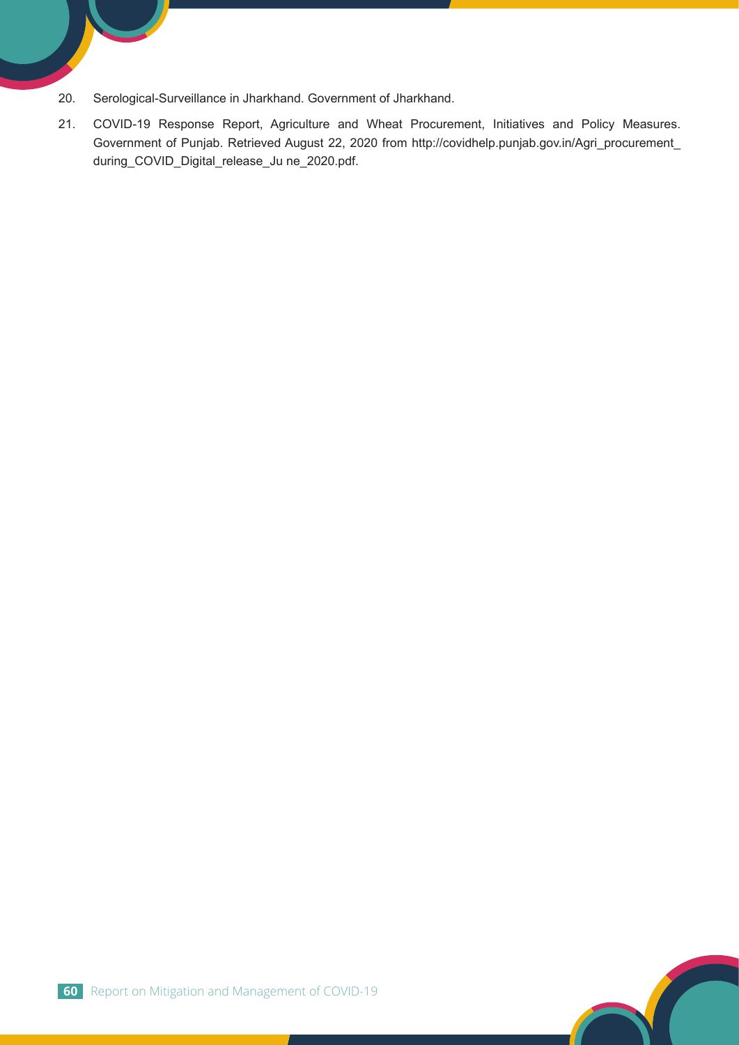20. Serological-Surveillance in Jharkhand. Government of Jharkhand.

21. COVID-19 Response Report, Agriculture and Wheat Procurement, Initiatives and Policy Measures. Government of Punjab. Retrieved August 22, 2020 from http://covidhelp.punjab.gov.in/Agri_procurement_during_COVID_Digital_release_Ju ne_2020.pdf.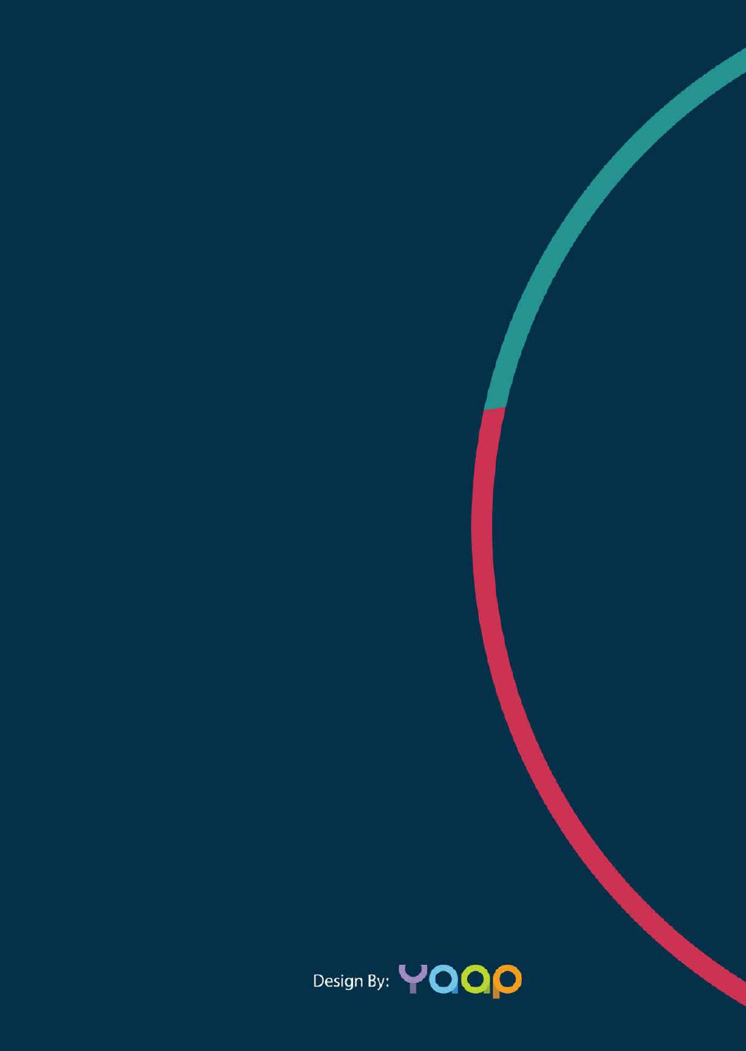Design By: yaap